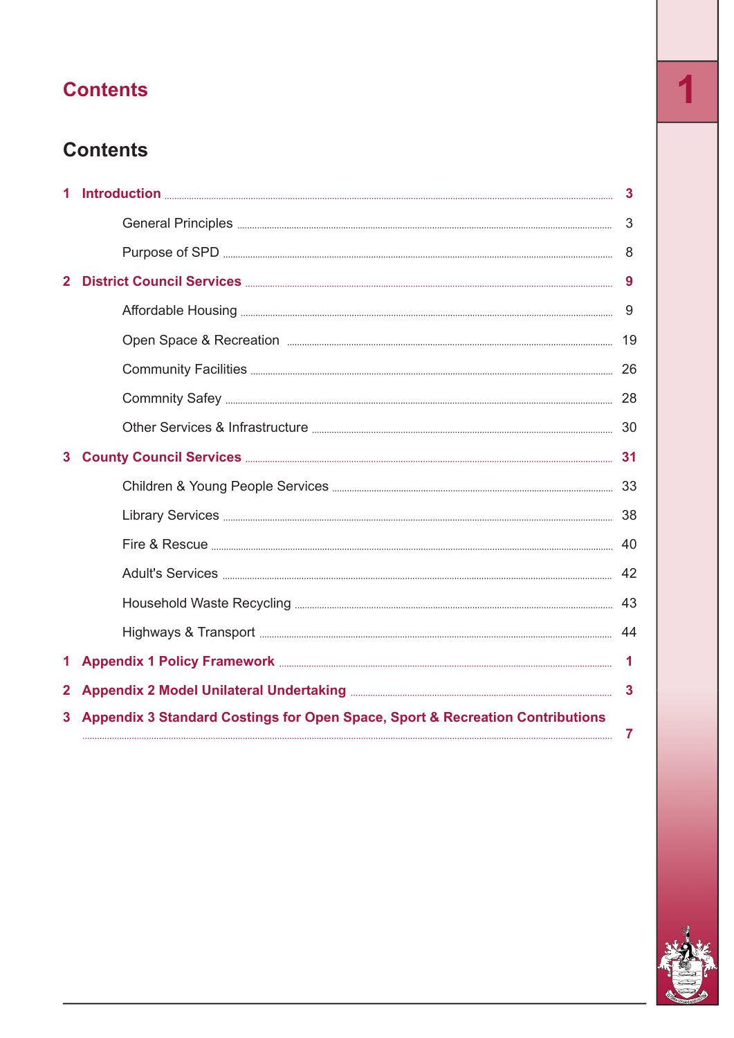# Contents

## Contents

| | | |
|---|---|---|
| **1** | **Introduction** | **3** |
| | General Principles | 3 |
| | Purpose of SPD | 8 |
| **2** | **District Council Services** | **9** |
| | Affordable Housing | 9 |
| | Open Space & Recreation | 19 |
| | Community Facilities | 26 |
| | Commnity Safey | 28 |
| | Other Services & Infrastructure | 30 |
| **3** | **County Council Services** | **31** |
| | Children & Young People Services | 33 |
| | Library Services | 38 |
| | Fire & Rescue | 40 |
| | Adult's Services | 42 |
| | Household Waste Recycling | 43 |
| | Highways & Transport | 44 |
| **1** | **Appendix 1 Policy Framework** | **1** |
| **2** | **Appendix 2 Model Unilateral Undertaking** | **3** |
| **3** | **Appendix 3 Standard Costings for Open Space, Sport & Recreation Contributions** | **7** |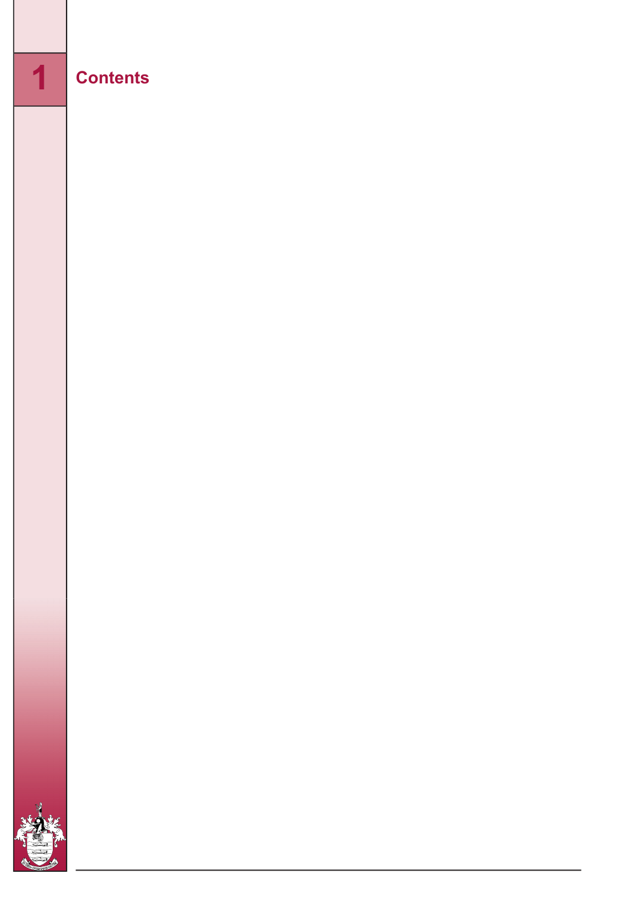# 1 Contents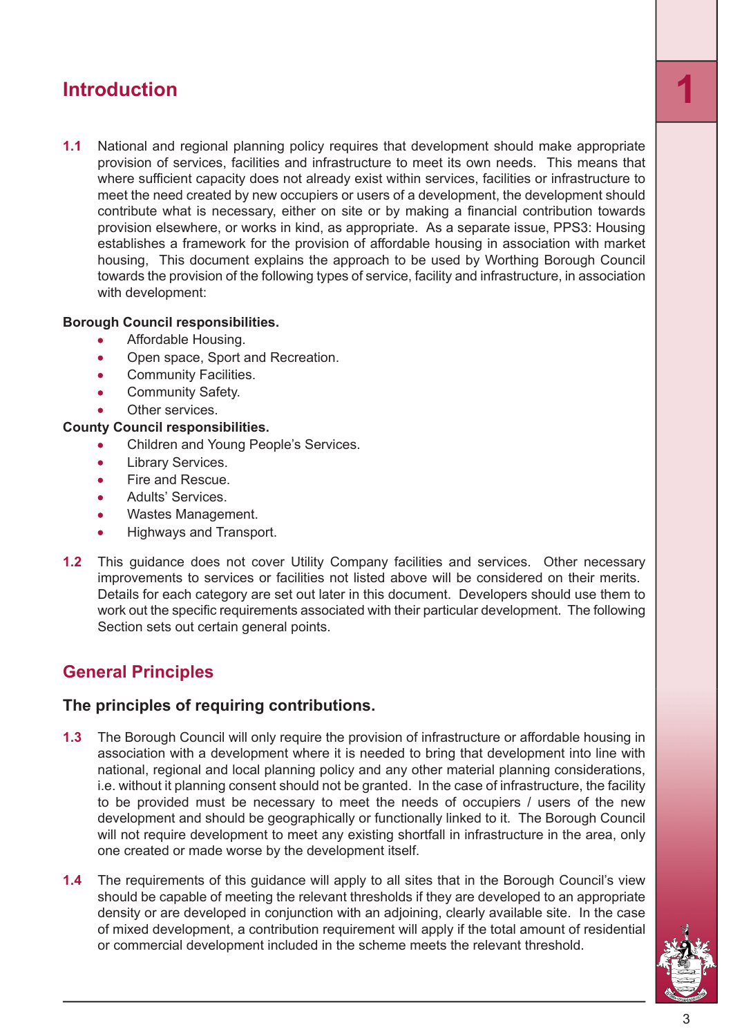# Introduction

**1.1** National and regional planning policy requires that development should make appropriate provision of services, facilities and infrastructure to meet its own needs. This means that where sufficient capacity does not already exist within services, facilities or infrastructure to meet the need created by new occupiers or users of a development, the development should contribute what is necessary, either on site or by making a financial contribution towards provision elsewhere, or works in kind, as appropriate. As a separate issue, PPS3: Housing establishes a framework for the provision of affordable housing in association with market housing, This document explains the approach to be used by Worthing Borough Council towards the provision of the following types of service, facility and infrastructure, in association with development:

**Borough Council responsibilities.**

- Affordable Housing.
- Open space, Sport and Recreation.
- Community Facilities.
- Community Safety.
- Other services.

**County Council responsibilities.**

- Children and Young People's Services.
- Library Services.
- Fire and Rescue.
- Adults' Services.
- Wastes Management.
- Highways and Transport.

**1.2** This guidance does not cover Utility Company facilities and services. Other necessary improvements to services or facilities not listed above will be considered on their merits. Details for each category are set out later in this document. Developers should use them to work out the specific requirements associated with their particular development. The following Section sets out certain general points.

# General Principles

## The principles of requiring contributions.

**1.3** The Borough Council will only require the provision of infrastructure or affordable housing in association with a development where it is needed to bring that development into line with national, regional and local planning policy and any other material planning considerations, i.e. without it planning consent should not be granted. In the case of infrastructure, the facility to be provided must be necessary to meet the needs of occupiers / users of the new development and should be geographically or functionally linked to it. The Borough Council will not require development to meet any existing shortfall in infrastructure in the area, only one created or made worse by the development itself.

**1.4** The requirements of this guidance will apply to all sites that in the Borough Council's view should be capable of meeting the relevant thresholds if they are developed to an appropriate density or are developed in conjunction with an adjoining, clearly available site. In the case of mixed development, a contribution requirement will apply if the total amount of residential or commercial development included in the scheme meets the relevant threshold.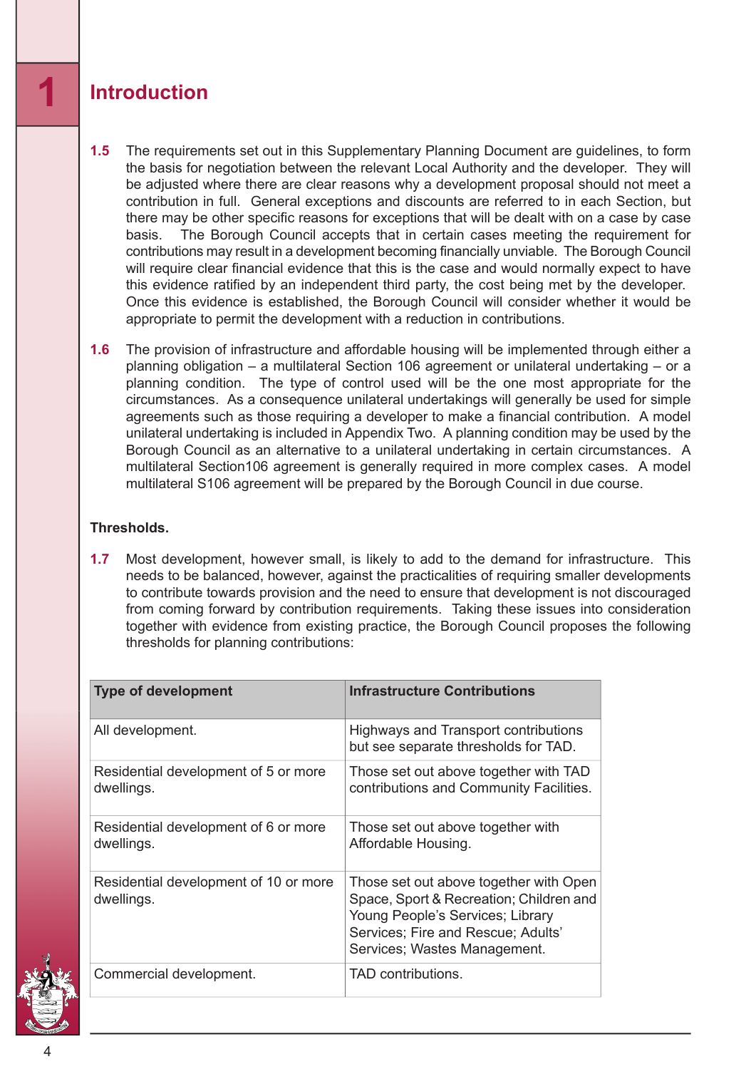# 1 Introduction

**1.5** The requirements set out in this Supplementary Planning Document are guidelines, to form the basis for negotiation between the relevant Local Authority and the developer. They will be adjusted where there are clear reasons why a development proposal should not meet a contribution in full. General exceptions and discounts are referred to in each Section, but there may be other specific reasons for exceptions that will be dealt with on a case by case basis. The Borough Council accepts that in certain cases meeting the requirement for contributions may result in a development becoming financially unviable. The Borough Council will require clear financial evidence that this is the case and would normally expect to have this evidence ratified by an independent third party, the cost being met by the developer. Once this evidence is established, the Borough Council will consider whether it would be appropriate to permit the development with a reduction in contributions.

**1.6** The provision of infrastructure and affordable housing will be implemented through either a planning obligation – a multilateral Section 106 agreement or unilateral undertaking – or a planning condition. The type of control used will be the one most appropriate for the circumstances. As a consequence unilateral undertakings will generally be used for simple agreements such as those requiring a developer to make a financial contribution. A model unilateral undertaking is included in Appendix Two. A planning condition may be used by the Borough Council as an alternative to a unilateral undertaking in certain circumstances. A multilateral Section106 agreement is generally required in more complex cases. A model multilateral S106 agreement will be prepared by the Borough Council in due course.

**Thresholds.**

**1.7** Most development, however small, is likely to add to the demand for infrastructure. This needs to be balanced, however, against the practicalities of requiring smaller developments to contribute towards provision and the need to ensure that development is not discouraged from coming forward by contribution requirements. Taking these issues into consideration together with evidence from existing practice, the Borough Council proposes the following thresholds for planning contributions:

| Type of development | Infrastructure Contributions |
|---|---|
| All development. | Highways and Transport contributions but see separate thresholds for TAD. |
| Residential development of 5 or more dwellings. | Those set out above together with TAD contributions and Community Facilities. |
| Residential development of 6 or more dwellings. | Those set out above together with Affordable Housing. |
| Residential development of 10 or more dwellings. | Those set out above together with Open Space, Sport & Recreation; Children and Young People's Services; Library Services; Fire and Rescue; Adults' Services; Wastes Management. |
| Commercial development. | TAD contributions. |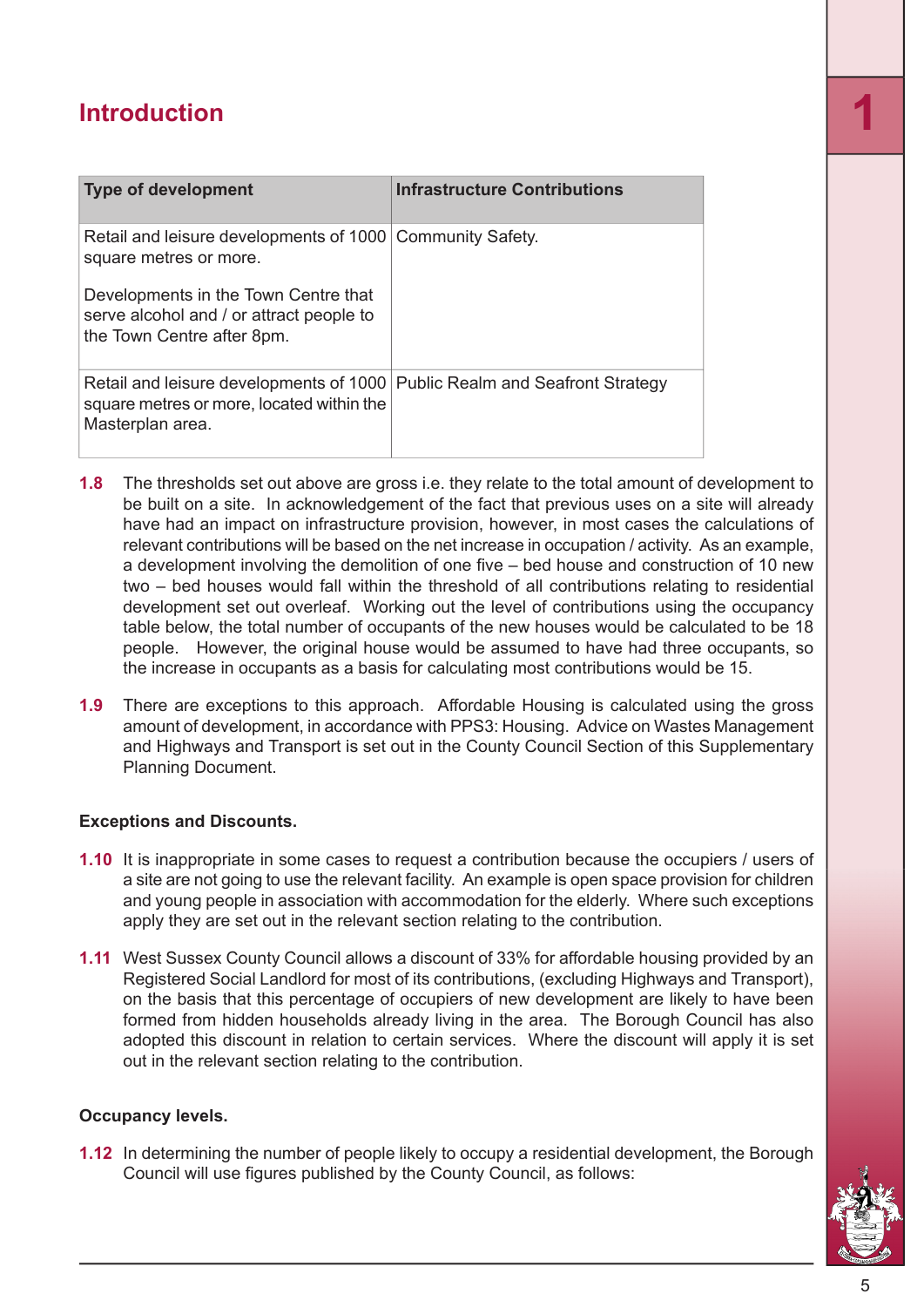## Introduction

| Type of development | Infrastructure Contributions |
| --- | --- |
| Retail and leisure developments of 1000 square metres or more.<br><br>Developments in the Town Centre that serve alcohol and / or attract people to the Town Centre after 8pm. | Community Safety. |
| Retail and leisure developments of 1000 square metres or more, located within the Masterplan area. | Public Realm and Seafront Strategy |

**1.8** The thresholds set out above are gross i.e. they relate to the total amount of development to be built on a site. In acknowledgement of the fact that previous uses on a site will already have had an impact on infrastructure provision, however, in most cases the calculations of relevant contributions will be based on the net increase in occupation / activity. As an example, a development involving the demolition of one five – bed house and construction of 10 new two – bed houses would fall within the threshold of all contributions relating to residential development set out overleaf. Working out the level of contributions using the occupancy table below, the total number of occupants of the new houses would be calculated to be 18 people. However, the original house would be assumed to have had three occupants, so the increase in occupants as a basis for calculating most contributions would be 15.

**1.9** There are exceptions to this approach. Affordable Housing is calculated using the gross amount of development, in accordance with PPS3: Housing. Advice on Wastes Management and Highways and Transport is set out in the County Council Section of this Supplementary Planning Document.

**Exceptions and Discounts.**

**1.10** It is inappropriate in some cases to request a contribution because the occupiers / users of a site are not going to use the relevant facility. An example is open space provision for children and young people in association with accommodation for the elderly. Where such exceptions apply they are set out in the relevant section relating to the contribution.

**1.11** West Sussex County Council allows a discount of 33% for affordable housing provided by an Registered Social Landlord for most of its contributions, (excluding Highways and Transport), on the basis that this percentage of occupiers of new development are likely to have been formed from hidden households already living in the area. The Borough Council has also adopted this discount in relation to certain services. Where the discount will apply it is set out in the relevant section relating to the contribution.

**Occupancy levels.**

**1.12** In determining the number of people likely to occupy a residential development, the Borough Council will use figures published by the County Council, as follows: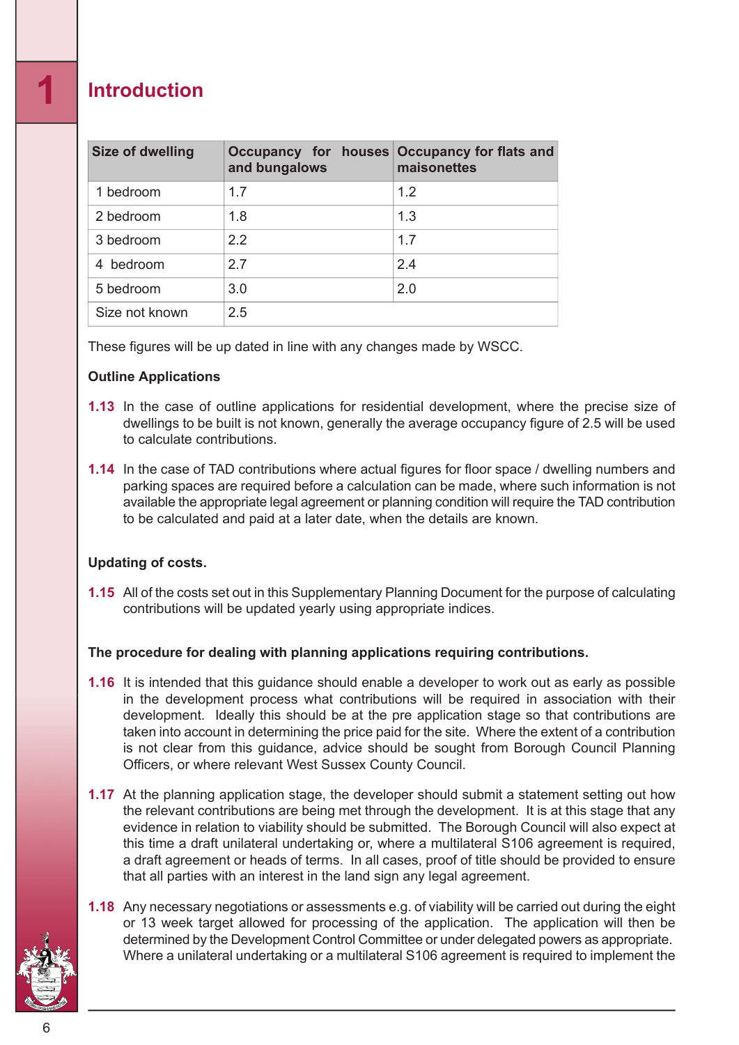# Introduction

| Size of dwelling | Occupancy for houses and bungalows | Occupancy for flats and maisonettes |
|---|---|---|
| 1 bedroom | 1.7 | 1.2 |
| 2 bedroom | 1.8 | 1.3 |
| 3 bedroom | 2.2 | 1.7 |
| 4 bedroom | 2.7 | 2.4 |
| 5 bedroom | 3.0 | 2.0 |
| Size not known | 2.5 | |

These figures will be up dated in line with any changes made by WSCC.

**Outline Applications**

**1.13** In the case of outline applications for residential development, where the precise size of dwellings to be built is not known, generally the average occupancy figure of 2.5 will be used to calculate contributions.

**1.14** In the case of TAD contributions where actual figures for floor space / dwelling numbers and parking spaces are required before a calculation can be made, where such information is not available the appropriate legal agreement or planning condition will require the TAD contribution to be calculated and paid at a later date, when the details are known.

**Updating of costs.**

**1.15** All of the costs set out in this Supplementary Planning Document for the purpose of calculating contributions will be updated yearly using appropriate indices.

**The procedure for dealing with planning applications requiring contributions.**

**1.16** It is intended that this guidance should enable a developer to work out as early as possible in the development process what contributions will be required in association with their development. Ideally this should be at the pre application stage so that contributions are taken into account in determining the price paid for the site. Where the extent of a contribution is not clear from this guidance, advice should be sought from Borough Council Planning Officers, or where relevant West Sussex County Council.

**1.17** At the planning application stage, the developer should submit a statement setting out how the relevant contributions are being met through the development. It is at this stage that any evidence in relation to viability should be submitted. The Borough Council will also expect at this time a draft unilateral undertaking or, where a multilateral S106 agreement is required, a draft agreement or heads of terms. In all cases, proof of title should be provided to ensure that all parties with an interest in the land sign any legal agreement.

**1.18** Any necessary negotiations or assessments e.g. of viability will be carried out during the eight or 13 week target allowed for processing of the application. The application will then be determined by the Development Control Committee or under delegated powers as appropriate. Where a unilateral undertaking or a multilateral S106 agreement is required to implement the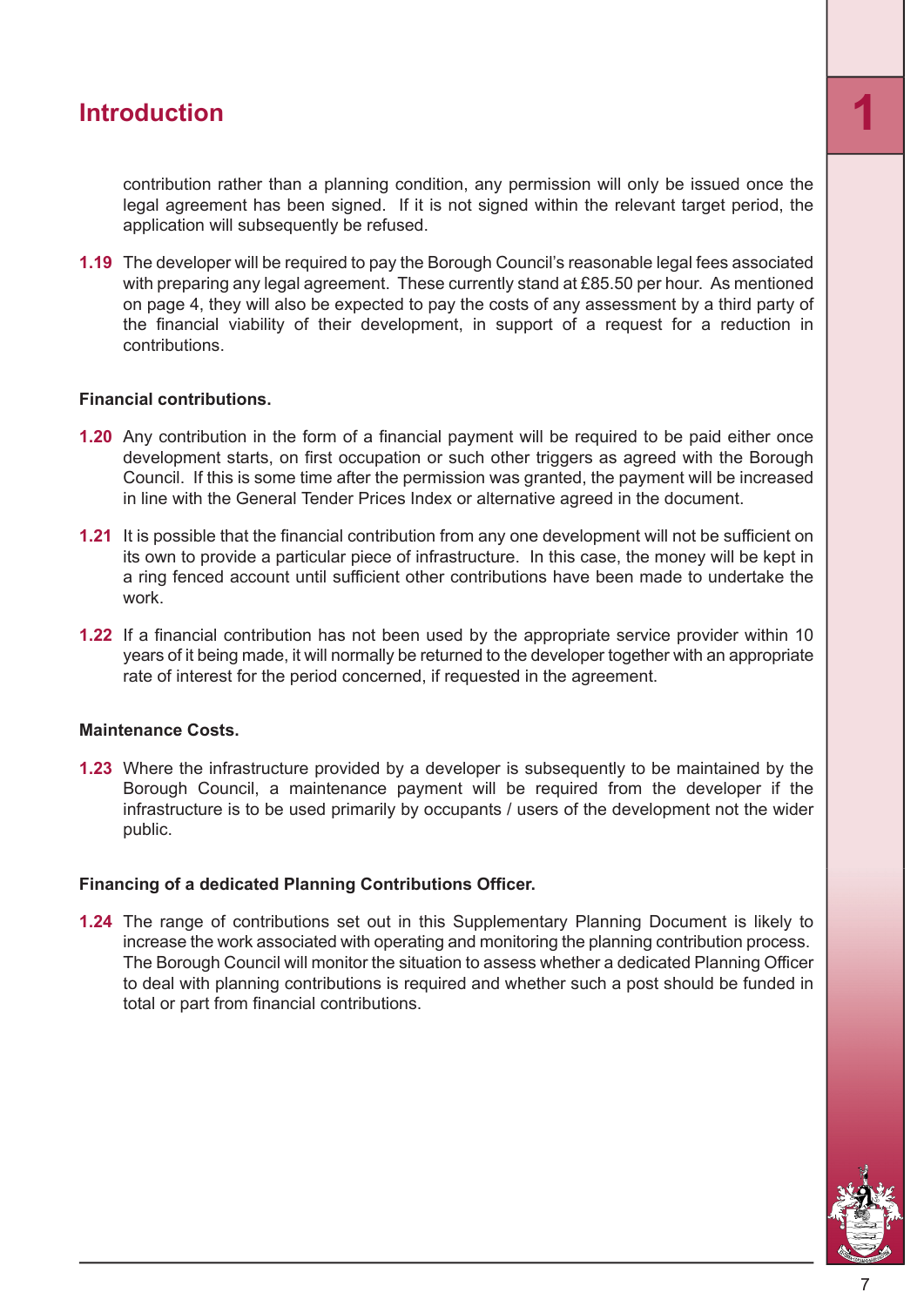## Introduction

contribution rather than a planning condition, any permission will only be issued once the legal agreement has been signed. If it is not signed within the relevant target period, the application will subsequently be refused.

**1.19** The developer will be required to pay the Borough Council's reasonable legal fees associated with preparing any legal agreement. These currently stand at £85.50 per hour. As mentioned on page 4, they will also be expected to pay the costs of any assessment by a third party of the financial viability of their development, in support of a request for a reduction in contributions.

**Financial contributions.**

**1.20** Any contribution in the form of a financial payment will be required to be paid either once development starts, on first occupation or such other triggers as agreed with the Borough Council. If this is some time after the permission was granted, the payment will be increased in line with the General Tender Prices Index or alternative agreed in the document.

**1.21** It is possible that the financial contribution from any one development will not be sufficient on its own to provide a particular piece of infrastructure. In this case, the money will be kept in a ring fenced account until sufficient other contributions have been made to undertake the work.

**1.22** If a financial contribution has not been used by the appropriate service provider within 10 years of it being made, it will normally be returned to the developer together with an appropriate rate of interest for the period concerned, if requested in the agreement.

**Maintenance Costs.**

**1.23** Where the infrastructure provided by a developer is subsequently to be maintained by the Borough Council, a maintenance payment will be required from the developer if the infrastructure is to be used primarily by occupants / users of the development not the wider public.

**Financing of a dedicated Planning Contributions Officer.**

**1.24** The range of contributions set out in this Supplementary Planning Document is likely to increase the work associated with operating and monitoring the planning contribution process. The Borough Council will monitor the situation to assess whether a dedicated Planning Officer to deal with planning contributions is required and whether such a post should be funded in total or part from financial contributions.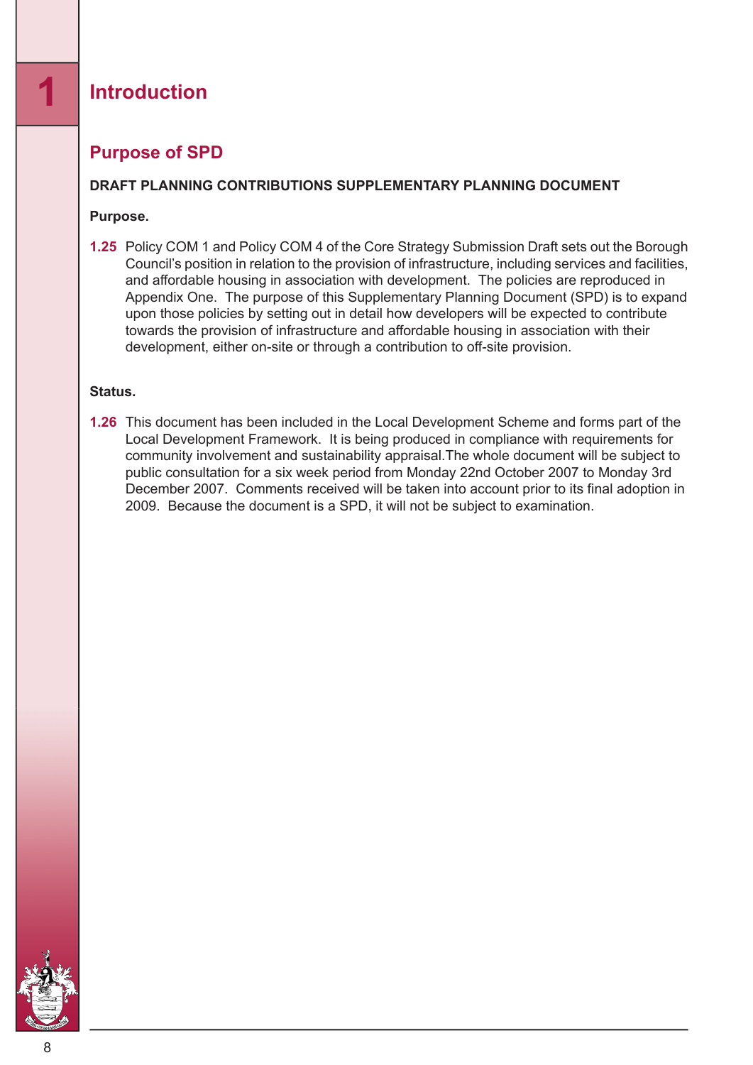# 1 Introduction

## Purpose of SPD

**DRAFT PLANNING CONTRIBUTIONS SUPPLEMENTARY PLANNING DOCUMENT**

**Purpose.**

**1.25** Policy COM 1 and Policy COM 4 of the Core Strategy Submission Draft sets out the Borough Council's position in relation to the provision of infrastructure, including services and facilities, and affordable housing in association with development. The policies are reproduced in Appendix One. The purpose of this Supplementary Planning Document (SPD) is to expand upon those policies by setting out in detail how developers will be expected to contribute towards the provision of infrastructure and affordable housing in association with their development, either on-site or through a contribution to off-site provision.

**Status.**

**1.26** This document has been included in the Local Development Scheme and forms part of the Local Development Framework. It is being produced in compliance with requirements for community involvement and sustainability appraisal.The whole document will be subject to public consultation for a six week period from Monday 22nd October 2007 to Monday 3rd December 2007. Comments received will be taken into account prior to its final adoption in 2009. Because the document is a SPD, it will not be subject to examination.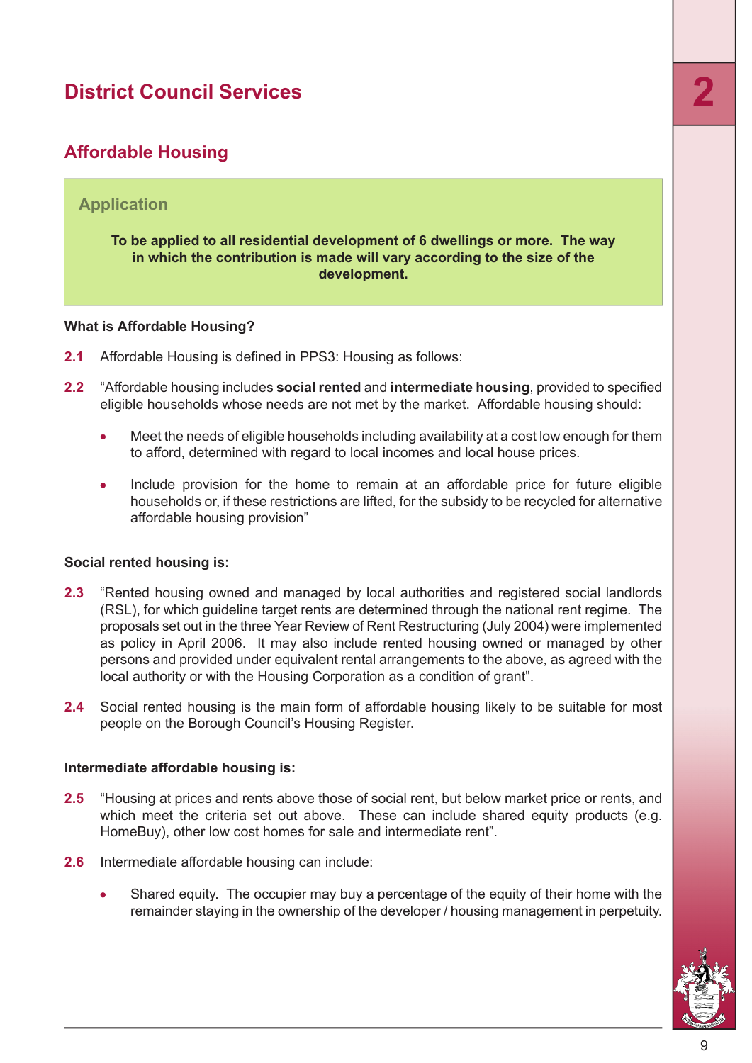# District Council Services

## Affordable Housing

### Application

**To be applied to all residential development of 6 dwellings or more. The way in which the contribution is made will vary according to the size of the development.**

**What is Affordable Housing?**

**2.1** Affordable Housing is defined in PPS3: Housing as follows:

**2.2** “Affordable housing includes **social rented** and **intermediate housing**, provided to specified eligible households whose needs are not met by the market. Affordable housing should:

- Meet the needs of eligible households including availability at a cost low enough for them to afford, determined with regard to local incomes and local house prices.
- Include provision for the home to remain at an affordable price for future eligible households or, if these restrictions are lifted, for the subsidy to be recycled for alternative affordable housing provision”

**Social rented housing is:**

**2.3** “Rented housing owned and managed by local authorities and registered social landlords (RSL), for which guideline target rents are determined through the national rent regime. The proposals set out in the three Year Review of Rent Restructuring (July 2004) were implemented as policy in April 2006. It may also include rented housing owned or managed by other persons and provided under equivalent rental arrangements to the above, as agreed with the local authority or with the Housing Corporation as a condition of grant”.

**2.4** Social rented housing is the main form of affordable housing likely to be suitable for most people on the Borough Council’s Housing Register.

**Intermediate affordable housing is:**

**2.5** “Housing at prices and rents above those of social rent, but below market price or rents, and which meet the criteria set out above. These can include shared equity products (e.g. HomeBuy), other low cost homes for sale and intermediate rent”.

**2.6** Intermediate affordable housing can include:

- Shared equity. The occupier may buy a percentage of the equity of their home with the remainder staying in the ownership of the developer / housing management in perpetuity.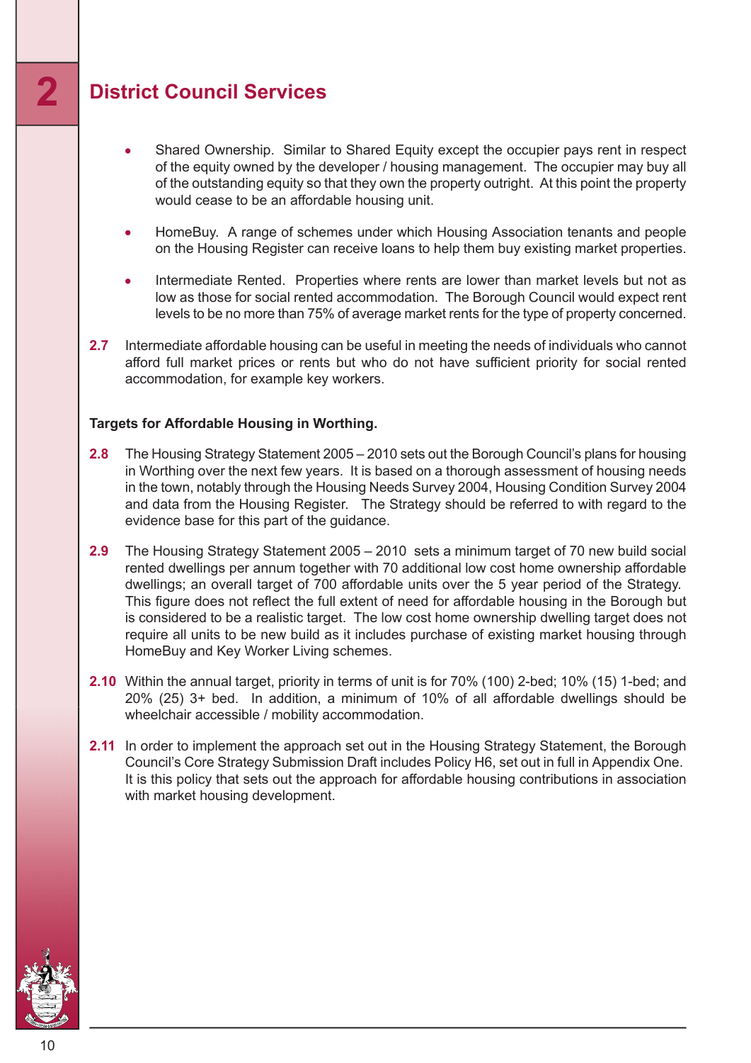## 2 District Council Services

- Shared Ownership. Similar to Shared Equity except the occupier pays rent in respect of the equity owned by the developer / housing management. The occupier may buy all of the outstanding equity so that they own the property outright. At this point the property would cease to be an affordable housing unit.

- HomeBuy. A range of schemes under which Housing Association tenants and people on the Housing Register can receive loans to help them buy existing market properties.

- Intermediate Rented. Properties where rents are lower than market levels but not as low as those for social rented accommodation. The Borough Council would expect rent levels to be no more than 75% of average market rents for the type of property concerned.

**2.7** Intermediate affordable housing can be useful in meeting the needs of individuals who cannot afford full market prices or rents but who do not have sufficient priority for social rented accommodation, for example key workers.

**Targets for Affordable Housing in Worthing.**

**2.8** The Housing Strategy Statement 2005 – 2010 sets out the Borough Council's plans for housing in Worthing over the next few years. It is based on a thorough assessment of housing needs in the town, notably through the Housing Needs Survey 2004, Housing Condition Survey 2004 and data from the Housing Register. The Strategy should be referred to with regard to the evidence base for this part of the guidance.

**2.9** The Housing Strategy Statement 2005 – 2010 sets a minimum target of 70 new build social rented dwellings per annum together with 70 additional low cost home ownership affordable dwellings; an overall target of 700 affordable units over the 5 year period of the Strategy. This figure does not reflect the full extent of need for affordable housing in the Borough but is considered to be a realistic target. The low cost home ownership dwelling target does not require all units to be new build as it includes purchase of existing market housing through HomeBuy and Key Worker Living schemes.

**2.10** Within the annual target, priority in terms of unit is for 70% (100) 2-bed; 10% (15) 1-bed; and 20% (25) 3+ bed. In addition, a minimum of 10% of all affordable dwellings should be wheelchair accessible / mobility accommodation.

**2.11** In order to implement the approach set out in the Housing Strategy Statement, the Borough Council's Core Strategy Submission Draft includes Policy H6, set out in full in Appendix One. It is this policy that sets out the approach for affordable housing contributions in association with market housing development.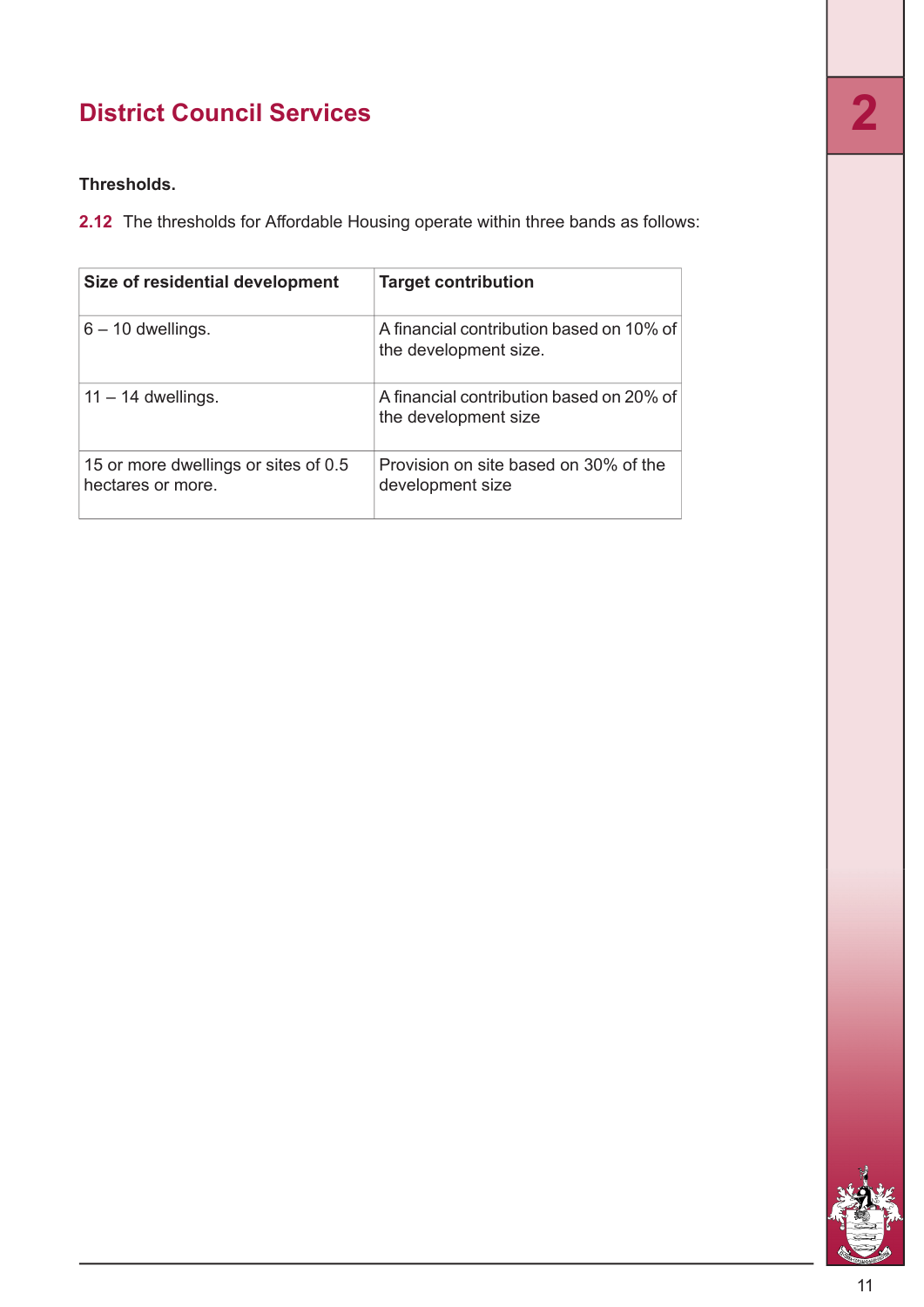## District Council Services

**Thresholds.**

**2.12** The thresholds for Affordable Housing operate within three bands as follows:

| Size of residential development | Target contribution |
|---|---|
| 6 – 10 dwellings. | A financial contribution based on 10% of the development size. |
| 11 – 14 dwellings. | A financial contribution based on 20% of the development size |
| 15 or more dwellings or sites of 0.5 hectares or more. | Provision on site based on 30% of the development size |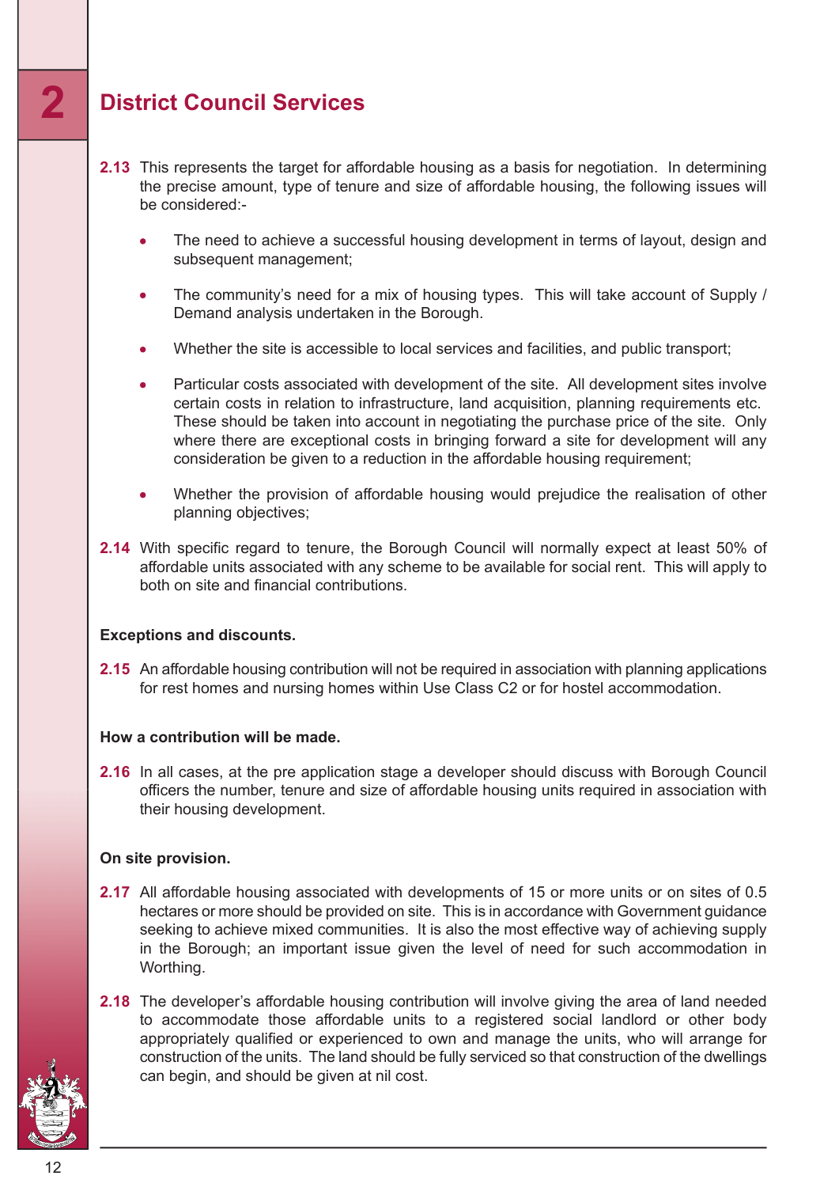## 2 District Council Services

**2.13** This represents the target for affordable housing as a basis for negotiation. In determining the precise amount, type of tenure and size of affordable housing, the following issues will be considered:-

- The need to achieve a successful housing development in terms of layout, design and subsequent management;
- The community's need for a mix of housing types. This will take account of Supply / Demand analysis undertaken in the Borough.
- Whether the site is accessible to local services and facilities, and public transport;
- Particular costs associated with development of the site. All development sites involve certain costs in relation to infrastructure, land acquisition, planning requirements etc. These should be taken into account in negotiating the purchase price of the site. Only where there are exceptional costs in bringing forward a site for development will any consideration be given to a reduction in the affordable housing requirement;
- Whether the provision of affordable housing would prejudice the realisation of other planning objectives;

**2.14** With specific regard to tenure, the Borough Council will normally expect at least 50% of affordable units associated with any scheme to be available for social rent. This will apply to both on site and financial contributions.

**Exceptions and discounts.**

**2.15** An affordable housing contribution will not be required in association with planning applications for rest homes and nursing homes within Use Class C2 or for hostel accommodation.

**How a contribution will be made.**

**2.16** In all cases, at the pre application stage a developer should discuss with Borough Council officers the number, tenure and size of affordable housing units required in association with their housing development.

**On site provision.**

**2.17** All affordable housing associated with developments of 15 or more units or on sites of 0.5 hectares or more should be provided on site. This is in accordance with Government guidance seeking to achieve mixed communities. It is also the most effective way of achieving supply in the Borough; an important issue given the level of need for such accommodation in Worthing.

**2.18** The developer's affordable housing contribution will involve giving the area of land needed to accommodate those affordable units to a registered social landlord or other body appropriately qualified or experienced to own and manage the units, who will arrange for construction of the units. The land should be fully serviced so that construction of the dwellings can begin, and should be given at nil cost.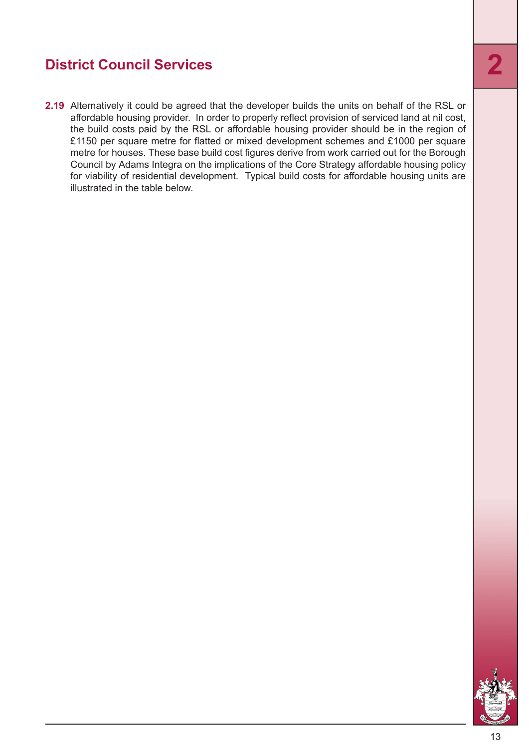## District Council Services

**2.19** Alternatively it could be agreed that the developer builds the units on behalf of the RSL or affordable housing provider. In order to properly reflect provision of serviced land at nil cost, the build costs paid by the RSL or affordable housing provider should be in the region of £1150 per square metre for flatted or mixed development schemes and £1000 per square metre for houses. These base build cost figures derive from work carried out for the Borough Council by Adams Integra on the implications of the Core Strategy affordable housing policy for viability of residential development. Typical build costs for affordable housing units are illustrated in the table below.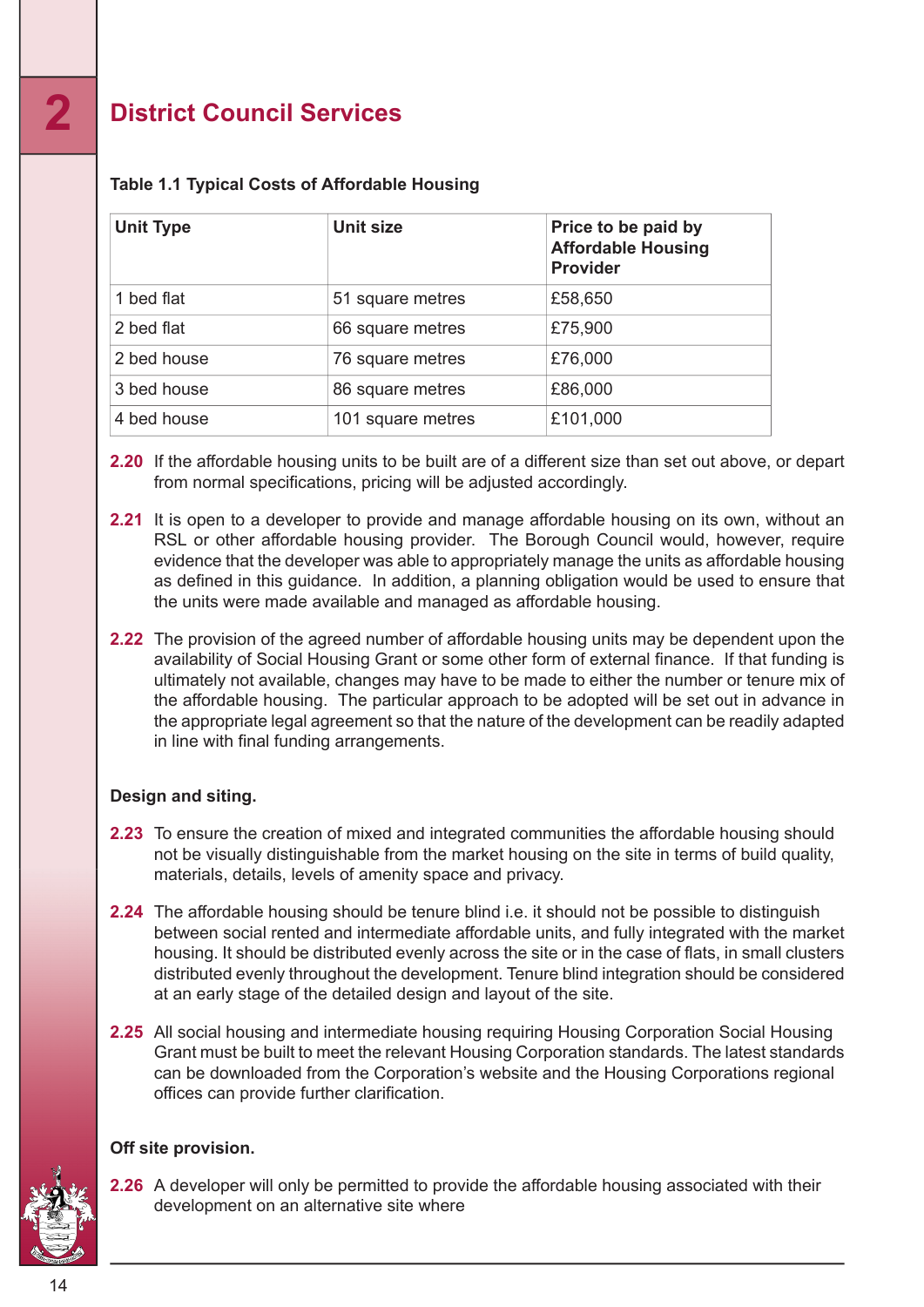## 2 District Council Services

**Table 1.1 Typical Costs of Affordable Housing**

| Unit Type | Unit size | Price to be paid by Affordable Housing Provider |
|---|---|---|
| 1 bed flat | 51 square metres | £58,650 |
| 2 bed flat | 66 square metres | £75,900 |
| 2 bed house | 76 square metres | £76,000 |
| 3 bed house | 86 square metres | £86,000 |
| 4 bed house | 101 square metres | £101,000 |

**2.20** If the affordable housing units to be built are of a different size than set out above, or depart from normal specifications, pricing will be adjusted accordingly.

**2.21** It is open to a developer to provide and manage affordable housing on its own, without an RSL or other affordable housing provider. The Borough Council would, however, require evidence that the developer was able to appropriately manage the units as affordable housing as defined in this guidance. In addition, a planning obligation would be used to ensure that the units were made available and managed as affordable housing.

**2.22** The provision of the agreed number of affordable housing units may be dependent upon the availability of Social Housing Grant or some other form of external finance. If that funding is ultimately not available, changes may have to be made to either the number or tenure mix of the affordable housing. The particular approach to be adopted will be set out in advance in the appropriate legal agreement so that the nature of the development can be readily adapted in line with final funding arrangements.

**Design and siting.**

**2.23** To ensure the creation of mixed and integrated communities the affordable housing should not be visually distinguishable from the market housing on the site in terms of build quality, materials, details, levels of amenity space and privacy.

**2.24** The affordable housing should be tenure blind i.e. it should not be possible to distinguish between social rented and intermediate affordable units, and fully integrated with the market housing. It should be distributed evenly across the site or in the case of flats, in small clusters distributed evenly throughout the development. Tenure blind integration should be considered at an early stage of the detailed design and layout of the site.

**2.25** All social housing and intermediate housing requiring Housing Corporation Social Housing Grant must be built to meet the relevant Housing Corporation standards. The latest standards can be downloaded from the Corporation's website and the Housing Corporations regional offices can provide further clarification.

**Off site provision.**

**2.26** A developer will only be permitted to provide the affordable housing associated with their development on an alternative site where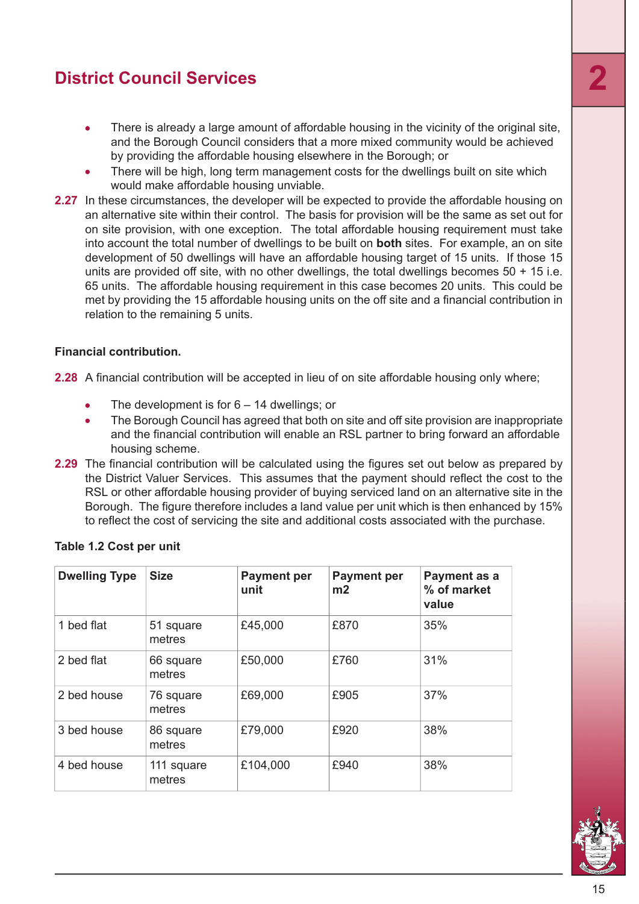## District Council Services

- There is already a large amount of affordable housing in the vicinity of the original site, and the Borough Council considers that a more mixed community would be achieved by providing the affordable housing elsewhere in the Borough; or
- There will be high, long term management costs for the dwellings built on site which would make affordable housing unviable.

**2.27** In these circumstances, the developer will be expected to provide the affordable housing on an alternative site within their control. The basis for provision will be the same as set out for on site provision, with one exception. The total affordable housing requirement must take into account the total number of dwellings to be built on **both** sites. For example, an on site development of 50 dwellings will have an affordable housing target of 15 units. If those 15 units are provided off site, with no other dwellings, the total dwellings becomes 50 + 15 i.e. 65 units. The affordable housing requirement in this case becomes 20 units. This could be met by providing the 15 affordable housing units on the off site and a financial contribution in relation to the remaining 5 units.

**Financial contribution.**

**2.28** A financial contribution will be accepted in lieu of on site affordable housing only where;

- The development is for 6 – 14 dwellings; or
- The Borough Council has agreed that both on site and off site provision are inappropriate and the financial contribution will enable an RSL partner to bring forward an affordable housing scheme.

**2.29** The financial contribution will be calculated using the figures set out below as prepared by the District Valuer Services. This assumes that the payment should reflect the cost to the RSL or other affordable housing provider of buying serviced land on an alternative site in the Borough. The figure therefore includes a land value per unit which is then enhanced by 15% to reflect the cost of servicing the site and additional costs associated with the purchase.

**Table 1.2 Cost per unit**

| Dwelling Type | Size | Payment per unit | Payment per m2 | Payment as a % of market value |
|---|---|---|---|---|
| 1 bed flat | 51 square metres | £45,000 | £870 | 35% |
| 2 bed flat | 66 square metres | £50,000 | £760 | 31% |
| 2 bed house | 76 square metres | £69,000 | £905 | 37% |
| 3 bed house | 86 square metres | £79,000 | £920 | 38% |
| 4 bed house | 111 square metres | £104,000 | £940 | 38% |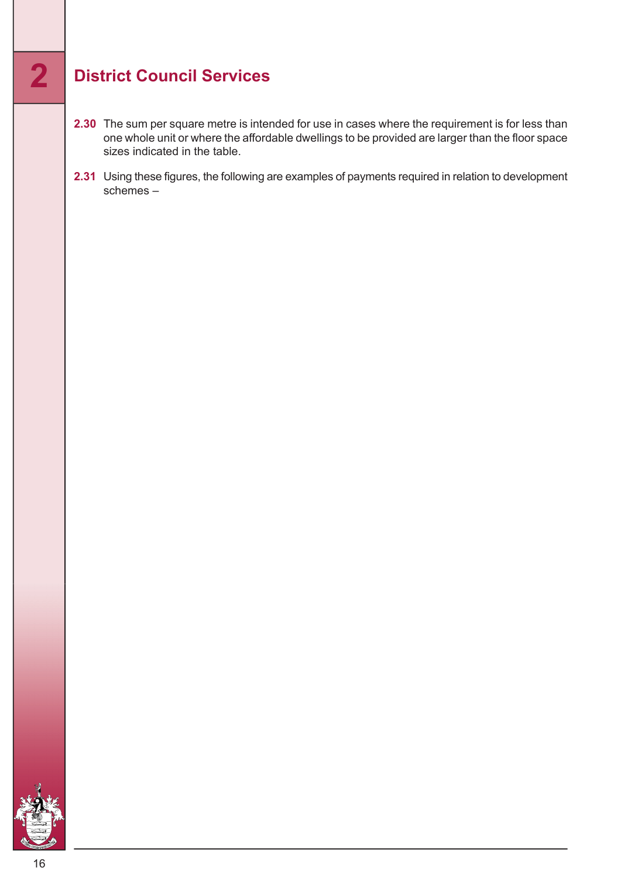## District Council Services

**2.30** The sum per square metre is intended for use in cases where the requirement is for less than one whole unit or where the affordable dwellings to be provided are larger than the floor space sizes indicated in the table.

**2.31** Using these figures, the following are examples of payments required in relation to development schemes –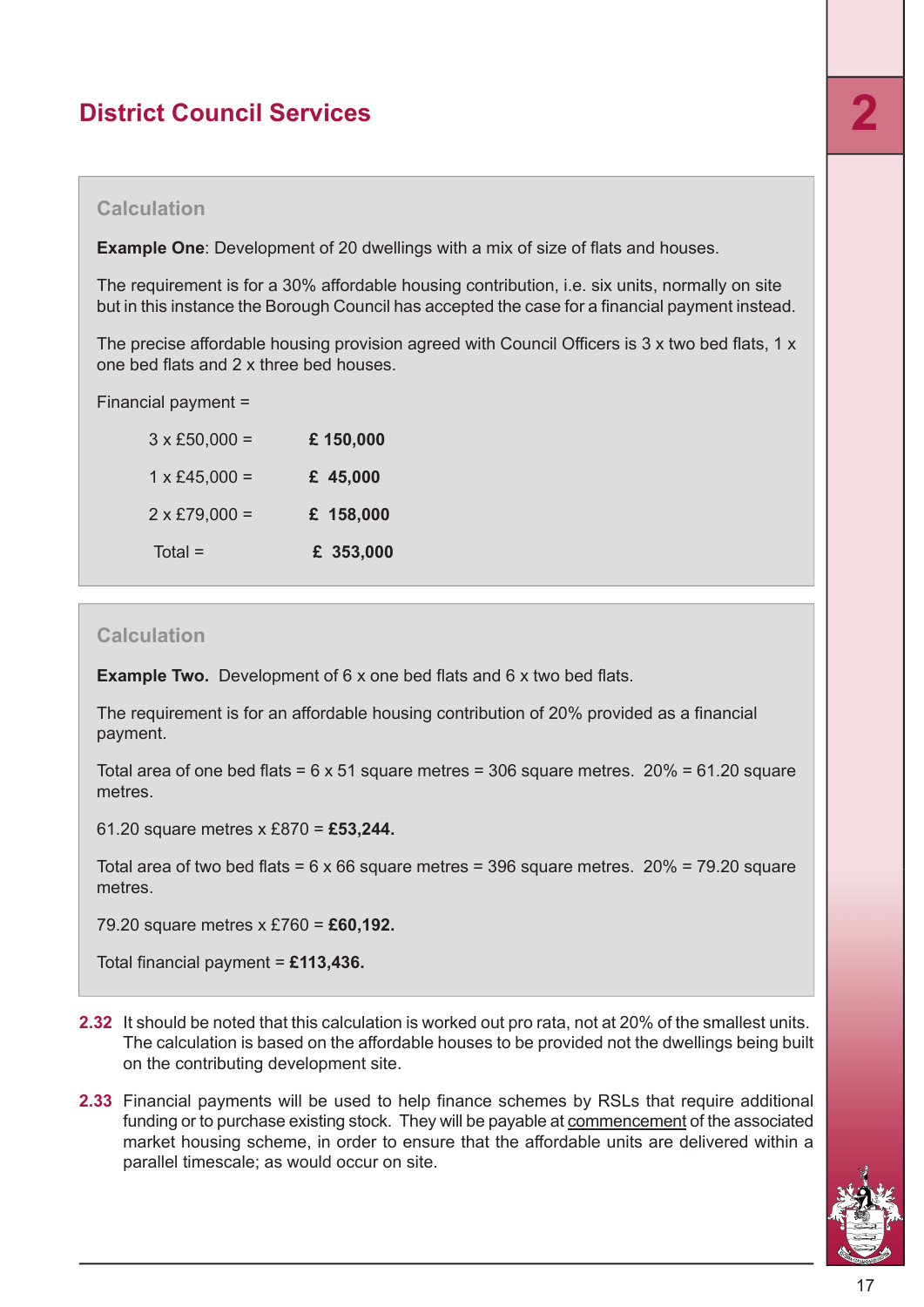## District Council Services

### Calculation

**Example One**: Development of 20 dwellings with a mix of size of flats and houses.

The requirement is for a 30% affordable housing contribution, i.e. six units, normally on site but in this instance the Borough Council has accepted the case for a financial payment instead.

The precise affordable housing provision agreed with Council Officers is 3 x two bed flats, 1 x one bed flats and 2 x three bed houses.

Financial payment =

| | |
|---|---|
| 3 x £50,000 = | **£ 150,000** |
| 1 x £45,000 = | **£ 45,000** |
| 2 x £79,000 = | **£ 158,000** |
| Total = | **£ 353,000** |

### Calculation

**Example Two.** Development of 6 x one bed flats and 6 x two bed flats.

The requirement is for an affordable housing contribution of 20% provided as a financial payment.

Total area of one bed flats = 6 x 51 square metres = 306 square metres. 20% = 61.20 square metres.

61.20 square metres x £870 = **£53,244.**

Total area of two bed flats = 6 x 66 square metres = 396 square metres. 20% = 79.20 square metres.

79.20 square metres x £760 = **£60,192.**

Total financial payment = **£113,436.**

**2.32** It should be noted that this calculation is worked out pro rata, not at 20% of the smallest units. The calculation is based on the affordable houses to be provided not the dwellings being built on the contributing development site.

**2.33** Financial payments will be used to help finance schemes by RSLs that require additional funding or to purchase existing stock. They will be payable at commencement of the associated market housing scheme, in order to ensure that the affordable units are delivered within a parallel timescale; as would occur on site.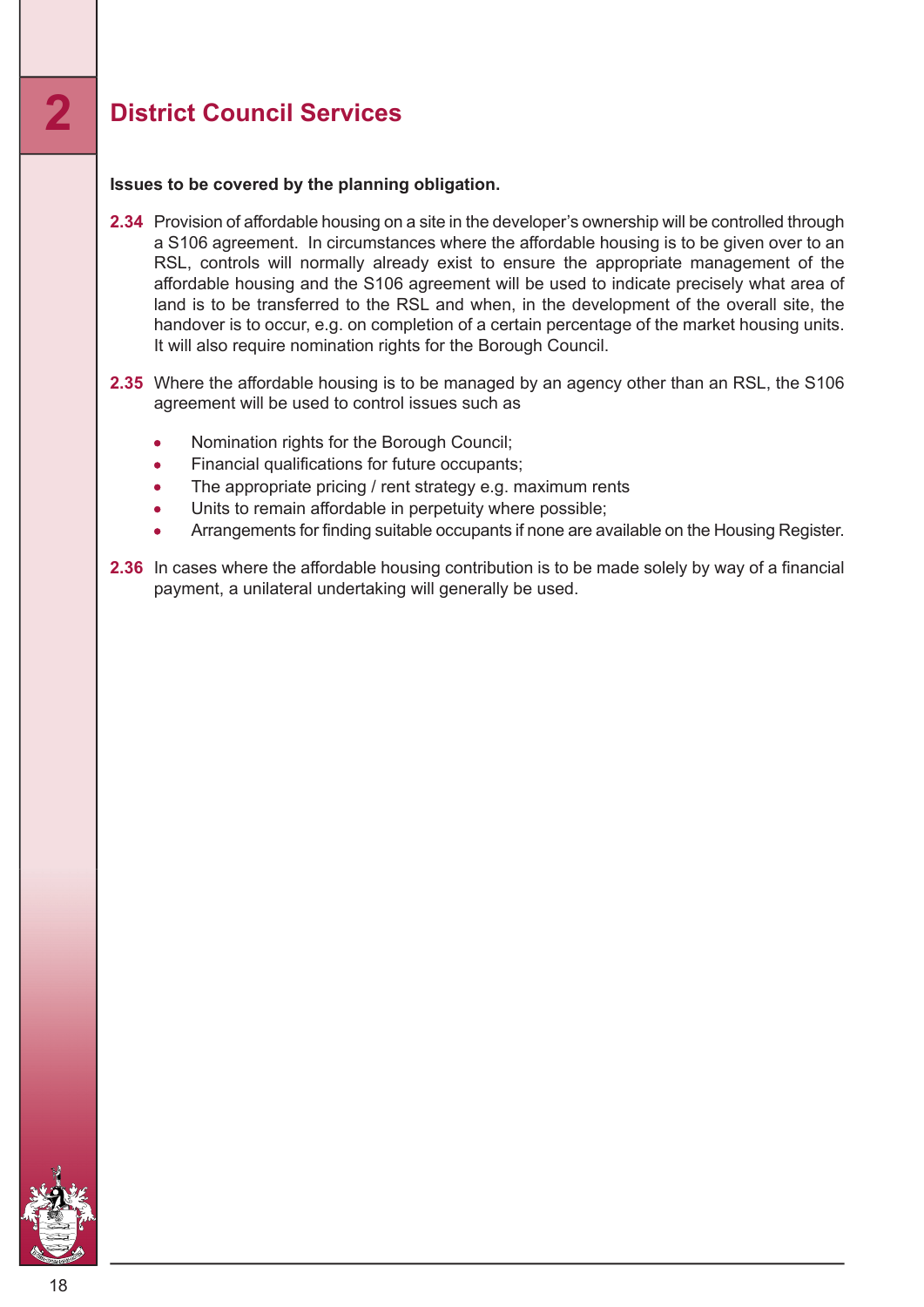## 2 District Council Services

**Issues to be covered by the planning obligation.**

**2.34** Provision of affordable housing on a site in the developer's ownership will be controlled through a S106 agreement. In circumstances where the affordable housing is to be given over to an RSL, controls will normally already exist to ensure the appropriate management of the affordable housing and the S106 agreement will be used to indicate precisely what area of land is to be transferred to the RSL and when, in the development of the overall site, the handover is to occur, e.g. on completion of a certain percentage of the market housing units. It will also require nomination rights for the Borough Council.

**2.35** Where the affordable housing is to be managed by an agency other than an RSL, the S106 agreement will be used to control issues such as

- Nomination rights for the Borough Council;
- Financial qualifications for future occupants;
- The appropriate pricing / rent strategy e.g. maximum rents
- Units to remain affordable in perpetuity where possible;
- Arrangements for finding suitable occupants if none are available on the Housing Register.

**2.36** In cases where the affordable housing contribution is to be made solely by way of a financial payment, a unilateral undertaking will generally be used.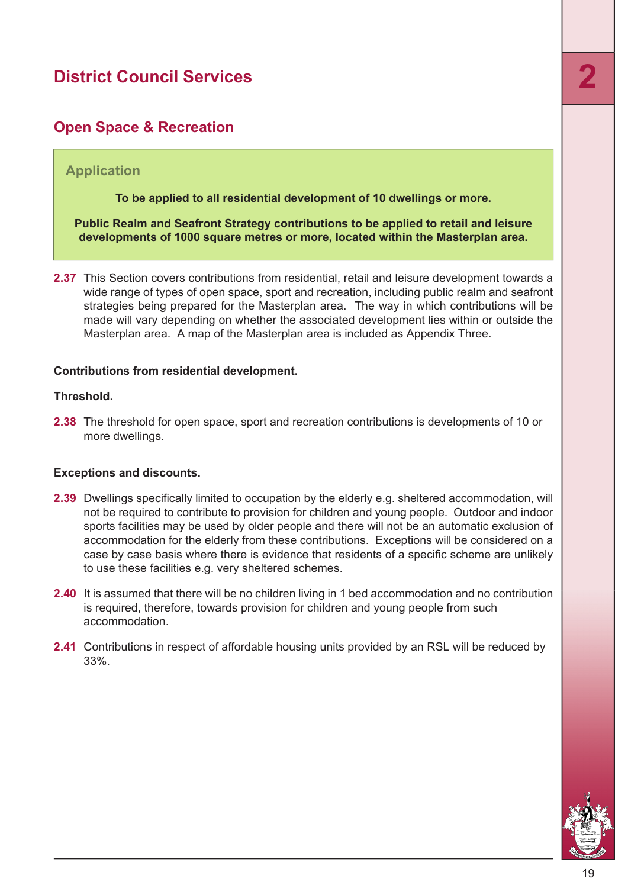# District Council Services

## Open Space & Recreation

### Application

**To be applied to all residential development of 10 dwellings or more.**

**Public Realm and Seafront Strategy contributions to be applied to retail and leisure developments of 1000 square metres or more, located within the Masterplan area.**

**2.37** This Section covers contributions from residential, retail and leisure development towards a wide range of types of open space, sport and recreation, including public realm and seafront strategies being prepared for the Masterplan area. The way in which contributions will be made will vary depending on whether the associated development lies within or outside the Masterplan area. A map of the Masterplan area is included as Appendix Three.

**Contributions from residential development.**

**Threshold.**

**2.38** The threshold for open space, sport and recreation contributions is developments of 10 or more dwellings.

**Exceptions and discounts.**

**2.39** Dwellings specifically limited to occupation by the elderly e.g. sheltered accommodation, will not be required to contribute to provision for children and young people. Outdoor and indoor sports facilities may be used by older people and there will not be an automatic exclusion of accommodation for the elderly from these contributions. Exceptions will be considered on a case by case basis where there is evidence that residents of a specific scheme are unlikely to use these facilities e.g. very sheltered schemes.

**2.40** It is assumed that there will be no children living in 1 bed accommodation and no contribution is required, therefore, towards provision for children and young people from such accommodation.

**2.41** Contributions in respect of affordable housing units provided by an RSL will be reduced by 33%.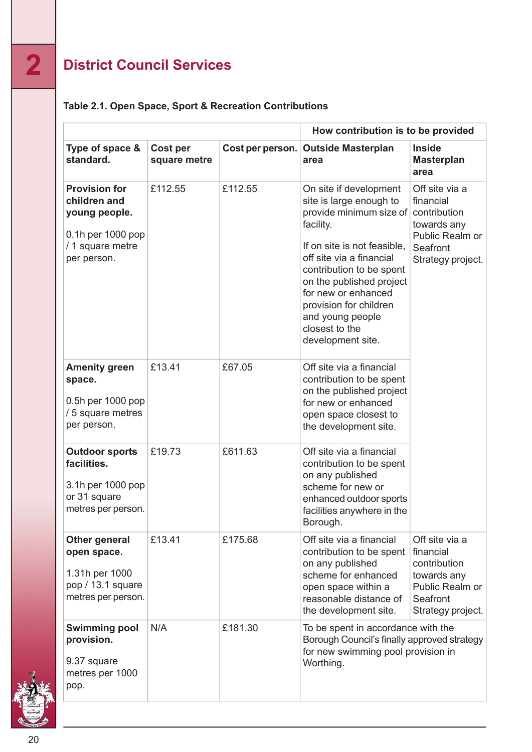# 2 District Council Services

**Table 2.1. Open Space, Sport & Recreation Contributions**

| | | | How contribution is to be provided | |
|---|---|---|---|---|
| **Type of space & standard.** | **Cost per square metre** | **Cost per person.** | **Outside Masterplan area** | **Inside Masterplan area** |
| **Provision for children and young people.** 0.1h per 1000 pop / 1 square metre per person. | £112.55 | £112.55 | On site if development site is large enough to provide minimum size of facility. If on site is not feasible, off site via a financial contribution to be spent on the published project for new or enhanced provision for children and young people closest to the development site. | Off site via a financial contribution towards any Public Realm or Seafront Strategy project. |
| **Amenity green space.** 0.5h per 1000 pop / 5 square metres per person. | £13.41 | £67.05 | Off site via a financial contribution to be spent on the published project for new or enhanced open space closest to the development site. | |
| **Outdoor sports facilities.** 3.1h per 1000 pop or 31 square metres per person. | £19.73 | £611.63 | Off site via a financial contribution to be spent on any published scheme for new or enhanced outdoor sports facilities anywhere in the Borough. | |
| **Other general open space.** 1.31h per 1000 pop / 13.1 square metres per person. | £13.41 | £175.68 | Off site via a financial contribution to be spent on any published scheme for enhanced open space within a reasonable distance of the development site. | Off site via a financial contribution towards any Public Realm or Seafront Strategy project. |
| **Swimming pool provision.** 9.37 square metres per 1000 pop. | N/A | £181.30 | To be spent in accordance with the Borough Council's finally approved strategy for new swimming pool provision in Worthing. | |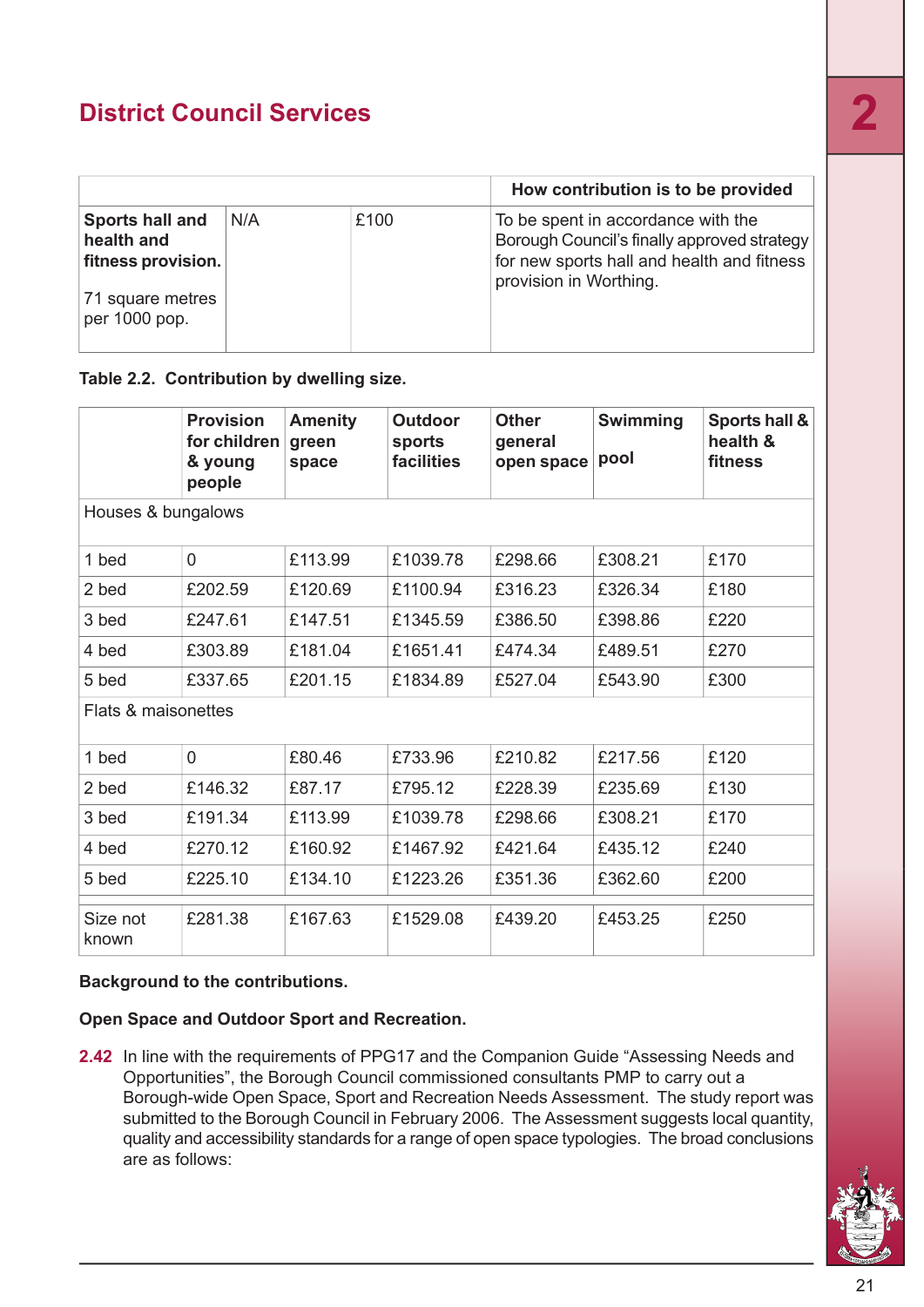## District Council Services

| | | | How contribution is to be provided |
|---|---|---|---|
| **Sports hall and health and fitness provision.**<br><br>71 square metres per 1000 pop. | N/A | £100 | To be spent in accordance with the Borough Council's finally approved strategy for new sports hall and health and fitness provision in Worthing. |

**Table 2.2. Contribution by dwelling size.**

| | Provision for children & young people | Amenity green space | Outdoor sports facilities | Other general open space | Swimming pool | Sports hall & health & fitness |
|---|---|---|---|---|---|---|
| Houses & bungalows | | | | | | |
| 1 bed | 0 | £113.99 | £1039.78 | £298.66 | £308.21 | £170 |
| 2 bed | £202.59 | £120.69 | £1100.94 | £316.23 | £326.34 | £180 |
| 3 bed | £247.61 | £147.51 | £1345.59 | £386.50 | £398.86 | £220 |
| 4 bed | £303.89 | £181.04 | £1651.41 | £474.34 | £489.51 | £270 |
| 5 bed | £337.65 | £201.15 | £1834.89 | £527.04 | £543.90 | £300 |
| Flats & maisonettes | | | | | | |
| 1 bed | 0 | £80.46 | £733.96 | £210.82 | £217.56 | £120 |
| 2 bed | £146.32 | £87.17 | £795.12 | £228.39 | £235.69 | £130 |
| 3 bed | £191.34 | £113.99 | £1039.78 | £298.66 | £308.21 | £170 |
| 4 bed | £270.12 | £160.92 | £1467.92 | £421.64 | £435.12 | £240 |
| 5 bed | £225.10 | £134.10 | £1223.26 | £351.36 | £362.60 | £200 |
| Size not known | £281.38 | £167.63 | £1529.08 | £439.20 | £453.25 | £250 |

**Background to the contributions.**

**Open Space and Outdoor Sport and Recreation.**

**2.42** In line with the requirements of PPG17 and the Companion Guide "Assessing Needs and Opportunities", the Borough Council commissioned consultants PMP to carry out a Borough-wide Open Space, Sport and Recreation Needs Assessment. The study report was submitted to the Borough Council in February 2006. The Assessment suggests local quantity, quality and accessibility standards for a range of open space typologies. The broad conclusions are as follows: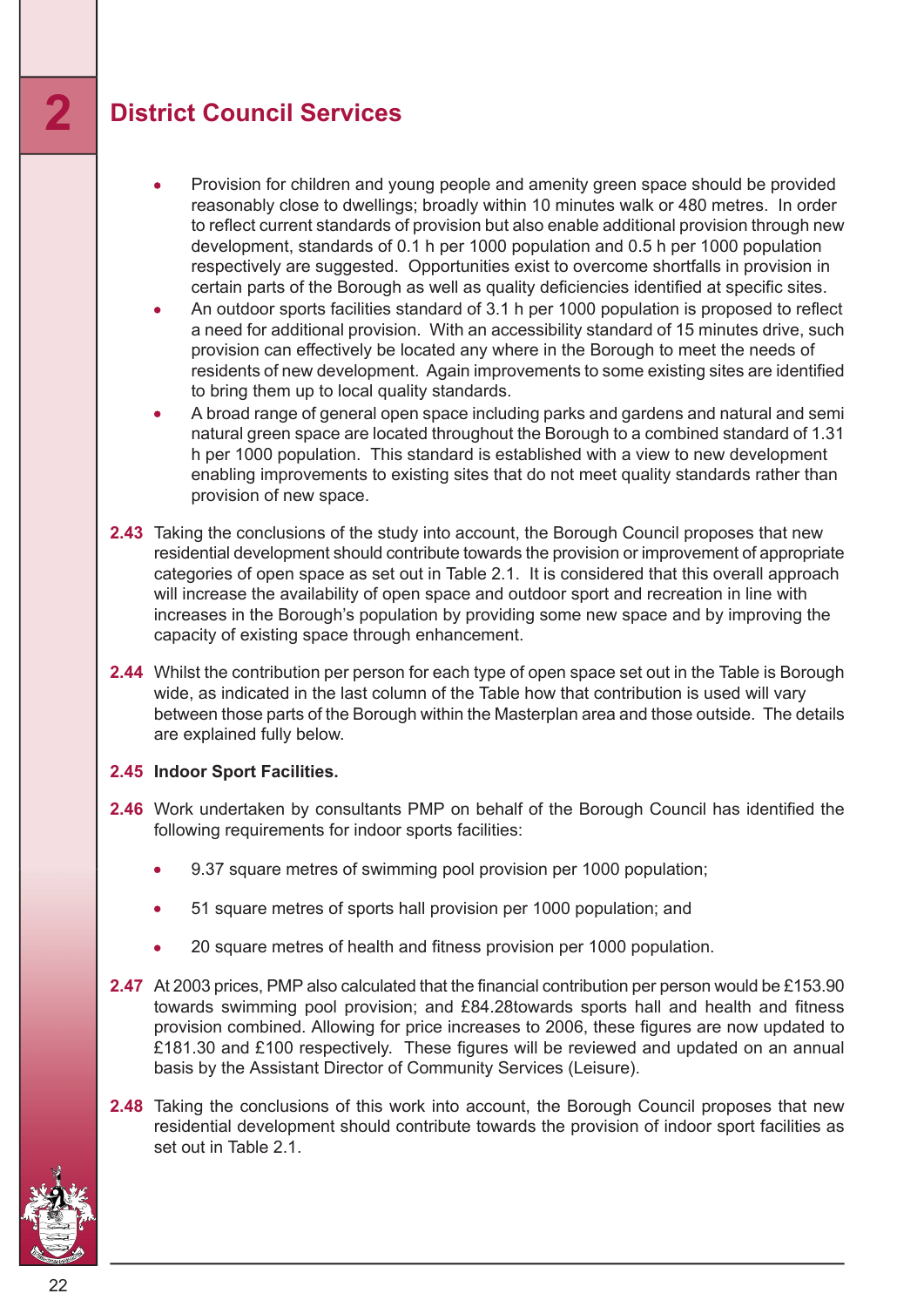## 2 District Council Services

- Provision for children and young people and amenity green space should be provided reasonably close to dwellings; broadly within 10 minutes walk or 480 metres. In order to reflect current standards of provision but also enable additional provision through new development, standards of 0.1 h per 1000 population and 0.5 h per 1000 population respectively are suggested. Opportunities exist to overcome shortfalls in provision in certain parts of the Borough as well as quality deficiencies identified at specific sites.
- An outdoor sports facilities standard of 3.1 h per 1000 population is proposed to reflect a need for additional provision. With an accessibility standard of 15 minutes drive, such provision can effectively be located any where in the Borough to meet the needs of residents of new development. Again improvements to some existing sites are identified to bring them up to local quality standards.
- A broad range of general open space including parks and gardens and natural and semi natural green space are located throughout the Borough to a combined standard of 1.31 h per 1000 population. This standard is established with a view to new development enabling improvements to existing sites that do not meet quality standards rather than provision of new space.

**2.43** Taking the conclusions of the study into account, the Borough Council proposes that new residential development should contribute towards the provision or improvement of appropriate categories of open space as set out in Table 2.1. It is considered that this overall approach will increase the availability of open space and outdoor sport and recreation in line with increases in the Borough's population by providing some new space and by improving the capacity of existing space through enhancement.

**2.44** Whilst the contribution per person for each type of open space set out in the Table is Borough wide, as indicated in the last column of the Table how that contribution is used will vary between those parts of the Borough within the Masterplan area and those outside. The details are explained fully below.

**2.45 Indoor Sport Facilities.**

**2.46** Work undertaken by consultants PMP on behalf of the Borough Council has identified the following requirements for indoor sports facilities:

- 9.37 square metres of swimming pool provision per 1000 population;
- 51 square metres of sports hall provision per 1000 population; and
- 20 square metres of health and fitness provision per 1000 population.

**2.47** At 2003 prices, PMP also calculated that the financial contribution per person would be £153.90 towards swimming pool provision; and £84.28towards sports hall and health and fitness provision combined. Allowing for price increases to 2006, these figures are now updated to £181.30 and £100 respectively. These figures will be reviewed and updated on an annual basis by the Assistant Director of Community Services (Leisure).

**2.48** Taking the conclusions of this work into account, the Borough Council proposes that new residential development should contribute towards the provision of indoor sport facilities as set out in Table 2.1.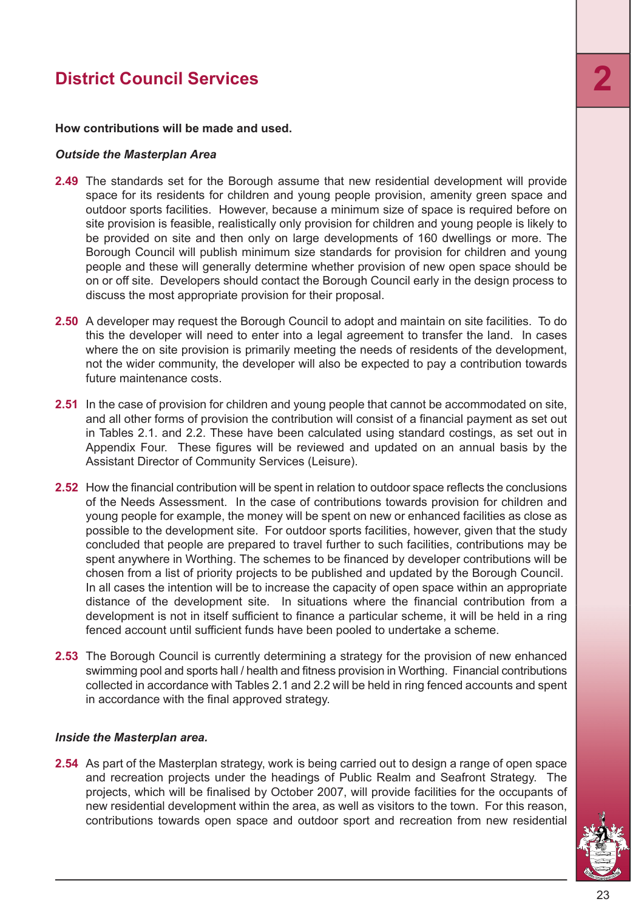## District Council Services

**How contributions will be made and used.**

***Outside the Masterplan Area***

**2.49** The standards set for the Borough assume that new residential development will provide space for its residents for children and young people provision, amenity green space and outdoor sports facilities. However, because a minimum size of space is required before on site provision is feasible, realistically only provision for children and young people is likely to be provided on site and then only on large developments of 160 dwellings or more. The Borough Council will publish minimum size standards for provision for children and young people and these will generally determine whether provision of new open space should be on or off site. Developers should contact the Borough Council early in the design process to discuss the most appropriate provision for their proposal.

**2.50** A developer may request the Borough Council to adopt and maintain on site facilities. To do this the developer will need to enter into a legal agreement to transfer the land. In cases where the on site provision is primarily meeting the needs of residents of the development, not the wider community, the developer will also be expected to pay a contribution towards future maintenance costs.

**2.51** In the case of provision for children and young people that cannot be accommodated on site, and all other forms of provision the contribution will consist of a financial payment as set out in Tables 2.1. and 2.2. These have been calculated using standard costings, as set out in Appendix Four. These figures will be reviewed and updated on an annual basis by the Assistant Director of Community Services (Leisure).

**2.52** How the financial contribution will be spent in relation to outdoor space reflects the conclusions of the Needs Assessment. In the case of contributions towards provision for children and young people for example, the money will be spent on new or enhanced facilities as close as possible to the development site. For outdoor sports facilities, however, given that the study concluded that people are prepared to travel further to such facilities, contributions may be spent anywhere in Worthing. The schemes to be financed by developer contributions will be chosen from a list of priority projects to be published and updated by the Borough Council. In all cases the intention will be to increase the capacity of open space within an appropriate distance of the development site. In situations where the financial contribution from a development is not in itself sufficient to finance a particular scheme, it will be held in a ring fenced account until sufficient funds have been pooled to undertake a scheme.

**2.53** The Borough Council is currently determining a strategy for the provision of new enhanced swimming pool and sports hall / health and fitness provision in Worthing. Financial contributions collected in accordance with Tables 2.1 and 2.2 will be held in ring fenced accounts and spent in accordance with the final approved strategy.

***Inside the Masterplan area.***

**2.54** As part of the Masterplan strategy, work is being carried out to design a range of open space and recreation projects under the headings of Public Realm and Seafront Strategy. The projects, which will be finalised by October 2007, will provide facilities for the occupants of new residential development within the area, as well as visitors to the town. For this reason, contributions towards open space and outdoor sport and recreation from new residential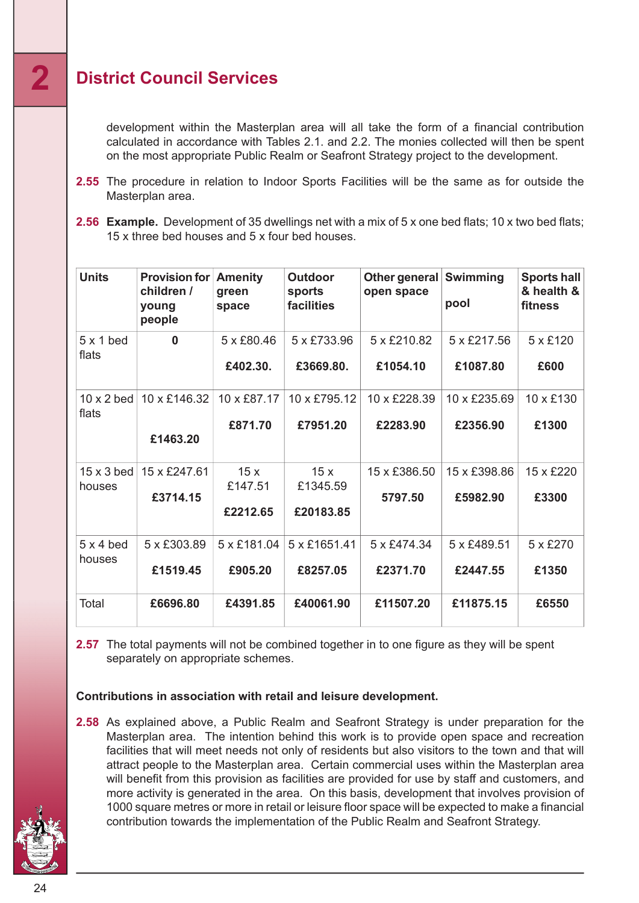## District Council Services

development within the Masterplan area will all take the form of a financial contribution calculated in accordance with Tables 2.1. and 2.2. The monies collected will then be spent on the most appropriate Public Realm or Seafront Strategy project to the development.

**2.55** The procedure in relation to Indoor Sports Facilities will be the same as for outside the Masterplan area.

**2.56** **Example.** Development of 35 dwellings net with a mix of 5 x one bed flats; 10 x two bed flats; 15 x three bed houses and 5 x four bed houses.

| Units | Provision for children / young people | Amenity green space | Outdoor sports facilities | Other general open space | Swimming pool | Sports hall & health & fitness |
|---|---|---|---|---|---|---|
| 5 x 1 bed flats | **0** | 5 x £80.46 **£402.30.** | 5 x £733.96 **£3669.80.** | 5 x £210.82 **£1054.10** | 5 x £217.56 **£1087.80** | 5 x £120 **£600** |
| 10 x 2 bed flats | 10 x £146.32 **£1463.20** | 10 x £87.17 **£871.70** | 10 x £795.12 **£7951.20** | 10 x £228.39 **£2283.90** | 10 x £235.69 **£2356.90** | 10 x £130 **£1300** |
| 15 x 3 bed houses | 15 x £247.61 **£3714.15** | 15 x £147.51 **£2212.65** | 15 x £1345.59 **£20183.85** | 15 x £386.50 **5797.50** | 15 x £398.86 **£5982.90** | 15 x £220 **£3300** |
| 5 x 4 bed houses | 5 x £303.89 **£1519.45** | 5 x £181.04 **£905.20** | 5 x £1651.41 **£8257.05** | 5 x £474.34 **£2371.70** | 5 x £489.51 **£2447.55** | 5 x £270 **£1350** |
| Total | **£6696.80** | **£4391.85** | **£40061.90** | **£11507.20** | **£11875.15** | **£6550** |

**2.57** The total payments will not be combined together in to one figure as they will be spent separately on appropriate schemes.

**Contributions in association with retail and leisure development.**

**2.58** As explained above, a Public Realm and Seafront Strategy is under preparation for the Masterplan area. The intention behind this work is to provide open space and recreation facilities that will meet needs not only of residents but also visitors to the town and that will attract people to the Masterplan area. Certain commercial uses within the Masterplan area will benefit from this provision as facilities are provided for use by staff and customers, and more activity is generated in the area. On this basis, development that involves provision of 1000 square metres or more in retail or leisure floor space will be expected to make a financial contribution towards the implementation of the Public Realm and Seafront Strategy.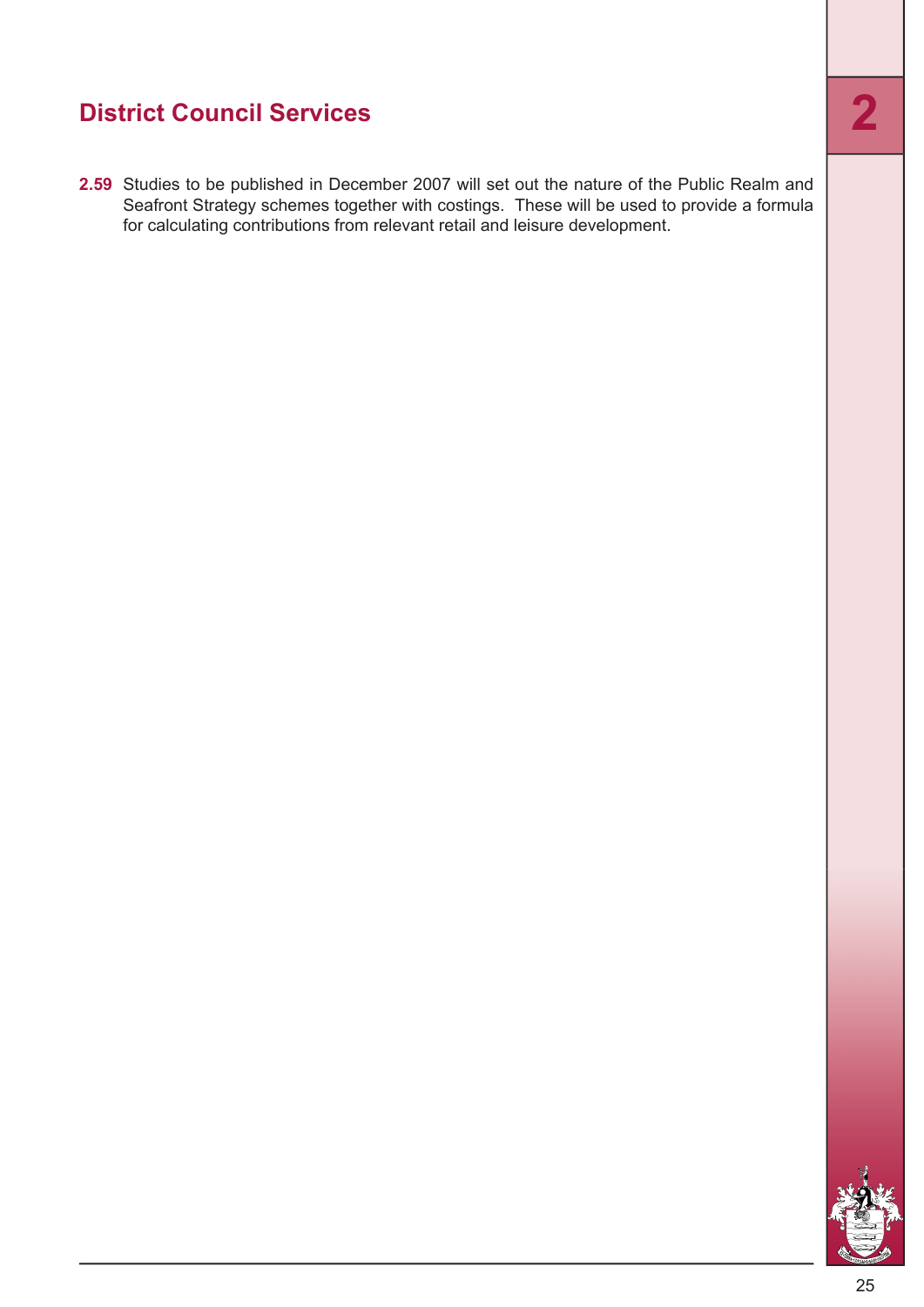## District Council Services

**2.59** Studies to be published in December 2007 will set out the nature of the Public Realm and Seafront Strategy schemes together with costings. These will be used to provide a formula for calculating contributions from relevant retail and leisure development.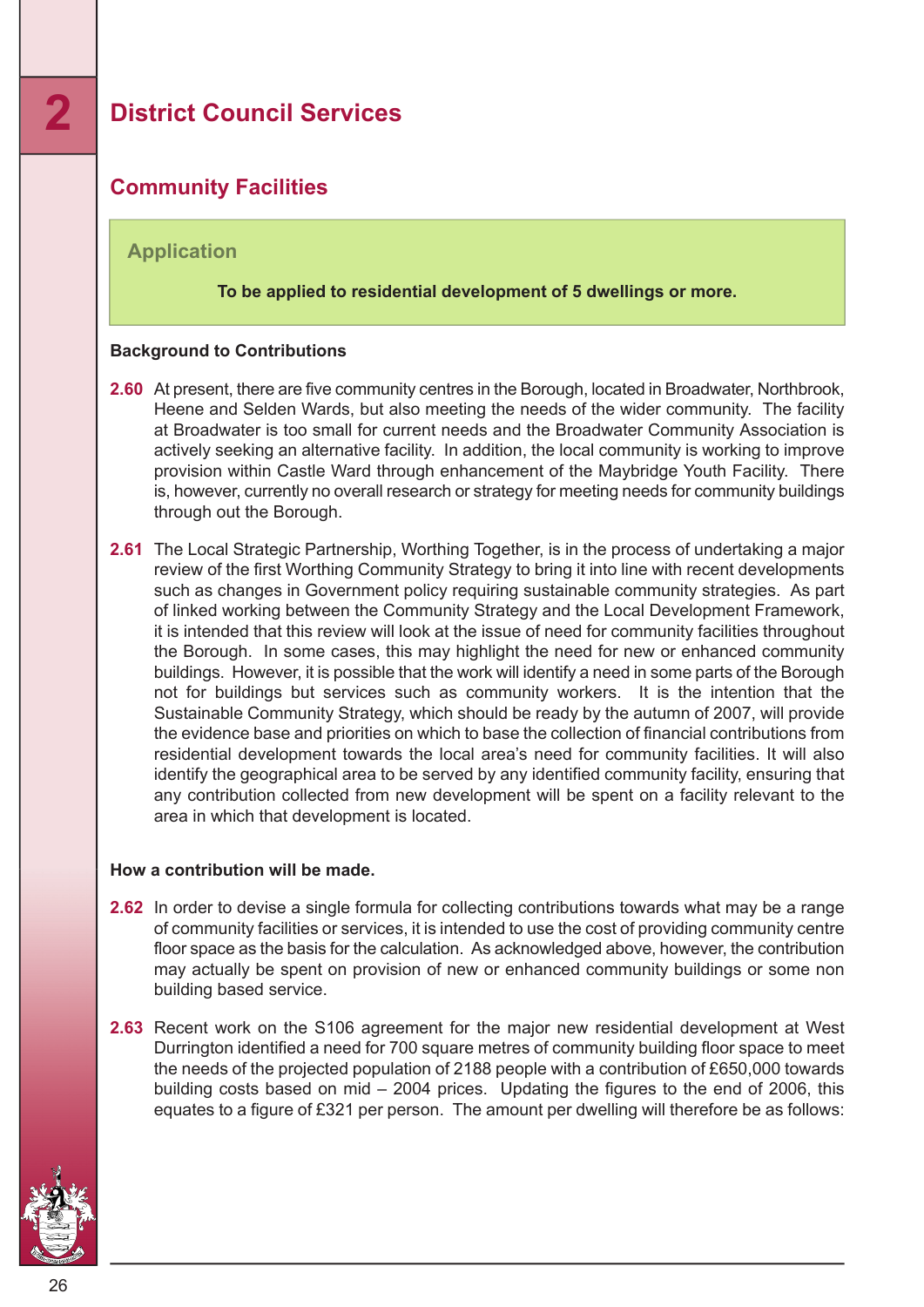# 2 District Council Services

## Community Facilities

**Application**

**To be applied to residential development of 5 dwellings or more.**

**Background to Contributions**

**2.60** At present, there are five community centres in the Borough, located in Broadwater, Northbrook, Heene and Selden Wards, but also meeting the needs of the wider community. The facility at Broadwater is too small for current needs and the Broadwater Community Association is actively seeking an alternative facility. In addition, the local community is working to improve provision within Castle Ward through enhancement of the Maybridge Youth Facility. There is, however, currently no overall research or strategy for meeting needs for community buildings through out the Borough.

**2.61** The Local Strategic Partnership, Worthing Together, is in the process of undertaking a major review of the first Worthing Community Strategy to bring it into line with recent developments such as changes in Government policy requiring sustainable community strategies. As part of linked working between the Community Strategy and the Local Development Framework, it is intended that this review will look at the issue of need for community facilities throughout the Borough. In some cases, this may highlight the need for new or enhanced community buildings. However, it is possible that the work will identify a need in some parts of the Borough not for buildings but services such as community workers. It is the intention that the Sustainable Community Strategy, which should be ready by the autumn of 2007, will provide the evidence base and priorities on which to base the collection of financial contributions from residential development towards the local area's need for community facilities. It will also identify the geographical area to be served by any identified community facility, ensuring that any contribution collected from new development will be spent on a facility relevant to the area in which that development is located.

**How a contribution will be made.**

**2.62** In order to devise a single formula for collecting contributions towards what may be a range of community facilities or services, it is intended to use the cost of providing community centre floor space as the basis for the calculation. As acknowledged above, however, the contribution may actually be spent on provision of new or enhanced community buildings or some non building based service.

**2.63** Recent work on the S106 agreement for the major new residential development at West Durrington identified a need for 700 square metres of community building floor space to meet the needs of the projected population of 2188 people with a contribution of £650,000 towards building costs based on mid – 2004 prices. Updating the figures to the end of 2006, this equates to a figure of £321 per person. The amount per dwelling will therefore be as follows: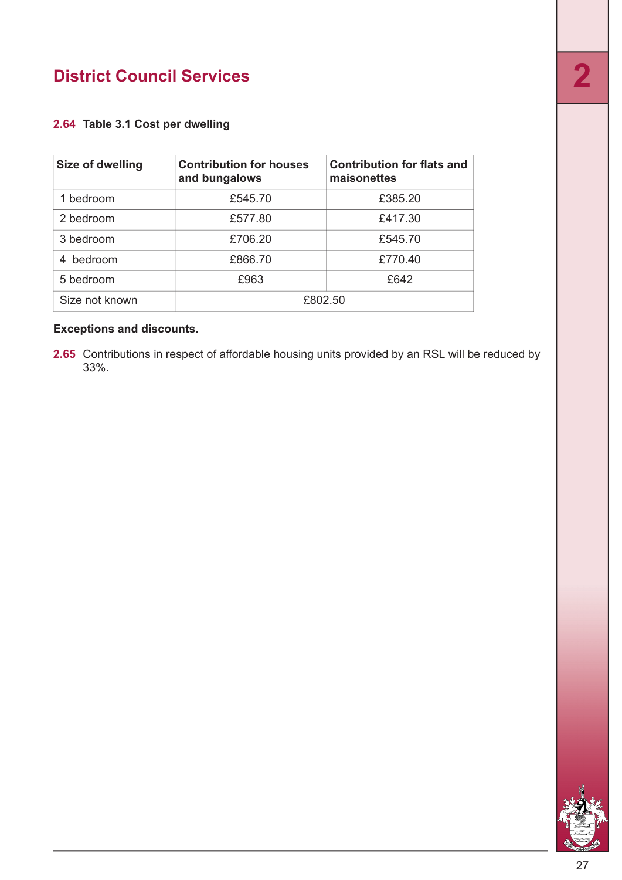# District Council Services

**2.64 Table 3.1 Cost per dwelling**

| Size of dwelling | Contribution for houses and bungalows | Contribution for flats and maisonettes |
|---|---|---|
| 1 bedroom | £545.70 | £385.20 |
| 2 bedroom | £577.80 | £417.30 |
| 3 bedroom | £706.20 | £545.70 |
| 4 bedroom | £866.70 | £770.40 |
| 5 bedroom | £963 | £642 |
| Size not known | £802.50 | |

**Exceptions and discounts.**

**2.65** Contributions in respect of affordable housing units provided by an RSL will be reduced by 33%.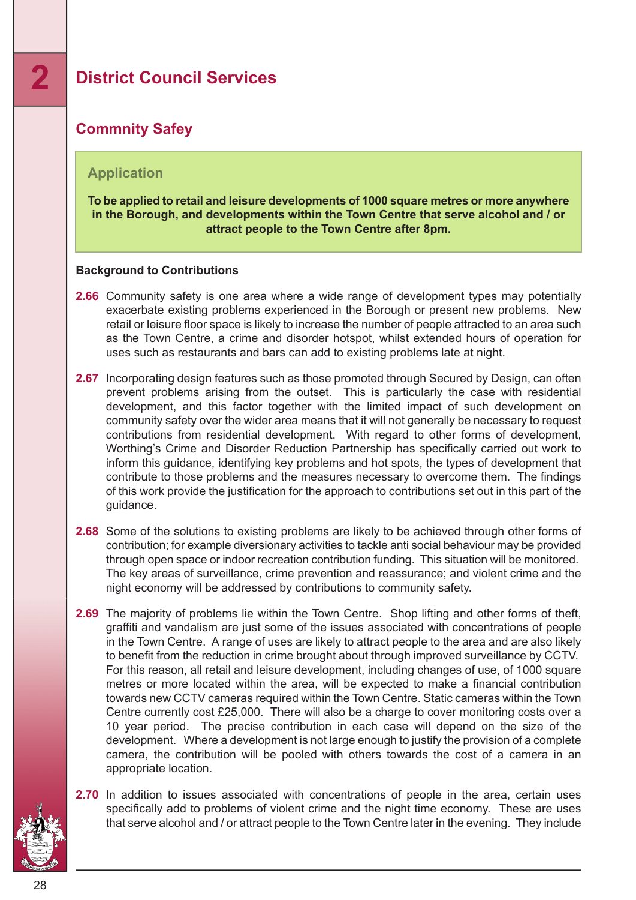# 2 District Council Services

## Commnity Safey

### Application

**To be applied to retail and leisure developments of 1000 square metres or more anywhere in the Borough, and developments within the Town Centre that serve alcohol and / or attract people to the Town Centre after 8pm.**

**Background to Contributions**

**2.66** Community safety is one area where a wide range of development types may potentially exacerbate existing problems experienced in the Borough or present new problems. New retail or leisure floor space is likely to increase the number of people attracted to an area such as the Town Centre, a crime and disorder hotspot, whilst extended hours of operation for uses such as restaurants and bars can add to existing problems late at night.

**2.67** Incorporating design features such as those promoted through Secured by Design, can often prevent problems arising from the outset. This is particularly the case with residential development, and this factor together with the limited impact of such development on community safety over the wider area means that it will not generally be necessary to request contributions from residential development. With regard to other forms of development, Worthing's Crime and Disorder Reduction Partnership has specifically carried out work to inform this guidance, identifying key problems and hot spots, the types of development that contribute to those problems and the measures necessary to overcome them. The findings of this work provide the justification for the approach to contributions set out in this part of the guidance.

**2.68** Some of the solutions to existing problems are likely to be achieved through other forms of contribution; for example diversionary activities to tackle anti social behaviour may be provided through open space or indoor recreation contribution funding. This situation will be monitored. The key areas of surveillance, crime prevention and reassurance; and violent crime and the night economy will be addressed by contributions to community safety.

**2.69** The majority of problems lie within the Town Centre. Shop lifting and other forms of theft, graffiti and vandalism are just some of the issues associated with concentrations of people in the Town Centre. A range of uses are likely to attract people to the area and are also likely to benefit from the reduction in crime brought about through improved surveillance by CCTV. For this reason, all retail and leisure development, including changes of use, of 1000 square metres or more located within the area, will be expected to make a financial contribution towards new CCTV cameras required within the Town Centre. Static cameras within the Town Centre currently cost £25,000. There will also be a charge to cover monitoring costs over a 10 year period. The precise contribution in each case will depend on the size of the development. Where a development is not large enough to justify the provision of a complete camera, the contribution will be pooled with others towards the cost of a camera in an appropriate location.

**2.70** In addition to issues associated with concentrations of people in the area, certain uses specifically add to problems of violent crime and the night time economy. These are uses that serve alcohol and / or attract people to the Town Centre later in the evening. They include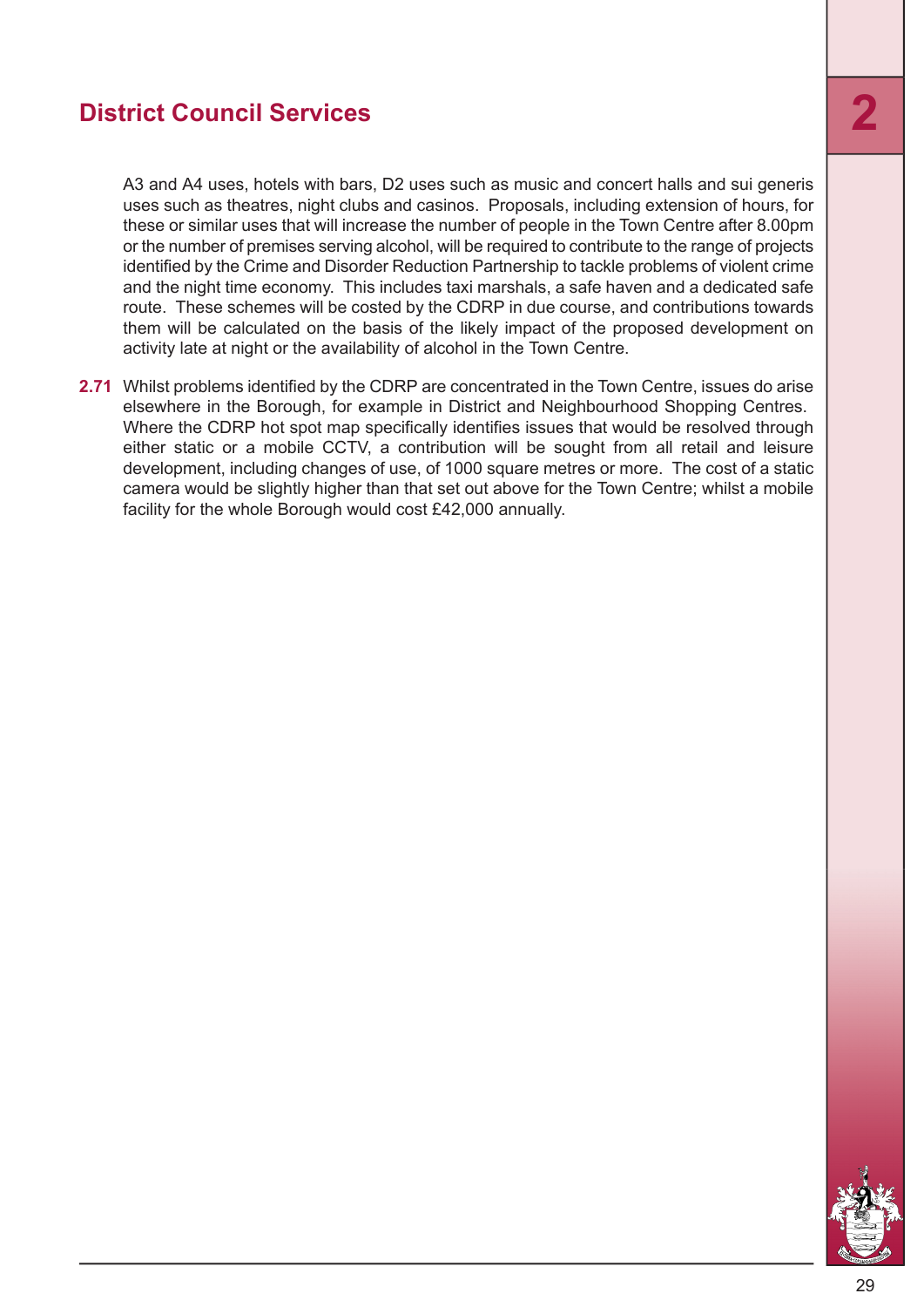## District Council Services

A3 and A4 uses, hotels with bars, D2 uses such as music and concert halls and sui generis uses such as theatres, night clubs and casinos. Proposals, including extension of hours, for these or similar uses that will increase the number of people in the Town Centre after 8.00pm or the number of premises serving alcohol, will be required to contribute to the range of projects identified by the Crime and Disorder Reduction Partnership to tackle problems of violent crime and the night time economy. This includes taxi marshals, a safe haven and a dedicated safe route. These schemes will be costed by the CDRP in due course, and contributions towards them will be calculated on the basis of the likely impact of the proposed development on activity late at night or the availability of alcohol in the Town Centre.

**2.71** Whilst problems identified by the CDRP are concentrated in the Town Centre, issues do arise elsewhere in the Borough, for example in District and Neighbourhood Shopping Centres. Where the CDRP hot spot map specifically identifies issues that would be resolved through either static or a mobile CCTV, a contribution will be sought from all retail and leisure development, including changes of use, of 1000 square metres or more. The cost of a static camera would be slightly higher than that set out above for the Town Centre; whilst a mobile facility for the whole Borough would cost £42,000 annually.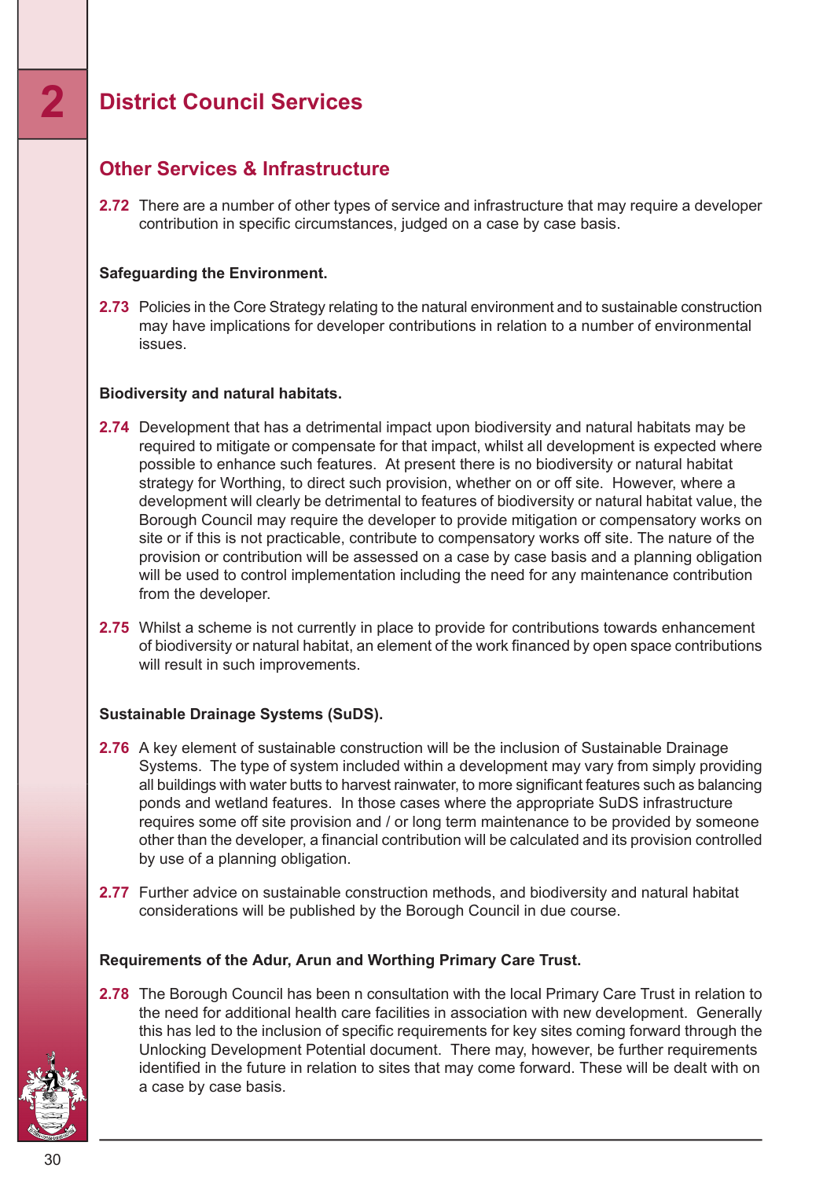# 2 District Council Services

## Other Services & Infrastructure

**2.72** There are a number of other types of service and infrastructure that may require a developer contribution in specific circumstances, judged on a case by case basis.

### Safeguarding the Environment.

**2.73** Policies in the Core Strategy relating to the natural environment and to sustainable construction may have implications for developer contributions in relation to a number of environmental issues.

### Biodiversity and natural habitats.

**2.74** Development that has a detrimental impact upon biodiversity and natural habitats may be required to mitigate or compensate for that impact, whilst all development is expected where possible to enhance such features. At present there is no biodiversity or natural habitat strategy for Worthing, to direct such provision, whether on or off site. However, where a development will clearly be detrimental to features of biodiversity or natural habitat value, the Borough Council may require the developer to provide mitigation or compensatory works on site or if this is not practicable, contribute to compensatory works off site. The nature of the provision or contribution will be assessed on a case by case basis and a planning obligation will be used to control implementation including the need for any maintenance contribution from the developer.

**2.75** Whilst a scheme is not currently in place to provide for contributions towards enhancement of biodiversity or natural habitat, an element of the work financed by open space contributions will result in such improvements.

### Sustainable Drainage Systems (SuDS).

**2.76** A key element of sustainable construction will be the inclusion of Sustainable Drainage Systems. The type of system included within a development may vary from simply providing all buildings with water butts to harvest rainwater, to more significant features such as balancing ponds and wetland features. In those cases where the appropriate SuDS infrastructure requires some off site provision and / or long term maintenance to be provided by someone other than the developer, a financial contribution will be calculated and its provision controlled by use of a planning obligation.

**2.77** Further advice on sustainable construction methods, and biodiversity and natural habitat considerations will be published by the Borough Council in due course.

### Requirements of the Adur, Arun and Worthing Primary Care Trust.

**2.78** The Borough Council has been n consultation with the local Primary Care Trust in relation to the need for additional health care facilities in association with new development. Generally this has led to the inclusion of specific requirements for key sites coming forward through the Unlocking Development Potential document. There may, however, be further requirements identified in the future in relation to sites that may come forward. These will be dealt with on a case by case basis.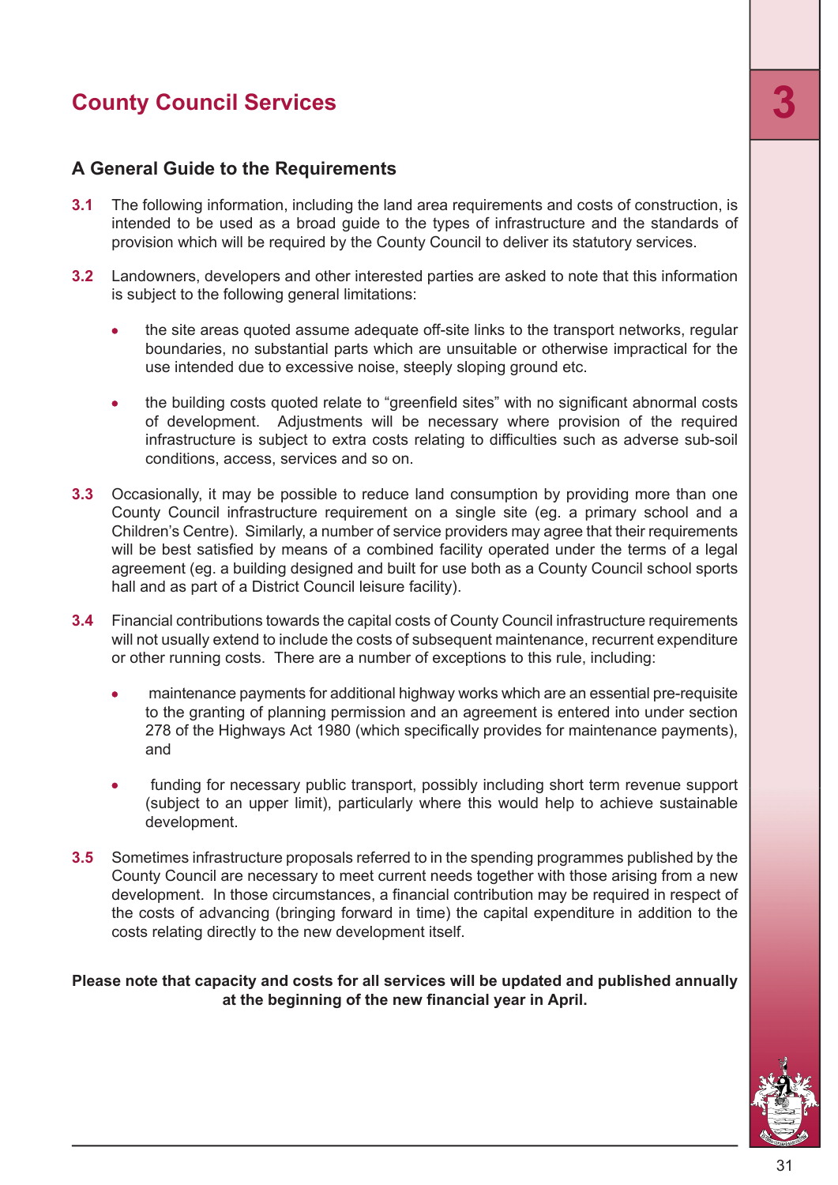# County Council Services

## A General Guide to the Requirements

**3.1** The following information, including the land area requirements and costs of construction, is intended to be used as a broad guide to the types of infrastructure and the standards of provision which will be required by the County Council to deliver its statutory services.

**3.2** Landowners, developers and other interested parties are asked to note that this information is subject to the following general limitations:

- the site areas quoted assume adequate off-site links to the transport networks, regular boundaries, no substantial parts which are unsuitable or otherwise impractical for the use intended due to excessive noise, steeply sloping ground etc.

- the building costs quoted relate to "greenfield sites" with no significant abnormal costs of development. Adjustments will be necessary where provision of the required infrastructure is subject to extra costs relating to difficulties such as adverse sub-soil conditions, access, services and so on.

**3.3** Occasionally, it may be possible to reduce land consumption by providing more than one County Council infrastructure requirement on a single site (eg. a primary school and a Children's Centre). Similarly, a number of service providers may agree that their requirements will be best satisfied by means of a combined facility operated under the terms of a legal agreement (eg. a building designed and built for use both as a County Council school sports hall and as part of a District Council leisure facility).

**3.4** Financial contributions towards the capital costs of County Council infrastructure requirements will not usually extend to include the costs of subsequent maintenance, recurrent expenditure or other running costs. There are a number of exceptions to this rule, including:

- maintenance payments for additional highway works which are an essential pre-requisite to the granting of planning permission and an agreement is entered into under section 278 of the Highways Act 1980 (which specifically provides for maintenance payments), and

- funding for necessary public transport, possibly including short term revenue support (subject to an upper limit), particularly where this would help to achieve sustainable development.

**3.5** Sometimes infrastructure proposals referred to in the spending programmes published by the County Council are necessary to meet current needs together with those arising from a new development. In those circumstances, a financial contribution may be required in respect of the costs of advancing (bringing forward in time) the capital expenditure in addition to the costs relating directly to the new development itself.

**Please note that capacity and costs for all services will be updated and published annually at the beginning of the new financial year in April.**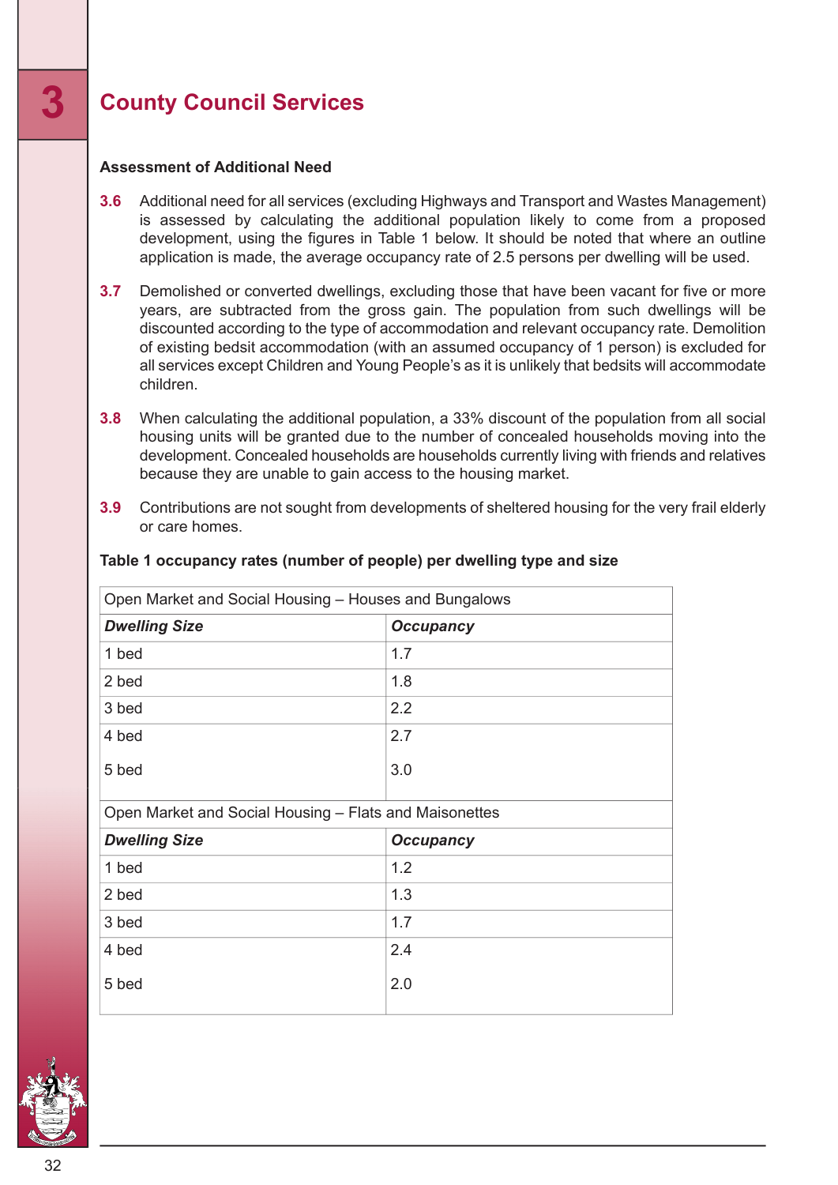# 3 County Council Services

### Assessment of Additional Need

**3.6** Additional need for all services (excluding Highways and Transport and Wastes Management) is assessed by calculating the additional population likely to come from a proposed development, using the figures in Table 1 below. It should be noted that where an outline application is made, the average occupancy rate of 2.5 persons per dwelling will be used.

**3.7** Demolished or converted dwellings, excluding those that have been vacant for five or more years, are subtracted from the gross gain. The population from such dwellings will be discounted according to the type of accommodation and relevant occupancy rate. Demolition of existing bedsit accommodation (with an assumed occupancy of 1 person) is excluded for all services except Children and Young People's as it is unlikely that bedsits will accommodate children.

**3.8** When calculating the additional population, a 33% discount of the population from all social housing units will be granted due to the number of concealed households moving into the development. Concealed households are households currently living with friends and relatives because they are unable to gain access to the housing market.

**3.9** Contributions are not sought from developments of sheltered housing for the very frail elderly or care homes.

**Table 1 occupancy rates (number of people) per dwelling type and size**

| Open Market and Social Housing – Houses and Bungalows | |
|---|---|
| ***Dwelling Size*** | ***Occupancy*** |
| 1 bed | 1.7 |
| 2 bed | 1.8 |
| 3 bed | 2.2 |
| 4 bed | 2.7 |
| 5 bed | 3.0 |
| Open Market and Social Housing – Flats and Maisonettes | |
| ***Dwelling Size*** | ***Occupancy*** |
| 1 bed | 1.2 |
| 2 bed | 1.3 |
| 3 bed | 1.7 |
| 4 bed | 2.4 |
| 5 bed | 2.0 |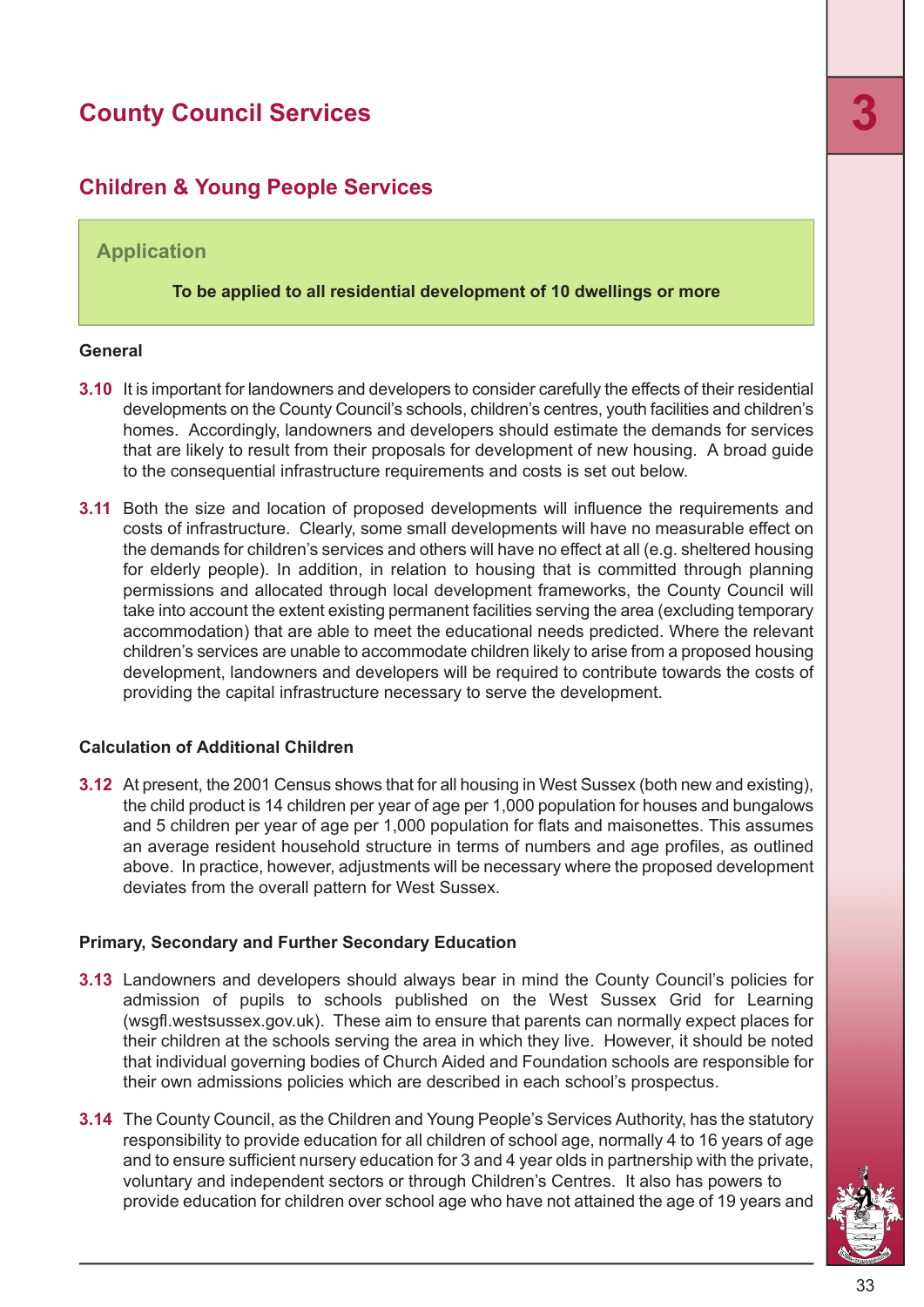# County Council Services

## Children & Young People Services

### Application

**To be applied to all residential development of 10 dwellings or more**

**General**

**3.10** It is important for landowners and developers to consider carefully the effects of their residential developments on the County Council's schools, children's centres, youth facilities and children's homes. Accordingly, landowners and developers should estimate the demands for services that are likely to result from their proposals for development of new housing. A broad guide to the consequential infrastructure requirements and costs is set out below.

**3.11** Both the size and location of proposed developments will influence the requirements and costs of infrastructure. Clearly, some small developments will have no measurable effect on the demands for children's services and others will have no effect at all (e.g. sheltered housing for elderly people). In addition, in relation to housing that is committed through planning permissions and allocated through local development frameworks, the County Council will take into account the extent existing permanent facilities serving the area (excluding temporary accommodation) that are able to meet the educational needs predicted. Where the relevant children's services are unable to accommodate children likely to arise from a proposed housing development, landowners and developers will be required to contribute towards the costs of providing the capital infrastructure necessary to serve the development.

**Calculation of Additional Children**

**3.12** At present, the 2001 Census shows that for all housing in West Sussex (both new and existing), the child product is 14 children per year of age per 1,000 population for houses and bungalows and 5 children per year of age per 1,000 population for flats and maisonettes. This assumes an average resident household structure in terms of numbers and age profiles, as outlined above. In practice, however, adjustments will be necessary where the proposed development deviates from the overall pattern for West Sussex.

**Primary, Secondary and Further Secondary Education**

**3.13** Landowners and developers should always bear in mind the County Council's policies for admission of pupils to schools published on the West Sussex Grid for Learning (wsgfl.westsussex.gov.uk). These aim to ensure that parents can normally expect places for their children at the schools serving the area in which they live. However, it should be noted that individual governing bodies of Church Aided and Foundation schools are responsible for their own admissions policies which are described in each school's prospectus.

**3.14** The County Council, as the Children and Young People's Services Authority, has the statutory responsibility to provide education for all children of school age, normally 4 to 16 years of age and to ensure sufficient nursery education for 3 and 4 year olds in partnership with the private, voluntary and independent sectors or through Children's Centres. It also has powers to provide education for children over school age who have not attained the age of 19 years and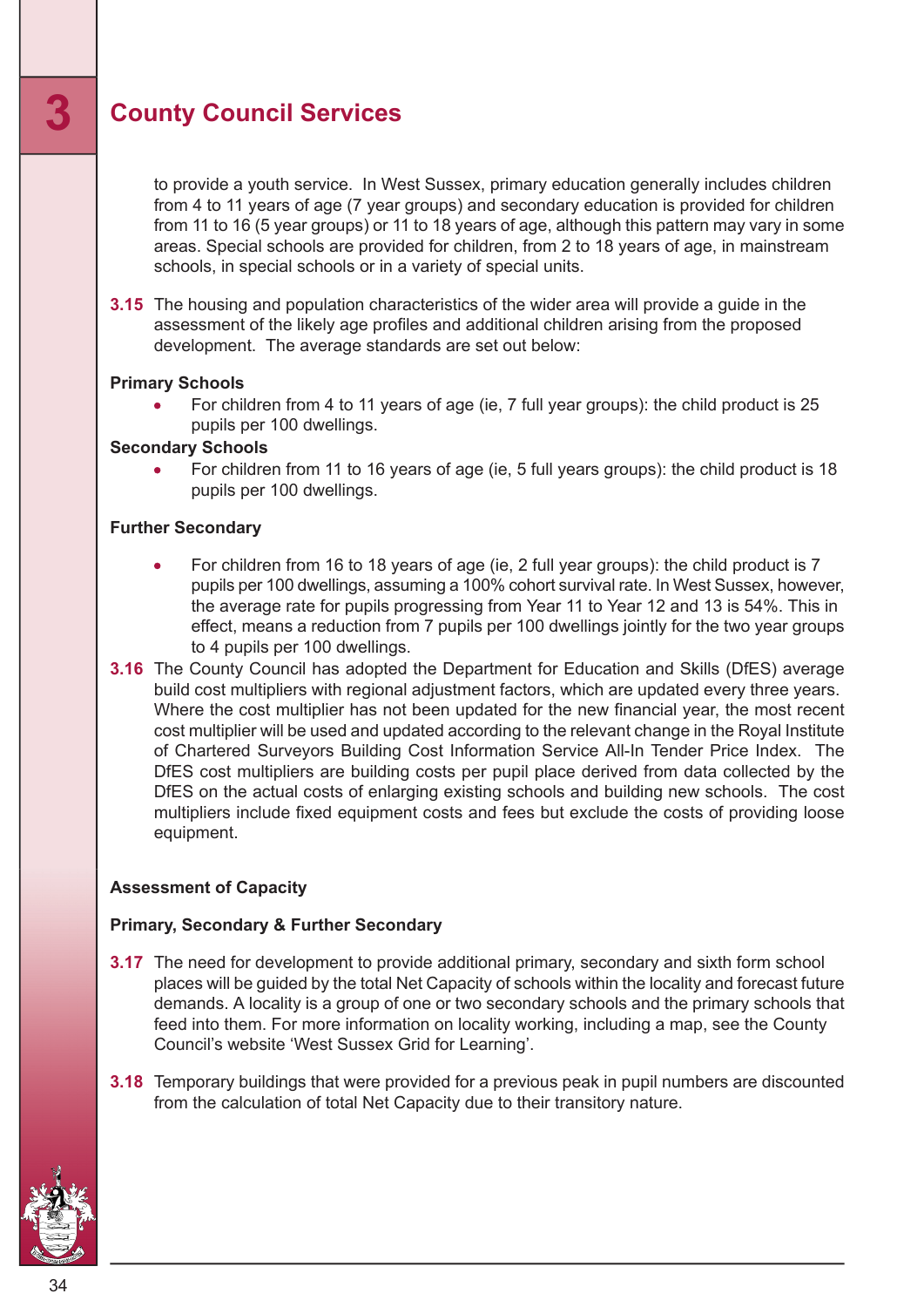## 3 County Council Services

to provide a youth service. In West Sussex, primary education generally includes children from 4 to 11 years of age (7 year groups) and secondary education is provided for children from 11 to 16 (5 year groups) or 11 to 18 years of age, although this pattern may vary in some areas. Special schools are provided for children, from 2 to 18 years of age, in mainstream schools, in special schools or in a variety of special units.

**3.15** The housing and population characteristics of the wider area will provide a guide in the assessment of the likely age profiles and additional children arising from the proposed development. The average standards are set out below:

**Primary Schools**

- For children from 4 to 11 years of age (ie, 7 full year groups): the child product is 25 pupils per 100 dwellings.

**Secondary Schools**

- For children from 11 to 16 years of age (ie, 5 full years groups): the child product is 18 pupils per 100 dwellings.

**Further Secondary**

- For children from 16 to 18 years of age (ie, 2 full year groups): the child product is 7 pupils per 100 dwellings, assuming a 100% cohort survival rate. In West Sussex, however, the average rate for pupils progressing from Year 11 to Year 12 and 13 is 54%. This in effect, means a reduction from 7 pupils per 100 dwellings jointly for the two year groups to 4 pupils per 100 dwellings.

**3.16** The County Council has adopted the Department for Education and Skills (DfES) average build cost multipliers with regional adjustment factors, which are updated every three years. Where the cost multiplier has not been updated for the new financial year, the most recent cost multiplier will be used and updated according to the relevant change in the Royal Institute of Chartered Surveyors Building Cost Information Service All-In Tender Price Index. The DfES cost multipliers are building costs per pupil place derived from data collected by the DfES on the actual costs of enlarging existing schools and building new schools. The cost multipliers include fixed equipment costs and fees but exclude the costs of providing loose equipment.

### Assessment of Capacity

**Primary, Secondary & Further Secondary**

**3.17** The need for development to provide additional primary, secondary and sixth form school places will be guided by the total Net Capacity of schools within the locality and forecast future demands. A locality is a group of one or two secondary schools and the primary schools that feed into them. For more information on locality working, including a map, see the County Council's website 'West Sussex Grid for Learning'.

**3.18** Temporary buildings that were provided for a previous peak in pupil numbers are discounted from the calculation of total Net Capacity due to their transitory nature.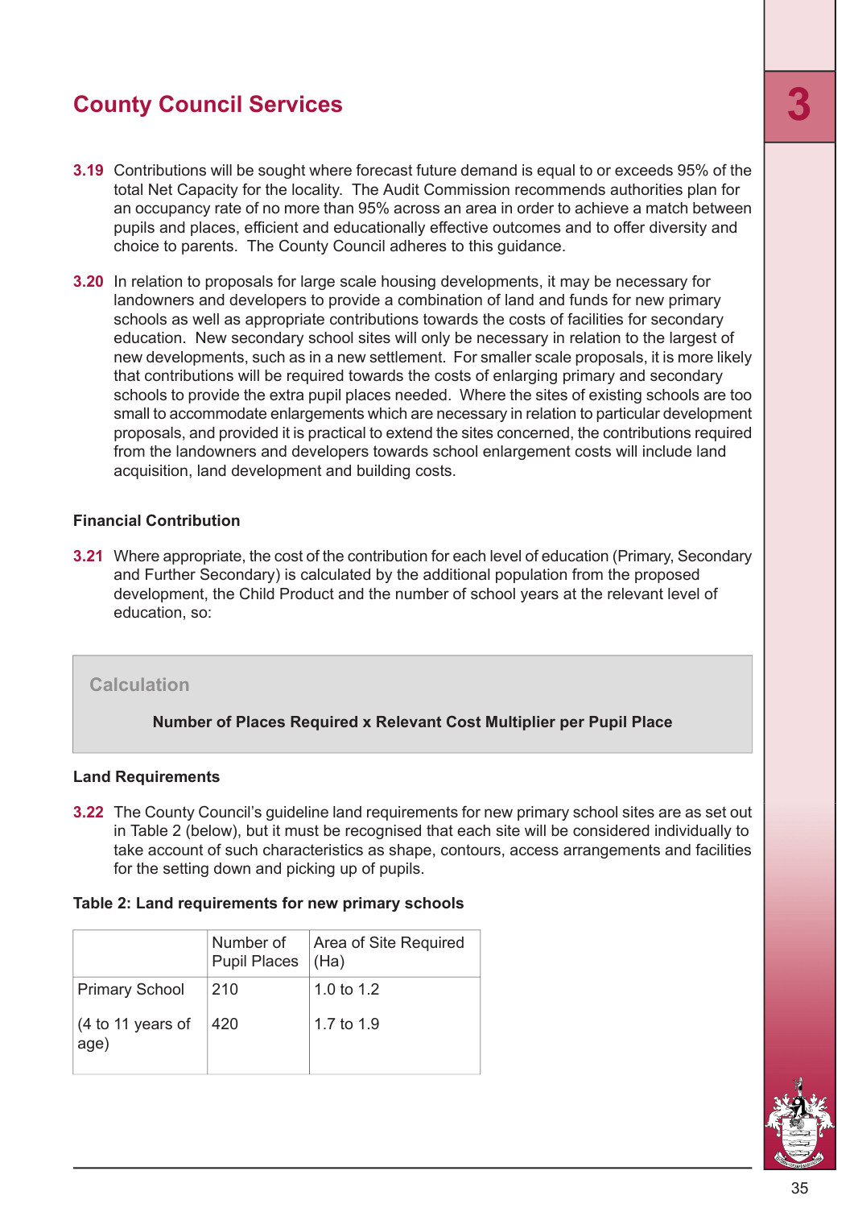## County Council Services

**3.19** Contributions will be sought where forecast future demand is equal to or exceeds 95% of the total Net Capacity for the locality. The Audit Commission recommends authorities plan for an occupancy rate of no more than 95% across an area in order to achieve a match between pupils and places, efficient and educationally effective outcomes and to offer diversity and choice to parents. The County Council adheres to this guidance.

**3.20** In relation to proposals for large scale housing developments, it may be necessary for landowners and developers to provide a combination of land and funds for new primary schools as well as appropriate contributions towards the costs of facilities for secondary education. New secondary school sites will only be necessary in relation to the largest of new developments, such as in a new settlement. For smaller scale proposals, it is more likely that contributions will be required towards the costs of enlarging primary and secondary schools to provide the extra pupil places needed. Where the sites of existing schools are too small to accommodate enlargements which are necessary in relation to particular development proposals, and provided it is practical to extend the sites concerned, the contributions required from the landowners and developers towards school enlargement costs will include land acquisition, land development and building costs.

### Financial Contribution

**3.21** Where appropriate, the cost of the contribution for each level of education (Primary, Secondary and Further Secondary) is calculated by the additional population from the proposed development, the Child Product and the number of school years at the relevant level of education, so:

> **Calculation**
>
> **Number of Places Required x Relevant Cost Multiplier per Pupil Place**

### Land Requirements

**3.22** The County Council's guideline land requirements for new primary school sites are as set out in Table 2 (below), but it must be recognised that each site will be considered individually to take account of such characteristics as shape, contours, access arrangements and facilities for the setting down and picking up of pupils.

**Table 2: Land requirements for new primary schools**

| | Number of Pupil Places | Area of Site Required (Ha) |
|---|---|---|
| Primary School | 210 | 1.0 to 1.2 |
| (4 to 11 years of age) | 420 | 1.7 to 1.9 |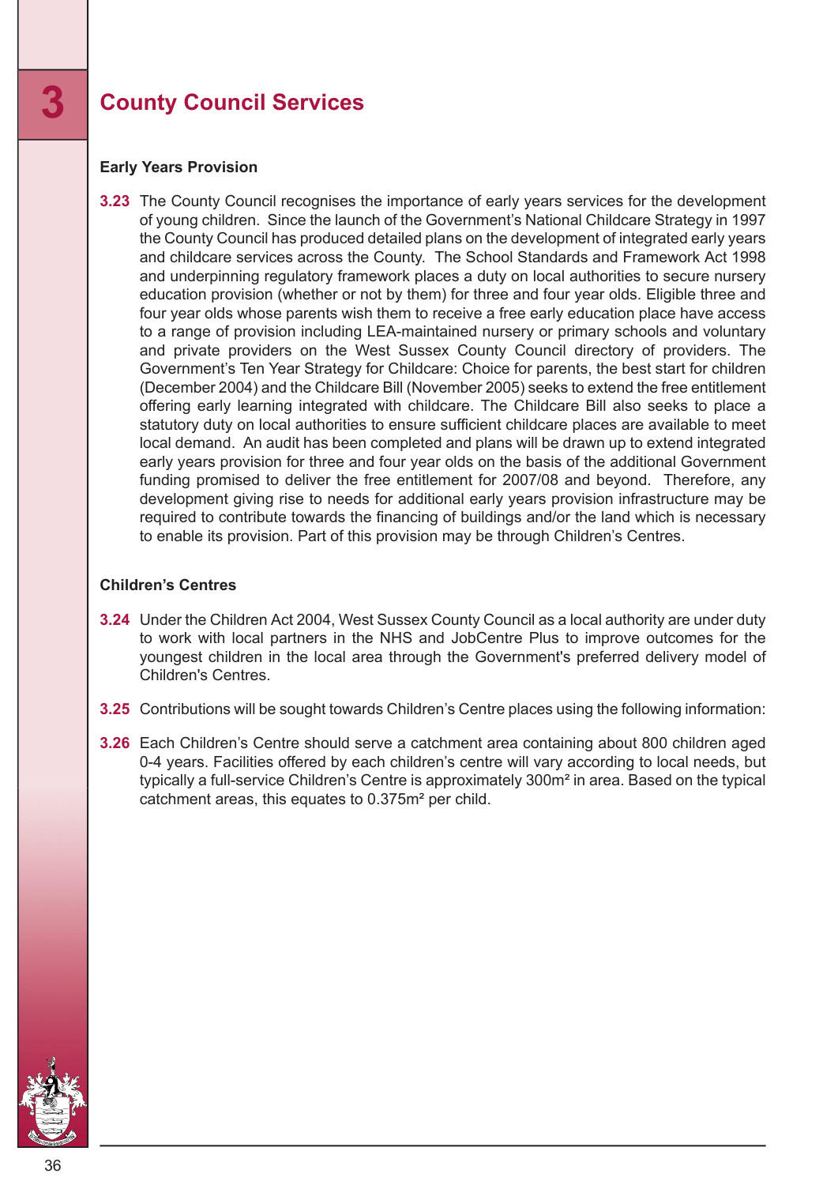# 3 County Council Services

### Early Years Provision

**3.23** The County Council recognises the importance of early years services for the development of young children. Since the launch of the Government's National Childcare Strategy in 1997 the County Council has produced detailed plans on the development of integrated early years and childcare services across the County. The School Standards and Framework Act 1998 and underpinning regulatory framework places a duty on local authorities to secure nursery education provision (whether or not by them) for three and four year olds. Eligible three and four year olds whose parents wish them to receive a free early education place have access to a range of provision including LEA-maintained nursery or primary schools and voluntary and private providers on the West Sussex County Council directory of providers. The Government's Ten Year Strategy for Childcare: Choice for parents, the best start for children (December 2004) and the Childcare Bill (November 2005) seeks to extend the free entitlement offering early learning integrated with childcare. The Childcare Bill also seeks to place a statutory duty on local authorities to ensure sufficient childcare places are available to meet local demand. An audit has been completed and plans will be drawn up to extend integrated early years provision for three and four year olds on the basis of the additional Government funding promised to deliver the free entitlement for 2007/08 and beyond. Therefore, any development giving rise to needs for additional early years provision infrastructure may be required to contribute towards the financing of buildings and/or the land which is necessary to enable its provision. Part of this provision may be through Children's Centres.

### Children's Centres

**3.24** Under the Children Act 2004, West Sussex County Council as a local authority are under duty to work with local partners in the NHS and JobCentre Plus to improve outcomes for the youngest children in the local area through the Government's preferred delivery model of Children's Centres.

**3.25** Contributions will be sought towards Children's Centre places using the following information:

**3.26** Each Children's Centre should serve a catchment area containing about 800 children aged 0-4 years. Facilities offered by each children's centre will vary according to local needs, but typically a full-service Children's Centre is approximately 300m² in area. Based on the typical catchment areas, this equates to 0.375m² per child.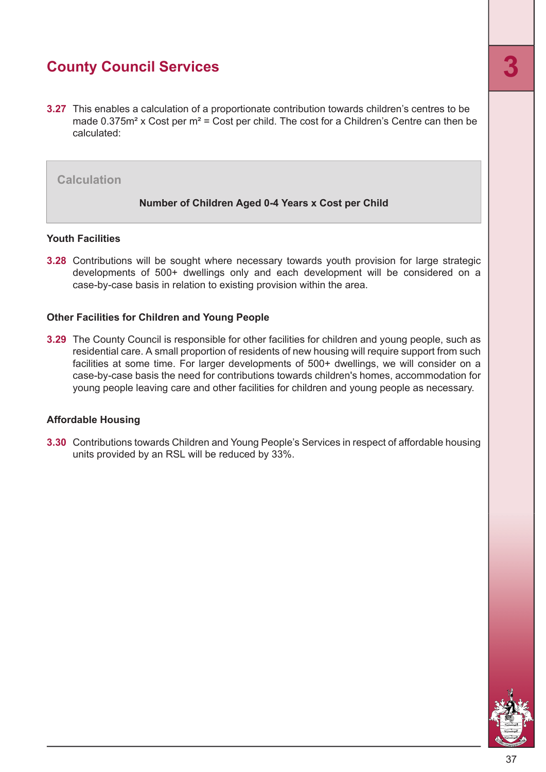## County Council Services

**3.27** This enables a calculation of a proportionate contribution towards children's centres to be made $0.375m^2$ x Cost per $m^2$ = Cost per child. The cost for a Children's Centre can then be calculated:

> **Calculation**
>
> **Number of Children Aged 0-4 Years x Cost per Child**

### Youth Facilities

**3.28** Contributions will be sought where necessary towards youth provision for large strategic developments of 500+ dwellings only and each development will be considered on a case-by-case basis in relation to existing provision within the area.

### Other Facilities for Children and Young People

**3.29** The County Council is responsible for other facilities for children and young people, such as residential care. A small proportion of residents of new housing will require support from such facilities at some time. For larger developments of 500+ dwellings, we will consider on a case-by-case basis the need for contributions towards children's homes, accommodation for young people leaving care and other facilities for children and young people as necessary.

### Affordable Housing

**3.30** Contributions towards Children and Young People's Services in respect of affordable housing units provided by an RSL will be reduced by 33%.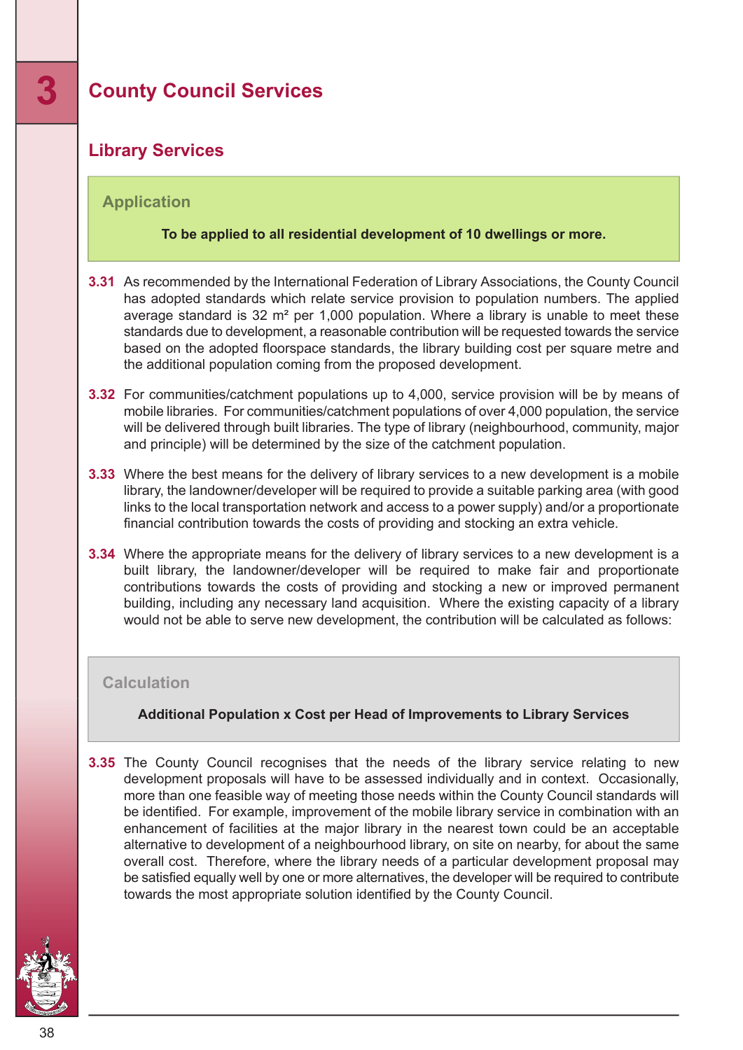# 3 County Council Services

## Library Services

### Application

**To be applied to all residential development of 10 dwellings or more.**

**3.31** As recommended by the International Federation of Library Associations, the County Council has adopted standards which relate service provision to population numbers. The applied average standard is 32 m² per 1,000 population. Where a library is unable to meet these standards due to development, a reasonable contribution will be requested towards the service based on the adopted floorspace standards, the library building cost per square metre and the additional population coming from the proposed development.

**3.32** For communities/catchment populations up to 4,000, service provision will be by means of mobile libraries. For communities/catchment populations of over 4,000 population, the service will be delivered through built libraries. The type of library (neighbourhood, community, major and principle) will be determined by the size of the catchment population.

**3.33** Where the best means for the delivery of library services to a new development is a mobile library, the landowner/developer will be required to provide a suitable parking area (with good links to the local transportation network and access to a power supply) and/or a proportionate financial contribution towards the costs of providing and stocking an extra vehicle.

**3.34** Where the appropriate means for the delivery of library services to a new development is a built library, the landowner/developer will be required to make fair and proportionate contributions towards the costs of providing and stocking a new or improved permanent building, including any necessary land acquisition. Where the existing capacity of a library would not be able to serve new development, the contribution will be calculated as follows:

### Calculation

**Additional Population x Cost per Head of Improvements to Library Services**

**3.35** The County Council recognises that the needs of the library service relating to new development proposals will have to be assessed individually and in context. Occasionally, more than one feasible way of meeting those needs within the County Council standards will be identified. For example, improvement of the mobile library service in combination with an enhancement of facilities at the major library in the nearest town could be an acceptable alternative to development of a neighbourhood library, on site on nearby, for about the same overall cost. Therefore, where the library needs of a particular development proposal may be satisfied equally well by one or more alternatives, the developer will be required to contribute towards the most appropriate solution identified by the County Council.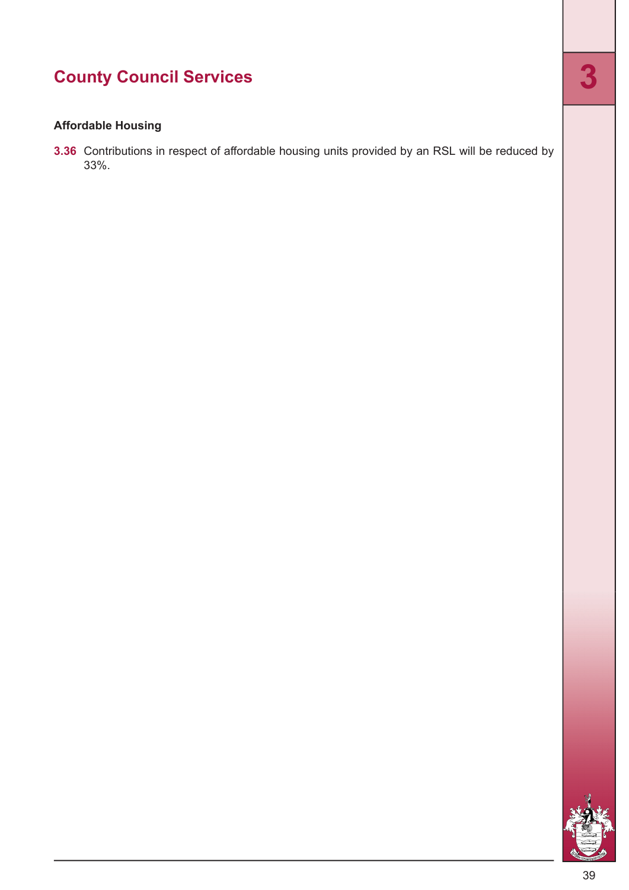# County Council Services

### Affordable Housing

**3.36** Contributions in respect of affordable housing units provided by an RSL will be reduced by 33%.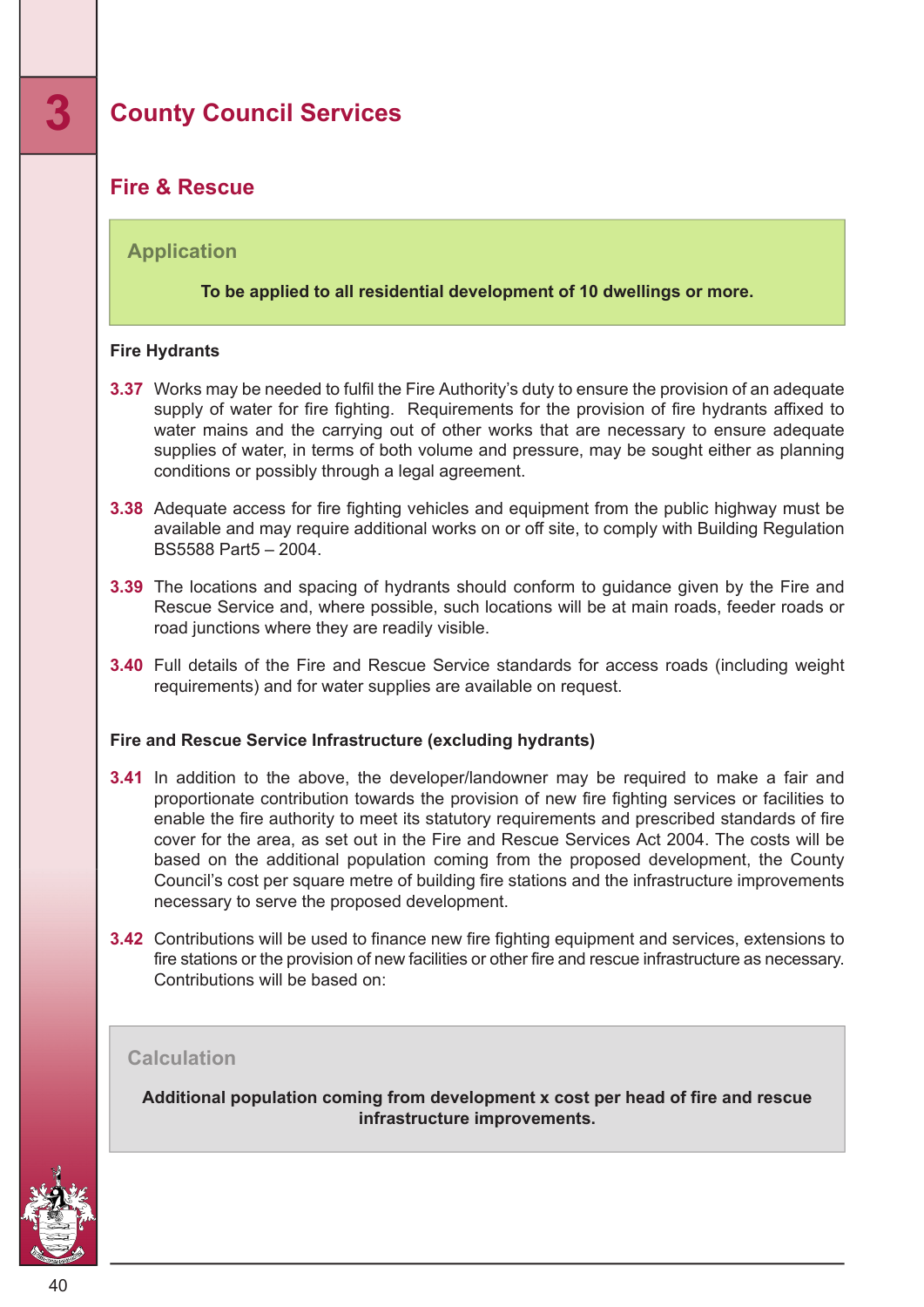# 3 County Council Services

## Fire & Rescue

### Application

**To be applied to all residential development of 10 dwellings or more.**

**Fire Hydrants**

**3.37** Works may be needed to fulfil the Fire Authority's duty to ensure the provision of an adequate supply of water for fire fighting. Requirements for the provision of fire hydrants affixed to water mains and the carrying out of other works that are necessary to ensure adequate supplies of water, in terms of both volume and pressure, may be sought either as planning conditions or possibly through a legal agreement.

**3.38** Adequate access for fire fighting vehicles and equipment from the public highway must be available and may require additional works on or off site, to comply with Building Regulation BS5588 Part5 – 2004.

**3.39** The locations and spacing of hydrants should conform to guidance given by the Fire and Rescue Service and, where possible, such locations will be at main roads, feeder roads or road junctions where they are readily visible.

**3.40** Full details of the Fire and Rescue Service standards for access roads (including weight requirements) and for water supplies are available on request.

**Fire and Rescue Service Infrastructure (excluding hydrants)**

**3.41** In addition to the above, the developer/landowner may be required to make a fair and proportionate contribution towards the provision of new fire fighting services or facilities to enable the fire authority to meet its statutory requirements and prescribed standards of fire cover for the area, as set out in the Fire and Rescue Services Act 2004. The costs will be based on the additional population coming from the proposed development, the County Council's cost per square metre of building fire stations and the infrastructure improvements necessary to serve the proposed development.

**3.42** Contributions will be used to finance new fire fighting equipment and services, extensions to fire stations or the provision of new facilities or other fire and rescue infrastructure as necessary. Contributions will be based on:

### Calculation

**Additional population coming from development x cost per head of fire and rescue infrastructure improvements.**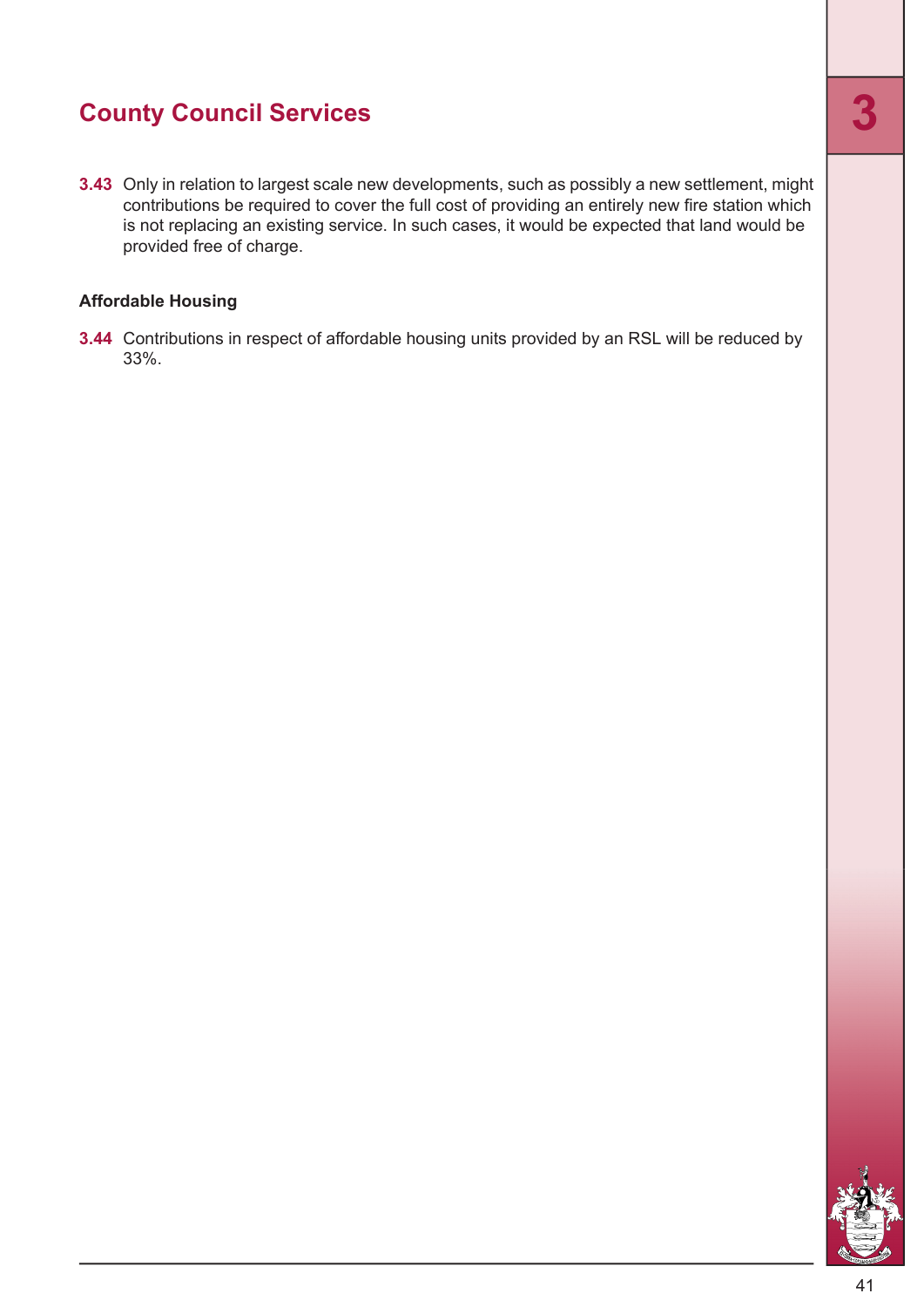## County Council Services

**3.43** Only in relation to largest scale new developments, such as possibly a new settlement, might contributions be required to cover the full cost of providing an entirely new fire station which is not replacing an existing service. In such cases, it would be expected that land would be provided free of charge.

### Affordable Housing

**3.44** Contributions in respect of affordable housing units provided by an RSL will be reduced by 33%.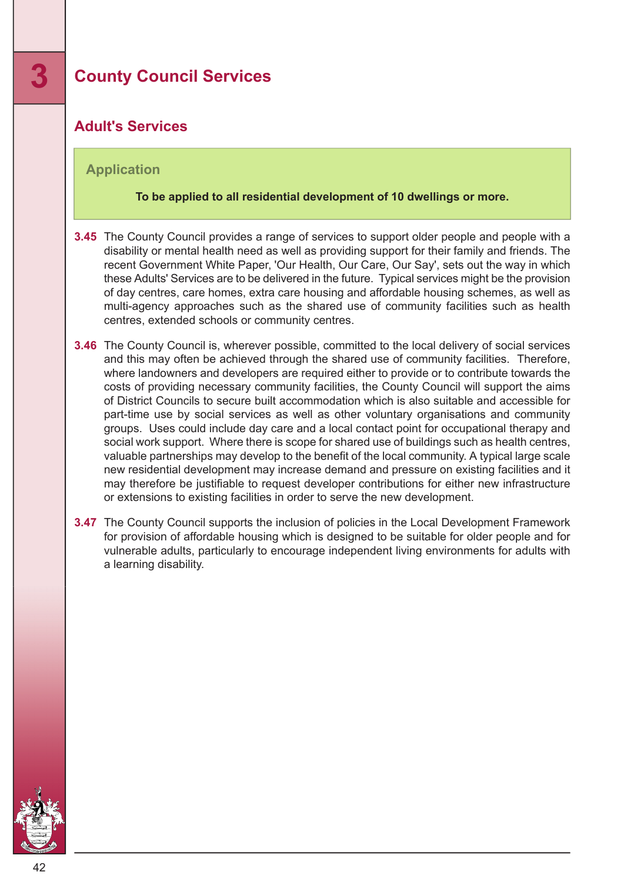# 3 County Council Services

## Adult's Services

### Application

**To be applied to all residential development of 10 dwellings or more.**

**3.45** The County Council provides a range of services to support older people and people with a disability or mental health need as well as providing support for their family and friends. The recent Government White Paper, 'Our Health, Our Care, Our Say', sets out the way in which these Adults' Services are to be delivered in the future. Typical services might be the provision of day centres, care homes, extra care housing and affordable housing schemes, as well as multi-agency approaches such as the shared use of community facilities such as health centres, extended schools or community centres.

**3.46** The County Council is, wherever possible, committed to the local delivery of social services and this may often be achieved through the shared use of community facilities. Therefore, where landowners and developers are required either to provide or to contribute towards the costs of providing necessary community facilities, the County Council will support the aims of District Councils to secure built accommodation which is also suitable and accessible for part-time use by social services as well as other voluntary organisations and community groups. Uses could include day care and a local contact point for occupational therapy and social work support. Where there is scope for shared use of buildings such as health centres, valuable partnerships may develop to the benefit of the local community. A typical large scale new residential development may increase demand and pressure on existing facilities and it may therefore be justifiable to request developer contributions for either new infrastructure or extensions to existing facilities in order to serve the new development.

**3.47** The County Council supports the inclusion of policies in the Local Development Framework for provision of affordable housing which is designed to be suitable for older people and for vulnerable adults, particularly to encourage independent living environments for adults with a learning disability.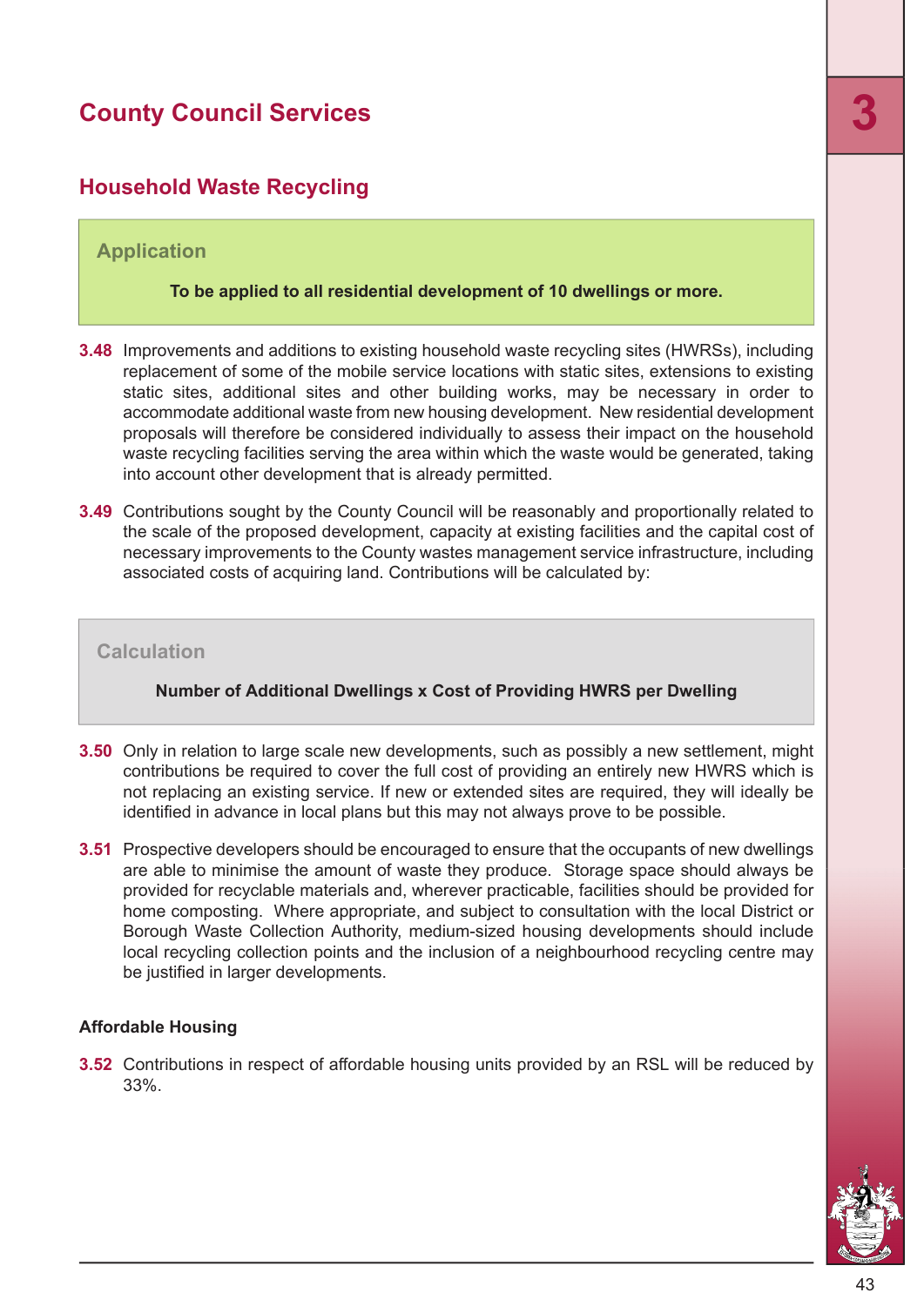# County Council Services

## Household Waste Recycling

### Application

**To be applied to all residential development of 10 dwellings or more.**

**3.48** Improvements and additions to existing household waste recycling sites (HWRSs), including replacement of some of the mobile service locations with static sites, extensions to existing static sites, additional sites and other building works, may be necessary in order to accommodate additional waste from new housing development. New residential development proposals will therefore be considered individually to assess their impact on the household waste recycling facilities serving the area within which the waste would be generated, taking into account other development that is already permitted.

**3.49** Contributions sought by the County Council will be reasonably and proportionally related to the scale of the proposed development, capacity at existing facilities and the capital cost of necessary improvements to the County wastes management service infrastructure, including associated costs of acquiring land. Contributions will be calculated by:

### Calculation

**Number of Additional Dwellings x Cost of Providing HWRS per Dwelling**

**3.50** Only in relation to large scale new developments, such as possibly a new settlement, might contributions be required to cover the full cost of providing an entirely new HWRS which is not replacing an existing service. If new or extended sites are required, they will ideally be identified in advance in local plans but this may not always prove to be possible.

**3.51** Prospective developers should be encouraged to ensure that the occupants of new dwellings are able to minimise the amount of waste they produce. Storage space should always be provided for recyclable materials and, wherever practicable, facilities should be provided for home composting. Where appropriate, and subject to consultation with the local District or Borough Waste Collection Authority, medium-sized housing developments should include local recycling collection points and the inclusion of a neighbourhood recycling centre may be justified in larger developments.

**Affordable Housing**

**3.52** Contributions in respect of affordable housing units provided by an RSL will be reduced by 33%.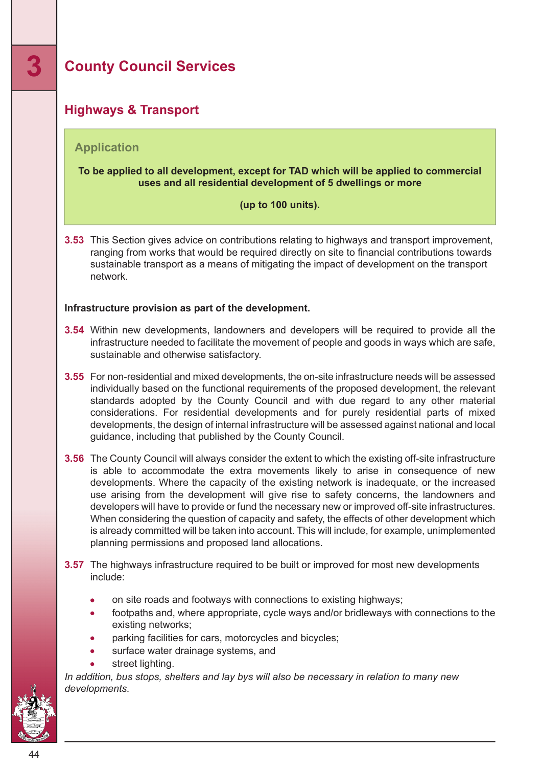# 3 County Council Services

## Highways & Transport

### Application

**To be applied to all development, except for TAD which will be applied to commercial uses and all residential development of 5 dwellings or more**

**(up to 100 units).**

**3.53** This Section gives advice on contributions relating to highways and transport improvement, ranging from works that would be required directly on site to financial contributions towards sustainable transport as a means of mitigating the impact of development on the transport network.

**Infrastructure provision as part of the development.**

**3.54** Within new developments, landowners and developers will be required to provide all the infrastructure needed to facilitate the movement of people and goods in ways which are safe, sustainable and otherwise satisfactory.

**3.55** For non-residential and mixed developments, the on-site infrastructure needs will be assessed individually based on the functional requirements of the proposed development, the relevant standards adopted by the County Council and with due regard to any other material considerations. For residential developments and for purely residential parts of mixed developments, the design of internal infrastructure will be assessed against national and local guidance, including that published by the County Council.

**3.56** The County Council will always consider the extent to which the existing off-site infrastructure is able to accommodate the extra movements likely to arise in consequence of new developments. Where the capacity of the existing network is inadequate, or the increased use arising from the development will give rise to safety concerns, the landowners and developers will have to provide or fund the necessary new or improved off-site infrastructures. When considering the question of capacity and safety, the effects of other development which is already committed will be taken into account. This will include, for example, unimplemented planning permissions and proposed land allocations.

**3.57** The highways infrastructure required to be built or improved for most new developments include:

- on site roads and footways with connections to existing highways;
- footpaths and, where appropriate, cycle ways and/or bridleways with connections to the existing networks;
- parking facilities for cars, motorcycles and bicycles;
- surface water drainage systems, and
- street lighting.

*In addition, bus stops, shelters and lay bys will also be necessary in relation to many new developments.*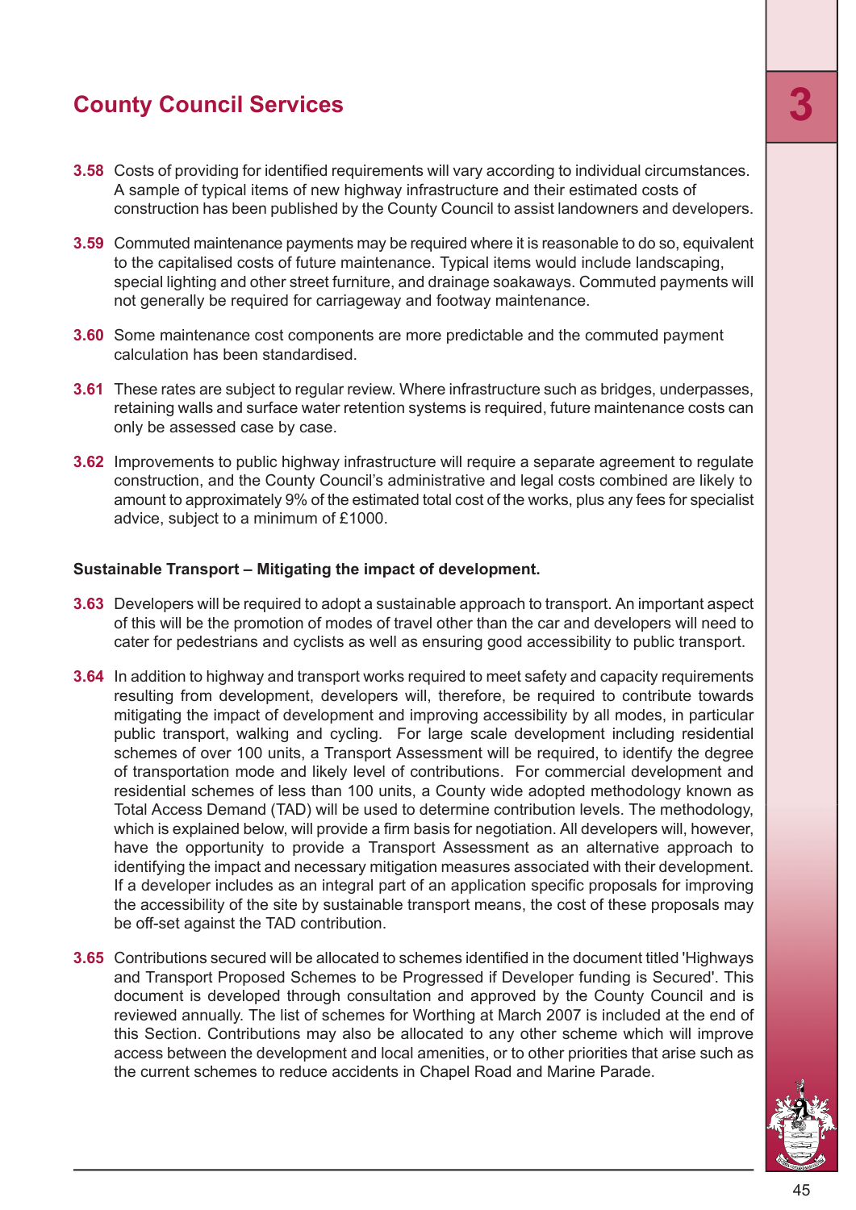# County Council Services

**3.58** Costs of providing for identified requirements will vary according to individual circumstances. A sample of typical items of new highway infrastructure and their estimated costs of construction has been published by the County Council to assist landowners and developers.

**3.59** Commuted maintenance payments may be required where it is reasonable to do so, equivalent to the capitalised costs of future maintenance. Typical items would include landscaping, special lighting and other street furniture, and drainage soakaways. Commuted payments will not generally be required for carriageway and footway maintenance.

**3.60** Some maintenance cost components are more predictable and the commuted payment calculation has been standardised.

**3.61** These rates are subject to regular review. Where infrastructure such as bridges, underpasses, retaining walls and surface water retention systems is required, future maintenance costs can only be assessed case by case.

**3.62** Improvements to public highway infrastructure will require a separate agreement to regulate construction, and the County Council's administrative and legal costs combined are likely to amount to approximately 9% of the estimated total cost of the works, plus any fees for specialist advice, subject to a minimum of £1000.

**Sustainable Transport – Mitigating the impact of development.**

**3.63** Developers will be required to adopt a sustainable approach to transport. An important aspect of this will be the promotion of modes of travel other than the car and developers will need to cater for pedestrians and cyclists as well as ensuring good accessibility to public transport.

**3.64** In addition to highway and transport works required to meet safety and capacity requirements resulting from development, developers will, therefore, be required to contribute towards mitigating the impact of development and improving accessibility by all modes, in particular public transport, walking and cycling. For large scale development including residential schemes of over 100 units, a Transport Assessment will be required, to identify the degree of transportation mode and likely level of contributions. For commercial development and residential schemes of less than 100 units, a County wide adopted methodology known as Total Access Demand (TAD) will be used to determine contribution levels. The methodology, which is explained below, will provide a firm basis for negotiation. All developers will, however, have the opportunity to provide a Transport Assessment as an alternative approach to identifying the impact and necessary mitigation measures associated with their development. If a developer includes as an integral part of an application specific proposals for improving the accessibility of the site by sustainable transport means, the cost of these proposals may be off-set against the TAD contribution.

**3.65** Contributions secured will be allocated to schemes identified in the document titled 'Highways and Transport Proposed Schemes to be Progressed if Developer funding is Secured'. This document is developed through consultation and approved by the County Council and is reviewed annually. The list of schemes for Worthing at March 2007 is included at the end of this Section. Contributions may also be allocated to any other scheme which will improve access between the development and local amenities, or to other priorities that arise such as the current schemes to reduce accidents in Chapel Road and Marine Parade.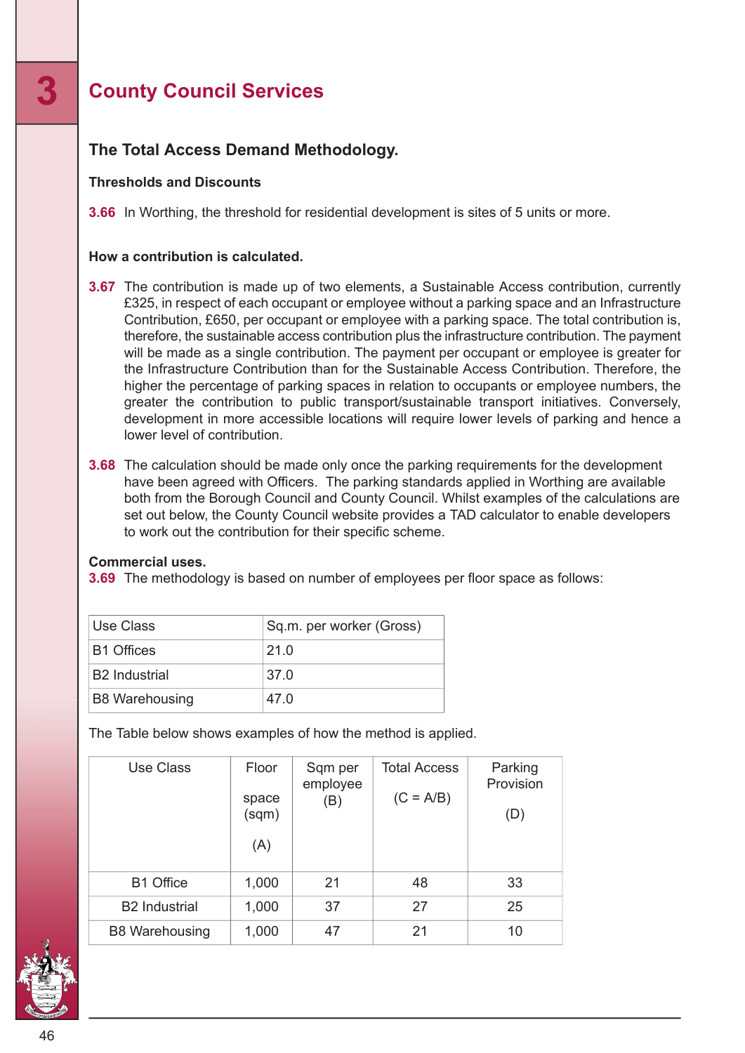# 3 County Council Services

## The Total Access Demand Methodology.

### Thresholds and Discounts

**3.66** In Worthing, the threshold for residential development is sites of 5 units or more.

### How a contribution is calculated.

**3.67** The contribution is made up of two elements, a Sustainable Access contribution, currently £325, in respect of each occupant or employee without a parking space and an Infrastructure Contribution, £650, per occupant or employee with a parking space. The total contribution is, therefore, the sustainable access contribution plus the infrastructure contribution. The payment will be made as a single contribution. The payment per occupant or employee is greater for the Infrastructure Contribution than for the Sustainable Access Contribution. Therefore, the higher the percentage of parking spaces in relation to occupants or employee numbers, the greater the contribution to public transport/sustainable transport initiatives. Conversely, development in more accessible locations will require lower levels of parking and hence a lower level of contribution.

**3.68** The calculation should be made only once the parking requirements for the development have been agreed with Officers. The parking standards applied in Worthing are available both from the Borough Council and County Council. Whilst examples of the calculations are set out below, the County Council website provides a TAD calculator to enable developers to work out the contribution for their specific scheme.

**Commercial uses.**

**3.69** The methodology is based on number of employees per floor space as follows:

| Use Class | Sq.m. per worker (Gross) |
|---|---|
| B1 Offices | 21.0 |
| B2 Industrial | 37.0 |
| B8 Warehousing | 47.0 |

The Table below shows examples of how the method is applied.

| Use Class | Floor space (sqm) (A) | Sqm per employee (B) | Total Access (C = A/B) | Parking Provision (D) |
|---|---|---|---|---|
| B1 Office | 1,000 | 21 | 48 | 33 |
| B2 Industrial | 1,000 | 37 | 27 | 25 |
| B8 Warehousing | 1,000 | 47 | 21 | 10 |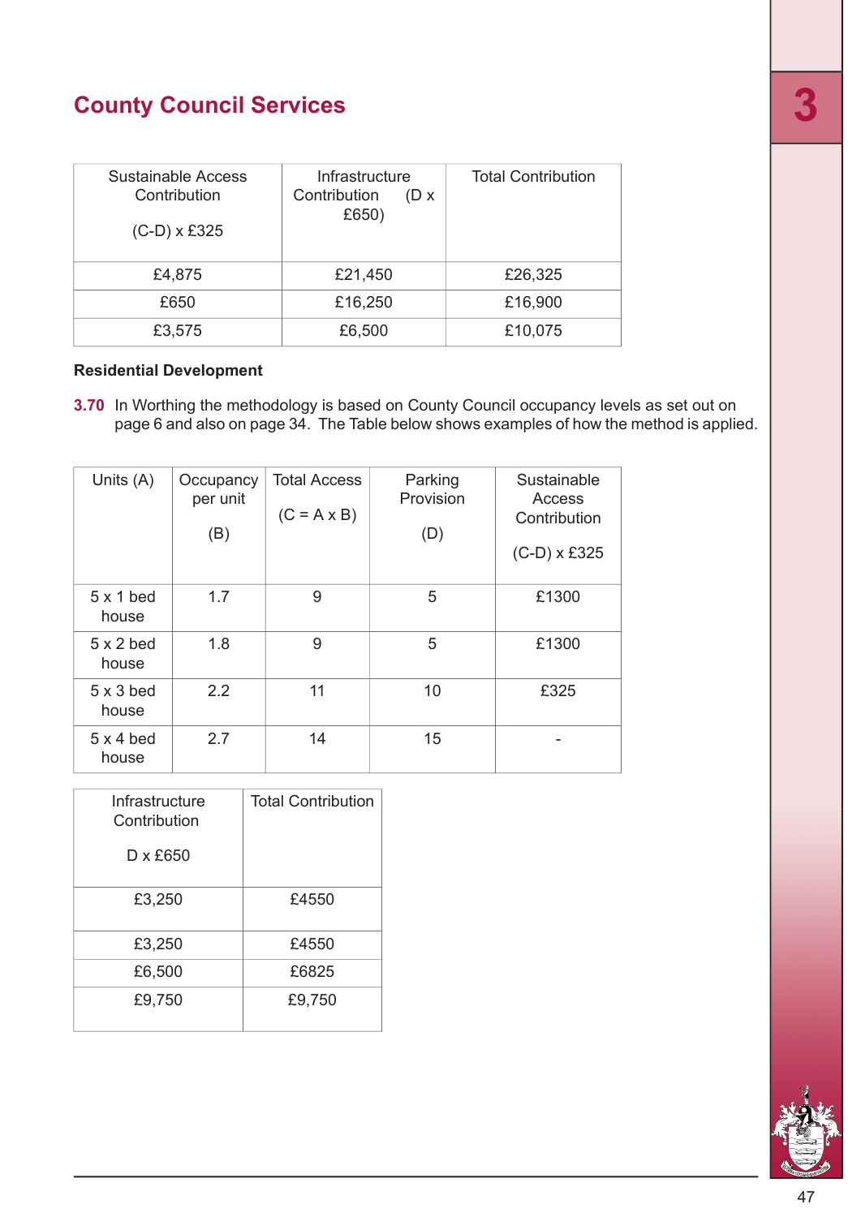## County Council Services

| Sustainable Access Contribution (C-D) x £325 | Infrastructure Contribution (D x £650) | Total Contribution |
|---|---|---|
| £4,875 | £21,450 | £26,325 |
| £650 | £16,250 | £16,900 |
| £3,575 | £6,500 | £10,075 |

**Residential Development**

**3.70** In Worthing the methodology is based on County Council occupancy levels as set out on page 6 and also on page 34. The Table below shows examples of how the method is applied.

| Units (A) | Occupancy per unit (B) | Total Access (C = A x B) | Parking Provision (D) | Sustainable Access Contribution (C-D) x £325 | Infrastructure Contribution D x £650 | Total Contribution |
|---|---|---|---|---|---|---|
| 5 x 1 bed house | 1.7 | 9 | 5 | £1300 | £3,250 | £4550 |
| 5 x 2 bed house | 1.8 | 9 | 5 | £1300 | £3,250 | £4550 |
| 5 x 3 bed house | 2.2 | 11 | 10 | £325 | £6,500 | £6825 |
| 5 x 4 bed house | 2.7 | 14 | 15 | - | £9,750 | £9,750 |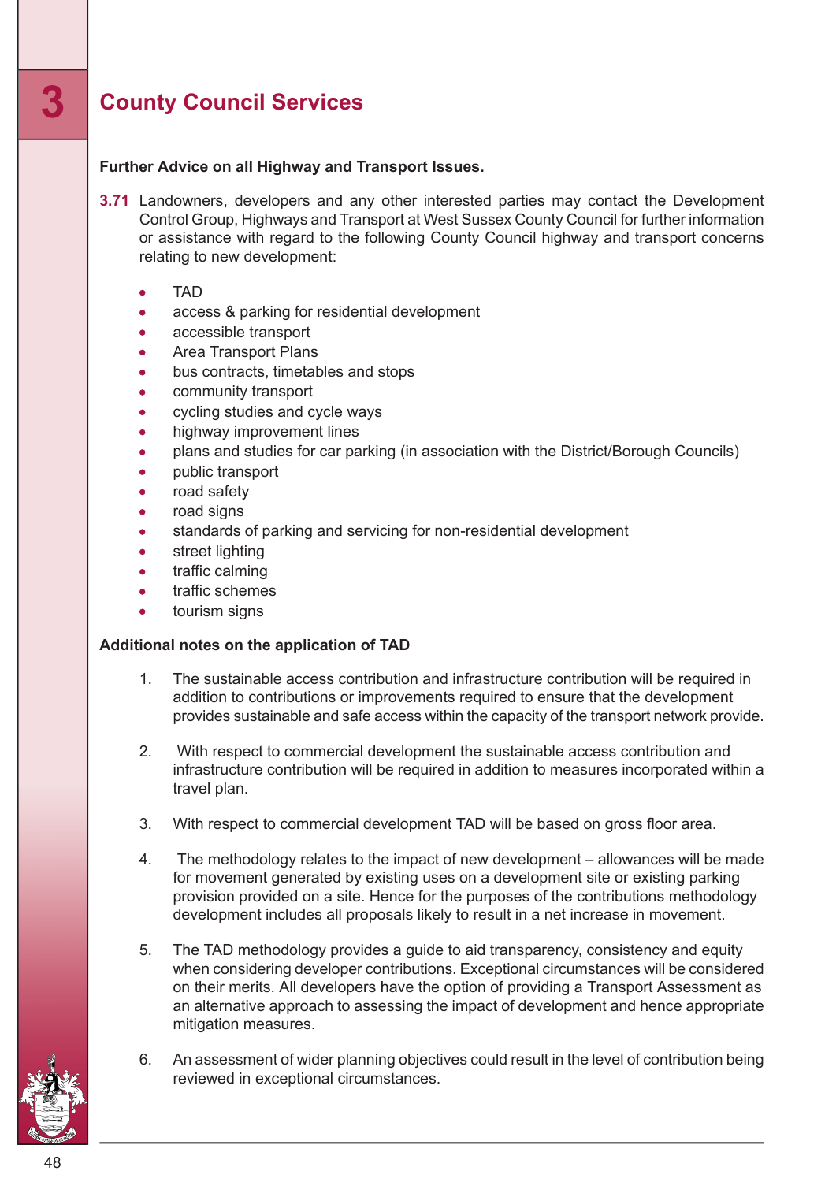# 3 County Council Services

**Further Advice on all Highway and Transport Issues.**

**3.71** Landowners, developers and any other interested parties may contact the Development Control Group, Highways and Transport at West Sussex County Council for further information or assistance with regard to the following County Council highway and transport concerns relating to new development:

- TAD
- access & parking for residential development
- accessible transport
- Area Transport Plans
- bus contracts, timetables and stops
- community transport
- cycling studies and cycle ways
- highway improvement lines
- plans and studies for car parking (in association with the District/Borough Councils)
- public transport
- road safety
- road signs
- standards of parking and servicing for non-residential development
- street lighting
- traffic calming
- traffic schemes
- tourism signs

**Additional notes on the application of TAD**

1. The sustainable access contribution and infrastructure contribution will be required in addition to contributions or improvements required to ensure that the development provides sustainable and safe access within the capacity of the transport network provide.

2. With respect to commercial development the sustainable access contribution and infrastructure contribution will be required in addition to measures incorporated within a travel plan.

3. With respect to commercial development TAD will be based on gross floor area.

4. The methodology relates to the impact of new development – allowances will be made for movement generated by existing uses on a development site or existing parking provision provided on a site. Hence for the purposes of the contributions methodology development includes all proposals likely to result in a net increase in movement.

5. The TAD methodology provides a guide to aid transparency, consistency and equity when considering developer contributions. Exceptional circumstances will be considered on their merits. All developers have the option of providing a Transport Assessment as an alternative approach to assessing the impact of development and hence appropriate mitigation measures.

6. An assessment of wider planning objectives could result in the level of contribution being reviewed in exceptional circumstances.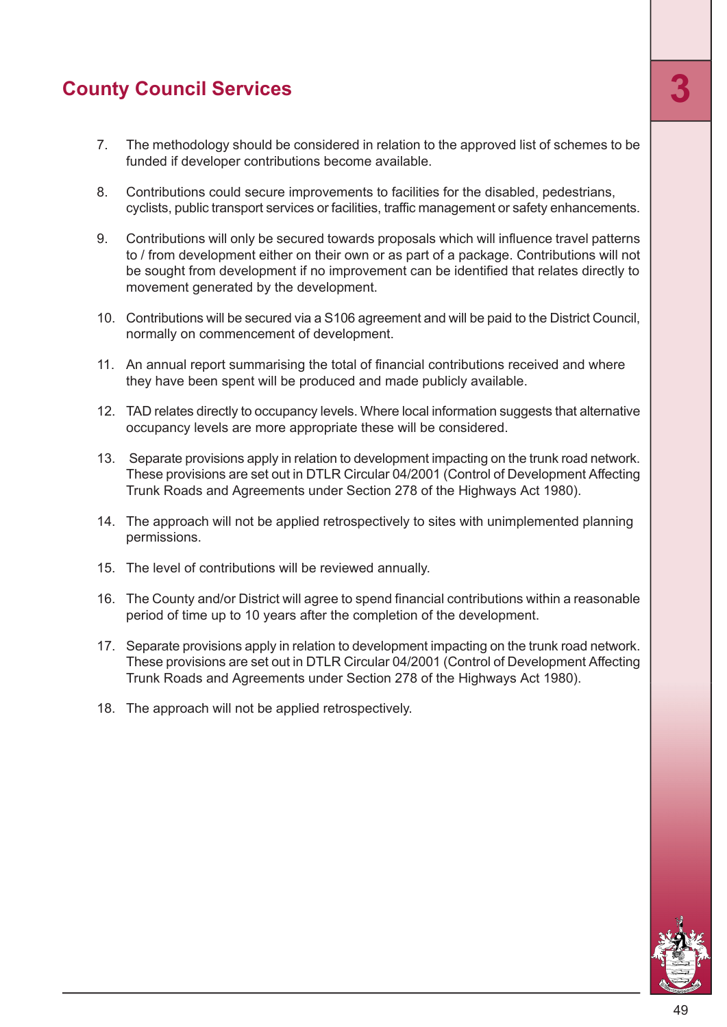## County Council Services

7. The methodology should be considered in relation to the approved list of schemes to be funded if developer contributions become available.

8. Contributions could secure improvements to facilities for the disabled, pedestrians, cyclists, public transport services or facilities, traffic management or safety enhancements.

9. Contributions will only be secured towards proposals which will influence travel patterns to / from development either on their own or as part of a package. Contributions will not be sought from development if no improvement can be identified that relates directly to movement generated by the development.

10. Contributions will be secured via a S106 agreement and will be paid to the District Council, normally on commencement of development.

11. An annual report summarising the total of financial contributions received and where they have been spent will be produced and made publicly available.

12. TAD relates directly to occupancy levels. Where local information suggests that alternative occupancy levels are more appropriate these will be considered.

13. Separate provisions apply in relation to development impacting on the trunk road network. These provisions are set out in DTLR Circular 04/2001 (Control of Development Affecting Trunk Roads and Agreements under Section 278 of the Highways Act 1980).

14. The approach will not be applied retrospectively to sites with unimplemented planning permissions.

15. The level of contributions will be reviewed annually.

16. The County and/or District will agree to spend financial contributions within a reasonable period of time up to 10 years after the completion of the development.

17. Separate provisions apply in relation to development impacting on the trunk road network. These provisions are set out in DTLR Circular 04/2001 (Control of Development Affecting Trunk Roads and Agreements under Section 278 of the Highways Act 1980).

18. The approach will not be applied retrospectively.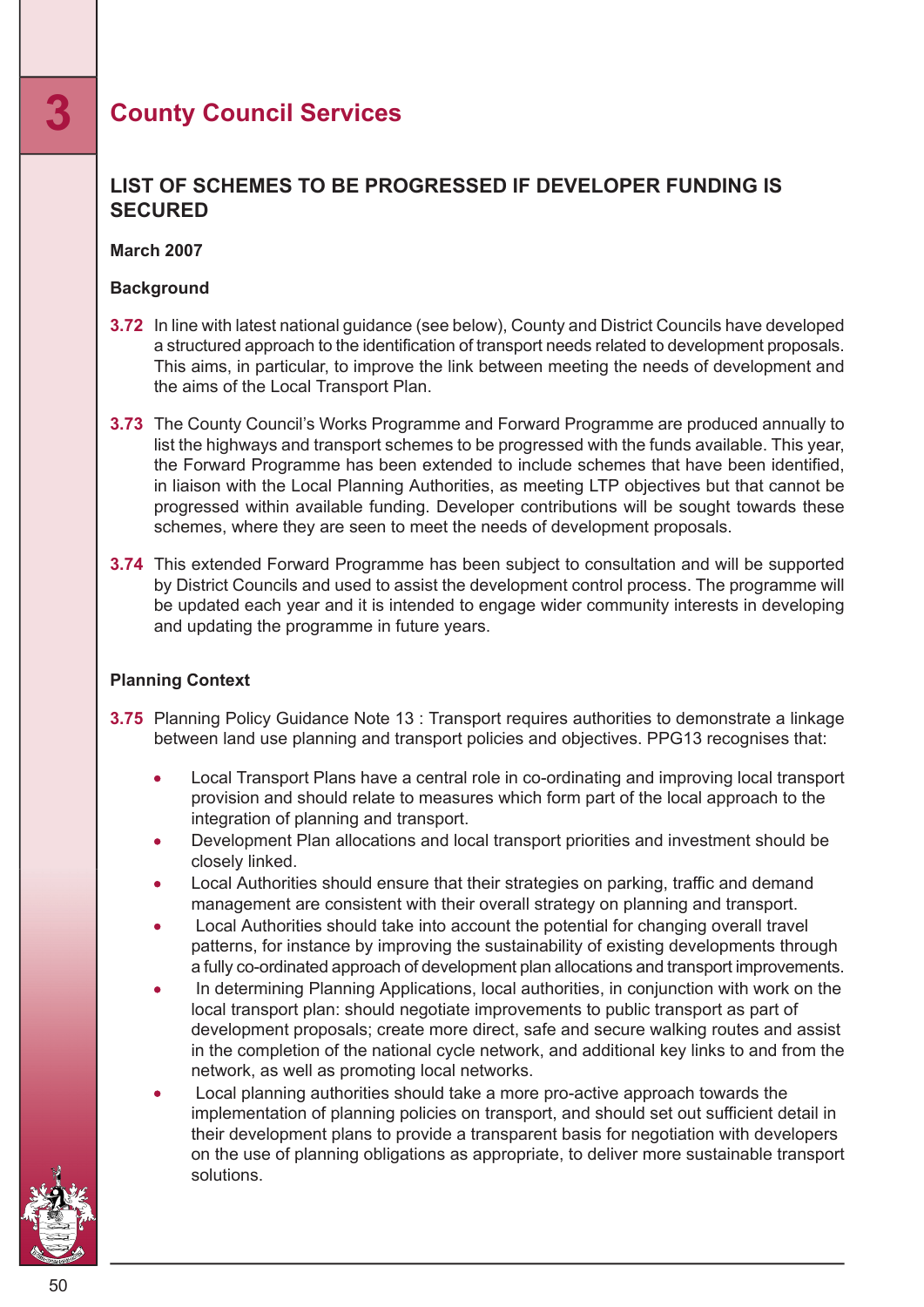# 3 County Council Services

## LIST OF SCHEMES TO BE PROGRESSED IF DEVELOPER FUNDING IS SECURED

**March 2007**

**Background**

**3.72** In line with latest national guidance (see below), County and District Councils have developed a structured approach to the identification of transport needs related to development proposals. This aims, in particular, to improve the link between meeting the needs of development and the aims of the Local Transport Plan.

**3.73** The County Council's Works Programme and Forward Programme are produced annually to list the highways and transport schemes to be progressed with the funds available. This year, the Forward Programme has been extended to include schemes that have been identified, in liaison with the Local Planning Authorities, as meeting LTP objectives but that cannot be progressed within available funding. Developer contributions will be sought towards these schemes, where they are seen to meet the needs of development proposals.

**3.74** This extended Forward Programme has been subject to consultation and will be supported by District Councils and used to assist the development control process. The programme will be updated each year and it is intended to engage wider community interests in developing and updating the programme in future years.

**Planning Context**

**3.75** Planning Policy Guidance Note 13 : Transport requires authorities to demonstrate a linkage between land use planning and transport policies and objectives. PPG13 recognises that:

- Local Transport Plans have a central role in co-ordinating and improving local transport provision and should relate to measures which form part of the local approach to the integration of planning and transport.
- Development Plan allocations and local transport priorities and investment should be closely linked.
- Local Authorities should ensure that their strategies on parking, traffic and demand management are consistent with their overall strategy on planning and transport.
- Local Authorities should take into account the potential for changing overall travel patterns, for instance by improving the sustainability of existing developments through a fully co-ordinated approach of development plan allocations and transport improvements.
- In determining Planning Applications, local authorities, in conjunction with work on the local transport plan: should negotiate improvements to public transport as part of development proposals; create more direct, safe and secure walking routes and assist in the completion of the national cycle network, and additional key links to and from the network, as well as promoting local networks.
- Local planning authorities should take a more pro-active approach towards the implementation of planning policies on transport, and should set out sufficient detail in their development plans to provide a transparent basis for negotiation with developers on the use of planning obligations as appropriate, to deliver more sustainable transport solutions.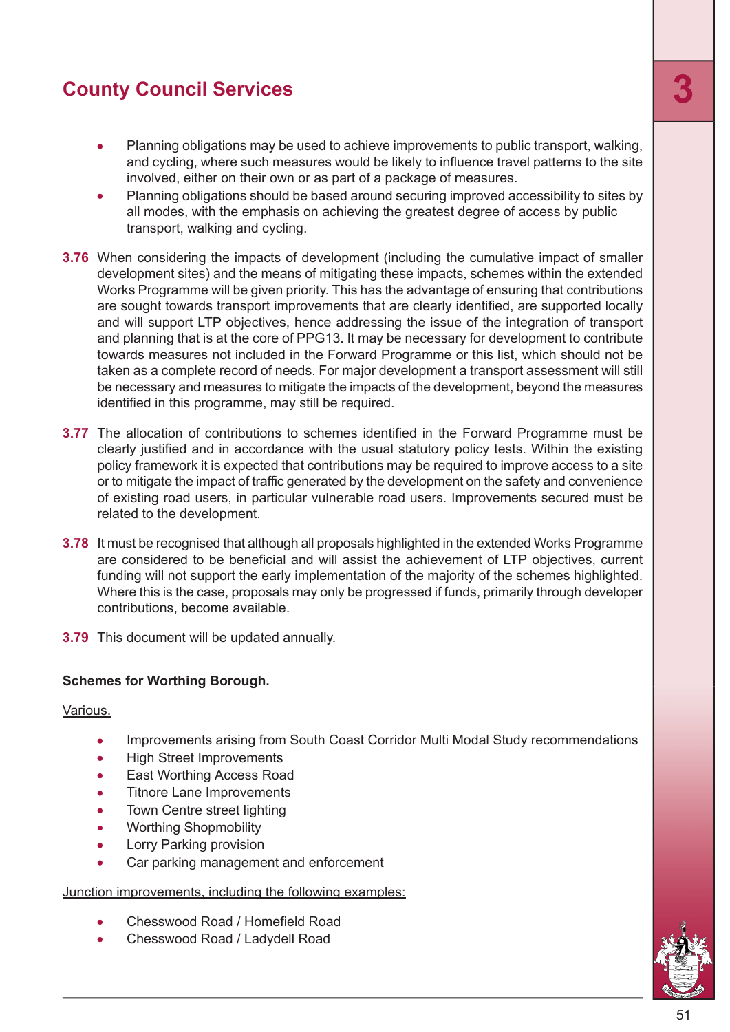## County Council Services

- Planning obligations may be used to achieve improvements to public transport, walking, and cycling, where such measures would be likely to influence travel patterns to the site involved, either on their own or as part of a package of measures.
- Planning obligations should be based around securing improved accessibility to sites by all modes, with the emphasis on achieving the greatest degree of access by public transport, walking and cycling.

**3.76** When considering the impacts of development (including the cumulative impact of smaller development sites) and the means of mitigating these impacts, schemes within the extended Works Programme will be given priority. This has the advantage of ensuring that contributions are sought towards transport improvements that are clearly identified, are supported locally and will support LTP objectives, hence addressing the issue of the integration of transport and planning that is at the core of PPG13. It may be necessary for development to contribute towards measures not included in the Forward Programme or this list, which should not be taken as a complete record of needs. For major development a transport assessment will still be necessary and measures to mitigate the impacts of the development, beyond the measures identified in this programme, may still be required.

**3.77** The allocation of contributions to schemes identified in the Forward Programme must be clearly justified and in accordance with the usual statutory policy tests. Within the existing policy framework it is expected that contributions may be required to improve access to a site or to mitigate the impact of traffic generated by the development on the safety and convenience of existing road users, in particular vulnerable road users. Improvements secured must be related to the development.

**3.78** It must be recognised that although all proposals highlighted in the extended Works Programme are considered to be beneficial and will assist the achievement of LTP objectives, current funding will not support the early implementation of the majority of the schemes highlighted. Where this is the case, proposals may only be progressed if funds, primarily through developer contributions, become available.

**3.79** This document will be updated annually.

**Schemes for Worthing Borough.**

Various.

- Improvements arising from South Coast Corridor Multi Modal Study recommendations
- High Street Improvements
- East Worthing Access Road
- Titnore Lane Improvements
- Town Centre street lighting
- Worthing Shopmobility
- Lorry Parking provision
- Car parking management and enforcement

Junction improvements, including the following examples:

- Chesswood Road / Homefield Road
- Chesswood Road / Ladydell Road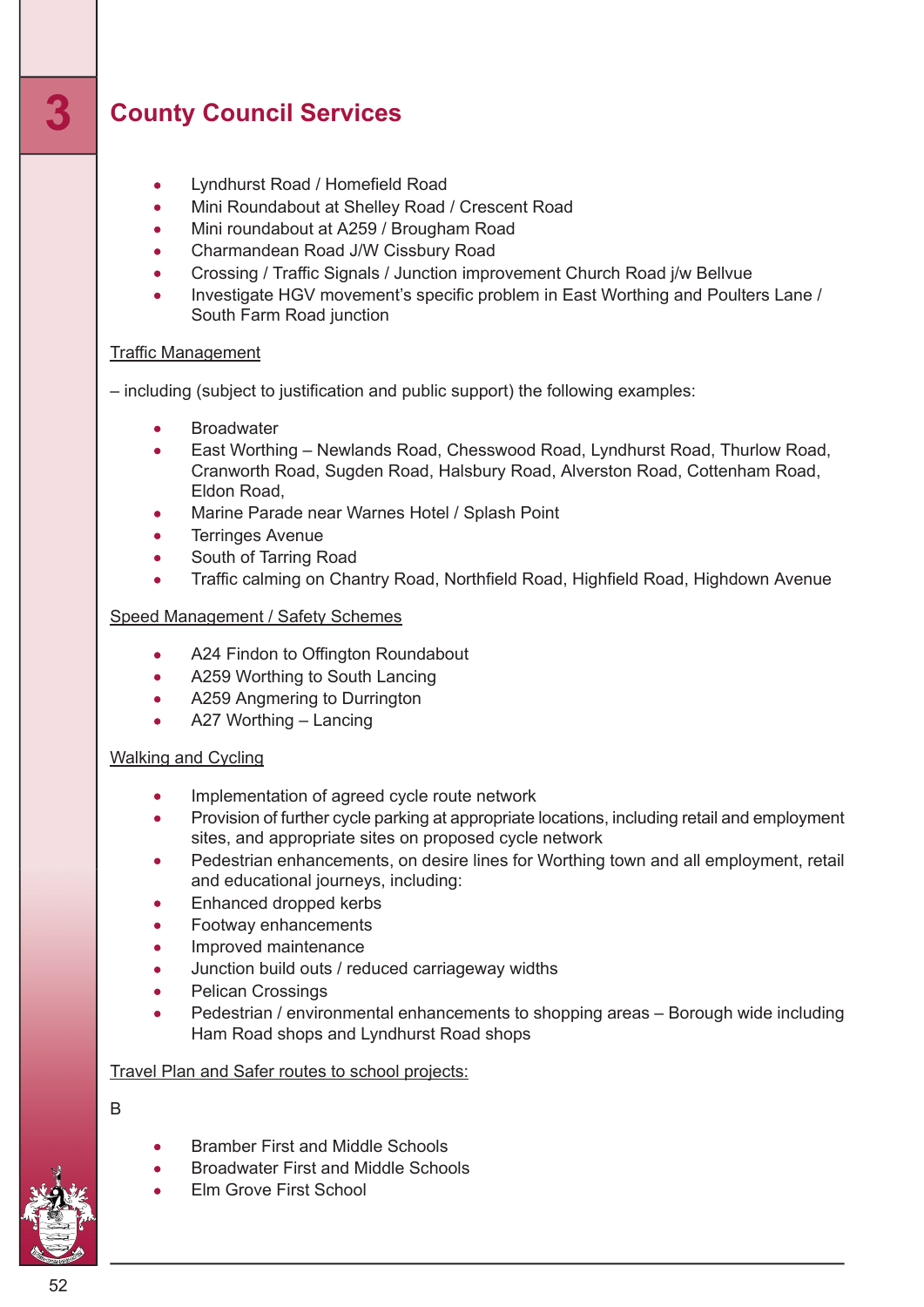# 3 County Council Services

- Lyndhurst Road / Homefield Road
- Mini Roundabout at Shelley Road / Crescent Road
- Mini roundabout at A259 / Brougham Road
- Charmandean Road J/W Cissbury Road
- Crossing / Traffic Signals / Junction improvement Church Road j/w Bellvue
- Investigate HGV movement's specific problem in East Worthing and Poulters Lane / South Farm Road junction

Traffic Management

– including (subject to justification and public support) the following examples:

- Broadwater
- East Worthing – Newlands Road, Chesswood Road, Lyndhurst Road, Thurlow Road, Cranworth Road, Sugden Road, Halsbury Road, Alverston Road, Cottenham Road, Eldon Road,
- Marine Parade near Warnes Hotel / Splash Point
- Terringes Avenue
- South of Tarring Road
- Traffic calming on Chantry Road, Northfield Road, Highfield Road, Highdown Avenue

Speed Management / Safety Schemes

- A24 Findon to Offington Roundabout
- A259 Worthing to South Lancing
- A259 Angmering to Durrington
- A27 Worthing – Lancing

Walking and Cycling

- Implementation of agreed cycle route network
- Provision of further cycle parking at appropriate locations, including retail and employment sites, and appropriate sites on proposed cycle network
- Pedestrian enhancements, on desire lines for Worthing town and all employment, retail and educational journeys, including:
- Enhanced dropped kerbs
- Footway enhancements
- Improved maintenance
- Junction build outs / reduced carriageway widths
- Pelican Crossings
- Pedestrian / environmental enhancements to shopping areas – Borough wide including Ham Road shops and Lyndhurst Road shops

Travel Plan and Safer routes to school projects:

B

- Bramber First and Middle Schools
- Broadwater First and Middle Schools
- Elm Grove First School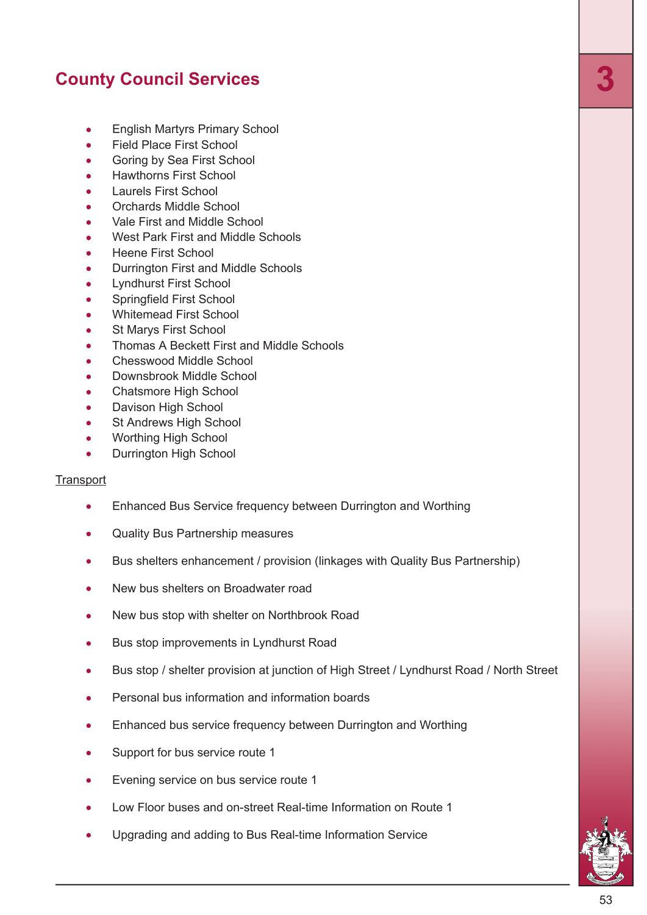## County Council Services

- English Martyrs Primary School
- Field Place First School
- Goring by Sea First School
- Hawthorns First School
- Laurels First School
- Orchards Middle School
- Vale First and Middle School
- West Park First and Middle Schools
- Heene First School
- Durrington First and Middle Schools
- Lyndhurst First School
- Springfield First School
- Whitemead First School
- St Marys First School
- Thomas A Beckett First and Middle Schools
- Chesswood Middle School
- Downsbrook Middle School
- Chatsmore High School
- Davison High School
- St Andrews High School
- Worthing High School
- Durrington High School

Transport

- Enhanced Bus Service frequency between Durrington and Worthing
- Quality Bus Partnership measures
- Bus shelters enhancement / provision (linkages with Quality Bus Partnership)
- New bus shelters on Broadwater road
- New bus stop with shelter on Northbrook Road
- Bus stop improvements in Lyndhurst Road
- Bus stop / shelter provision at junction of High Street / Lyndhurst Road / North Street
- Personal bus information and information boards
- Enhanced bus service frequency between Durrington and Worthing
- Support for bus service route 1
- Evening service on bus service route 1
- Low Floor buses and on-street Real-time Information on Route 1
- Upgrading and adding to Bus Real-time Information Service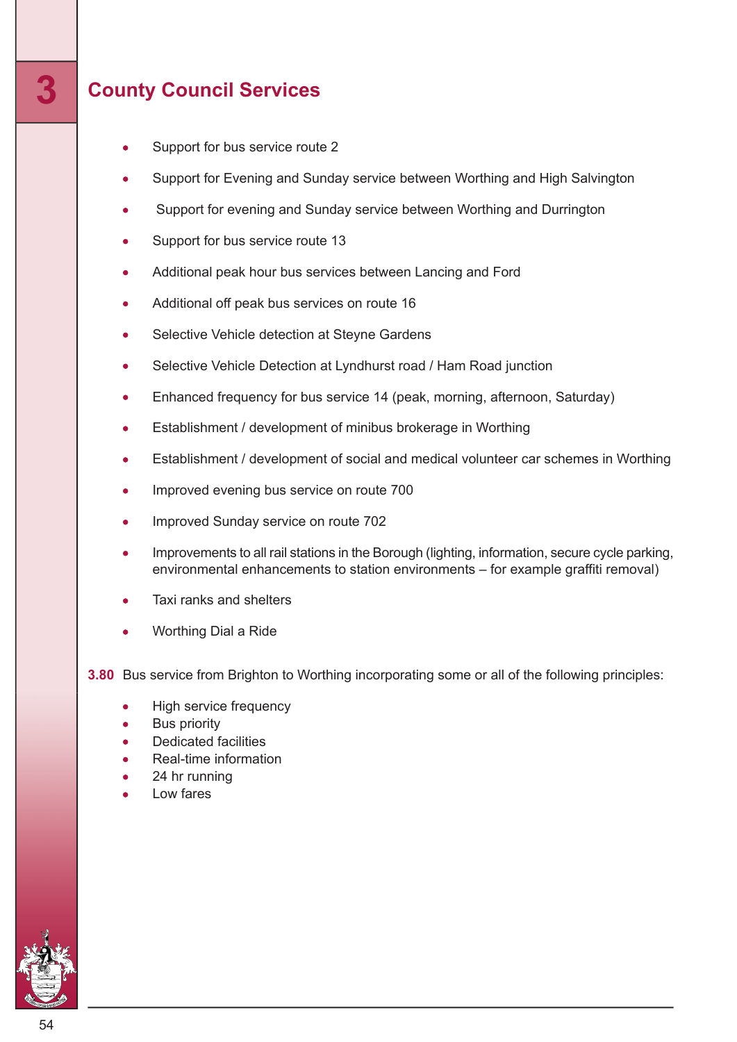# County Council Services

- Support for bus service route 2
- Support for Evening and Sunday service between Worthing and High Salvington
- Support for evening and Sunday service between Worthing and Durrington
- Support for bus service route 13
- Additional peak hour bus services between Lancing and Ford
- Additional off peak bus services on route 16
- Selective Vehicle detection at Steyne Gardens
- Selective Vehicle Detection at Lyndhurst road / Ham Road junction
- Enhanced frequency for bus service 14 (peak, morning, afternoon, Saturday)
- Establishment / development of minibus brokerage in Worthing
- Establishment / development of social and medical volunteer car schemes in Worthing
- Improved evening bus service on route 700
- Improved Sunday service on route 702
- Improvements to all rail stations in the Borough (lighting, information, secure cycle parking, environmental enhancements to station environments – for example graffiti removal)
- Taxi ranks and shelters
- Worthing Dial a Ride

**3.80** Bus service from Brighton to Worthing incorporating some or all of the following principles:

- High service frequency
- Bus priority
- Dedicated facilities
- Real-time information
- 24 hr running
- Low fares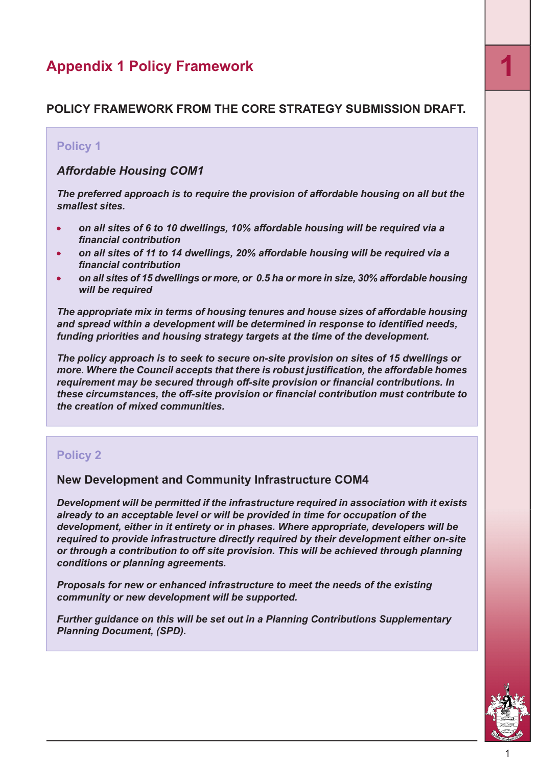# Appendix 1 Policy Framework

## POLICY FRAMEWORK FROM THE CORE STRATEGY SUBMISSION DRAFT.

### Policy 1

***Affordable Housing COM1***

***The preferred approach is to require the provision of affordable housing on all but the smallest sites.***

- ***on all sites of 6 to 10 dwellings, 10% affordable housing will be required via a financial contribution***
- ***on all sites of 11 to 14 dwellings, 20% affordable housing will be required via a financial contribution***
- ***on all sites of 15 dwellings or more, or 0.5 ha or more in size, 30% affordable housing will be required***

***The appropriate mix in terms of housing tenures and house sizes of affordable housing and spread within a development will be determined in response to identified needs, funding priorities and housing strategy targets at the time of the development.***

***The policy approach is to seek to secure on-site provision on sites of 15 dwellings or more. Where the Council accepts that there is robust justification, the affordable homes requirement may be secured through off-site provision or financial contributions. In these circumstances, the off-site provision or financial contribution must contribute to the creation of mixed communities.***

### Policy 2

**New Development and Community Infrastructure COM4**

***Development will be permitted if the infrastructure required in association with it exists already to an acceptable level or will be provided in time for occupation of the development, either in it entirety or in phases. Where appropriate, developers will be required to provide infrastructure directly required by their development either on-site or through a contribution to off site provision. This will be achieved through planning conditions or planning agreements.***

***Proposals for new or enhanced infrastructure to meet the needs of the existing community or new development will be supported.***

***Further guidance on this will be set out in a Planning Contributions Supplementary Planning Document, (SPD).***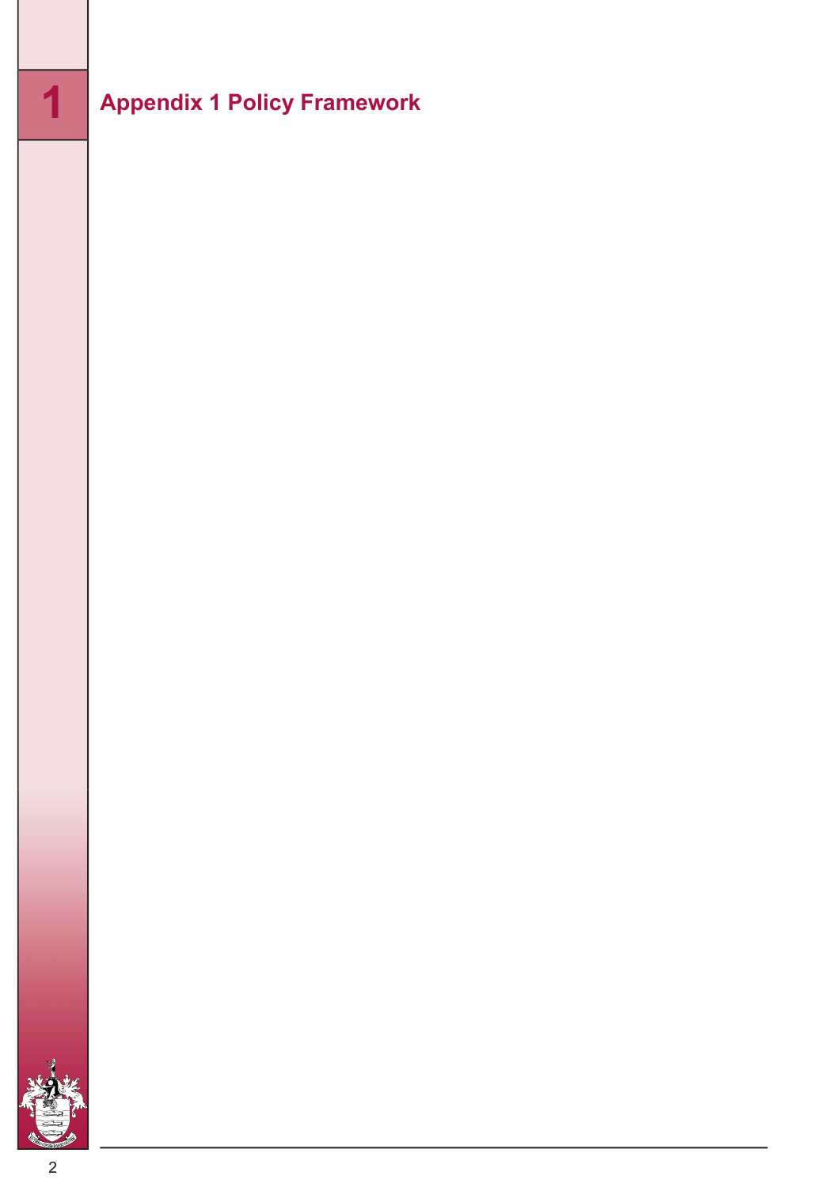# Appendix 1 Policy Framework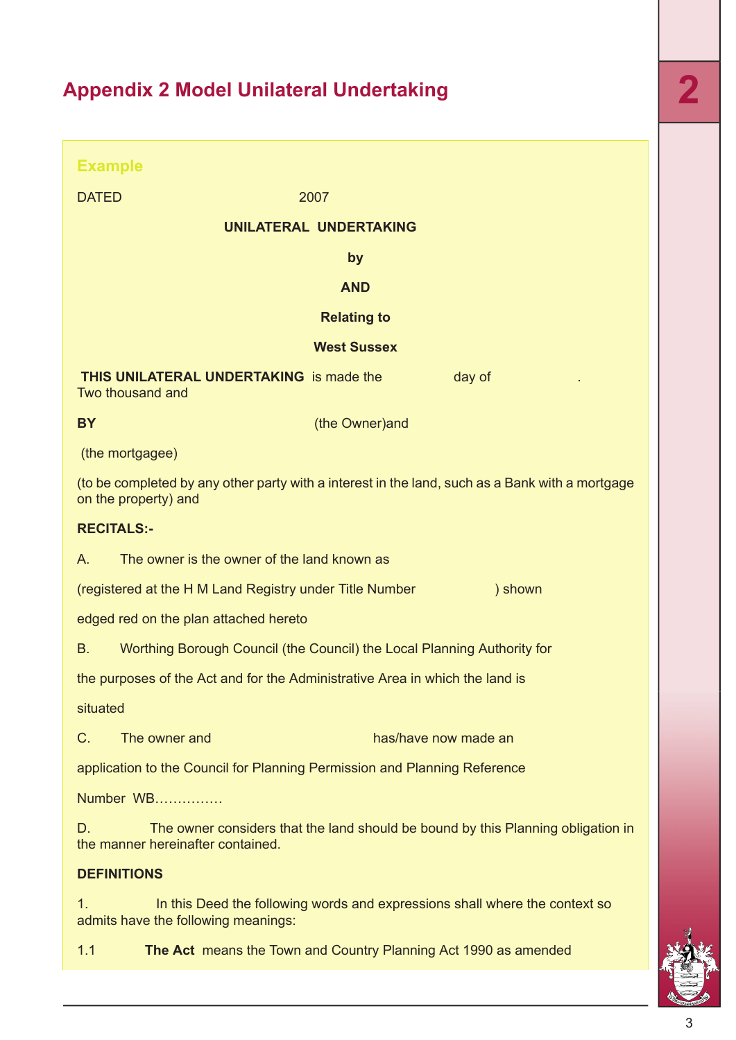# Appendix 2 Model Unilateral Undertaking

Example

DATED 2007

**UNILATERAL UNDERTAKING**

**by**

**AND**

**Relating to**

**West Sussex**

**THIS UNILATERAL UNDERTAKING** is made the day of . Two thousand and

**BY** (the Owner)and

(the mortgagee)

(to be completed by any other party with a interest in the land, such as a Bank with a mortgage on the property) and

**RECITALS:-**

A. The owner is the owner of the land known as

(registered at the H M Land Registry under Title Number ) shown

edged red on the plan attached hereto

B. Worthing Borough Council (the Council) the Local Planning Authority for

the purposes of the Act and for the Administrative Area in which the land is

situated

C. The owner and has/have now made an

application to the Council for Planning Permission and Planning Reference

Number WB……………

D. The owner considers that the land should be bound by this Planning obligation in the manner hereinafter contained.

**DEFINITIONS**

1. In this Deed the following words and expressions shall where the context so admits have the following meanings:

1.1 **The Act** means the Town and Country Planning Act 1990 as amended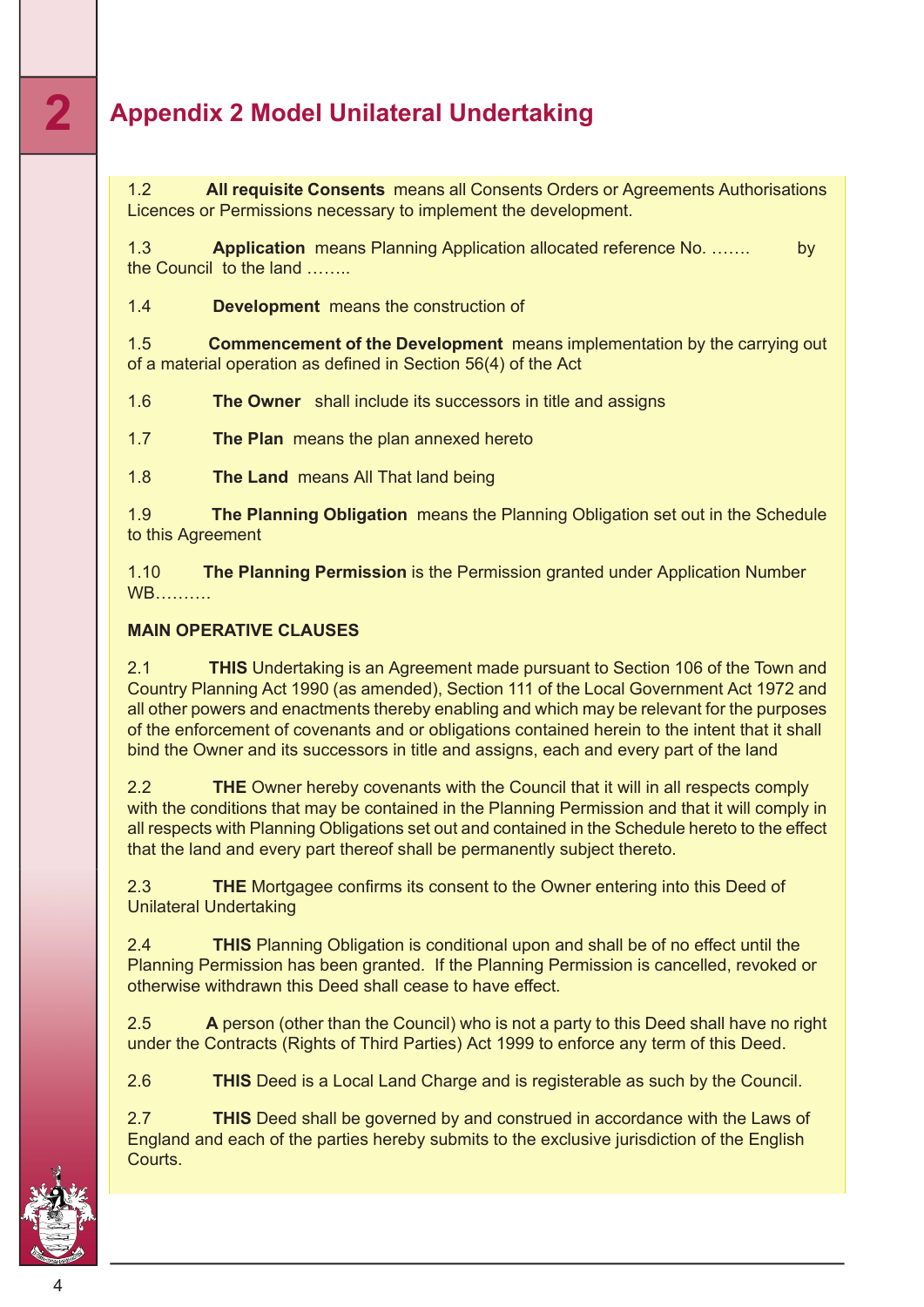# Appendix 2 Model Unilateral Undertaking

1.2 **All requisite Consents** means all Consents Orders or Agreements Authorisations Licences or Permissions necessary to implement the development.

1.3 **Application** means Planning Application allocated reference No. ……. by the Council to the land ……..

1.4 **Development** means the construction of

1.5 **Commencement of the Development** means implementation by the carrying out of a material operation as defined in Section 56(4) of the Act

1.6 **The Owner** shall include its successors in title and assigns

1.7 **The Plan** means the plan annexed hereto

1.8 **The Land** means All That land being

1.9 **The Planning Obligation** means the Planning Obligation set out in the Schedule to this Agreement

1.10 **The Planning Permission** is the Permission granted under Application Number WB……….

**MAIN OPERATIVE CLAUSES**

2.1 **THIS** Undertaking is an Agreement made pursuant to Section 106 of the Town and Country Planning Act 1990 (as amended), Section 111 of the Local Government Act 1972 and all other powers and enactments thereby enabling and which may be relevant for the purposes of the enforcement of covenants and or obligations contained herein to the intent that it shall bind the Owner and its successors in title and assigns, each and every part of the land

2.2 **THE** Owner hereby covenants with the Council that it will in all respects comply with the conditions that may be contained in the Planning Permission and that it will comply in all respects with Planning Obligations set out and contained in the Schedule hereto to the effect that the land and every part thereof shall be permanently subject thereto.

2.3 **THE** Mortgagee confirms its consent to the Owner entering into this Deed of Unilateral Undertaking

2.4 **THIS** Planning Obligation is conditional upon and shall be of no effect until the Planning Permission has been granted. If the Planning Permission is cancelled, revoked or otherwise withdrawn this Deed shall cease to have effect.

2.5 **A** person (other than the Council) who is not a party to this Deed shall have no right under the Contracts (Rights of Third Parties) Act 1999 to enforce any term of this Deed.

2.6 **THIS** Deed is a Local Land Charge and is registerable as such by the Council.

2.7 **THIS** Deed shall be governed by and construed in accordance with the Laws of England and each of the parties hereby submits to the exclusive jurisdiction of the English Courts.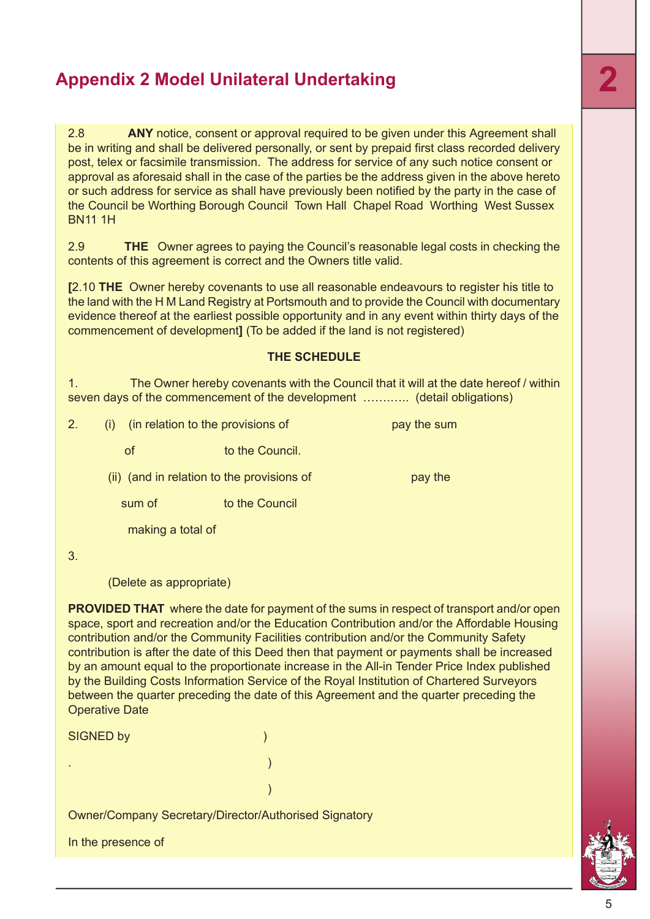## Appendix 2 Model Unilateral Undertaking

2.8 **ANY** notice, consent or approval required to be given under this Agreement shall be in writing and shall be delivered personally, or sent by prepaid first class recorded delivery post, telex or facsimile transmission. The address for service of any such notice consent or approval as aforesaid shall in the case of the parties be the address given in the above hereto or such address for service as shall have previously been notified by the party in the case of the Council be Worthing Borough Council Town Hall Chapel Road Worthing West Sussex BN11 1H

2.9 **THE** Owner agrees to paying the Council's reasonable legal costs in checking the contents of this agreement is correct and the Owners title valid.

**[**2.10 **THE** Owner hereby covenants to use all reasonable endeavours to register his title to the land with the H M Land Registry at Portsmouth and to provide the Council with documentary evidence thereof at the earliest possible opportunity and in any event within thirty days of the commencement of development**]** (To be added if the land is not registered)

**THE SCHEDULE**

1. The Owner hereby covenants with the Council that it will at the date hereof / within seven days of the commencement of the development ……….. (detail obligations)

2. (i) (in relation to the provisions of pay the sum

   of to the Council.

   (ii) (and in relation to the provisions of pay the

   sum of to the Council

   making a total of

3.

   (Delete as appropriate)

**PROVIDED THAT** where the date for payment of the sums in respect of transport and/or open space, sport and recreation and/or the Education Contribution and/or the Affordable Housing contribution and/or the Community Facilities contribution and/or the Community Safety contribution is after the date of this Deed then that payment or payments shall be increased by an amount equal to the proportionate increase in the All-in Tender Price Index published by the Building Costs Information Service of the Royal Institution of Chartered Surveyors between the quarter preceding the date of this Agreement and the quarter preceding the Operative Date

SIGNED by )

. )

)

Owner/Company Secretary/Director/Authorised Signatory

In the presence of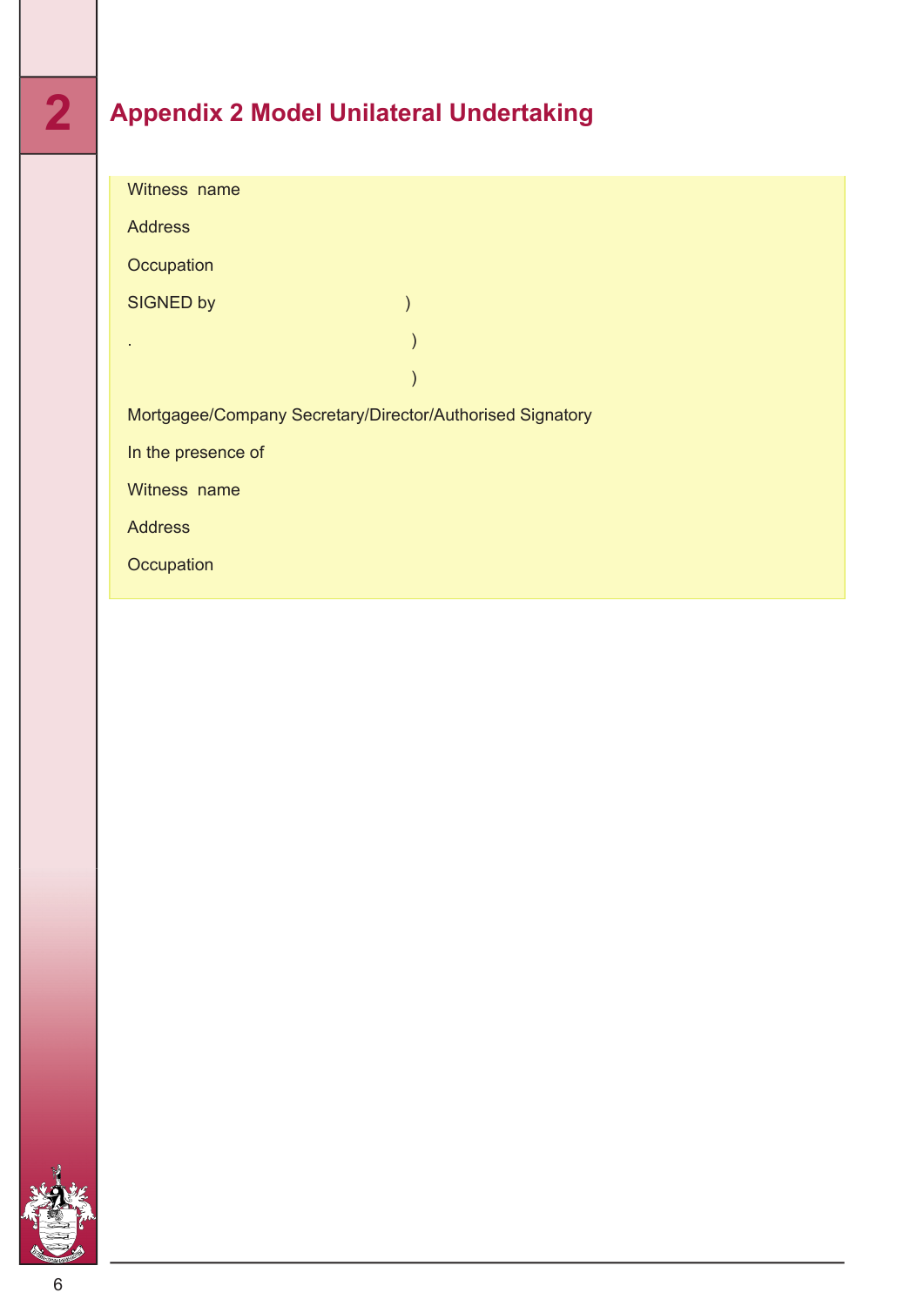## Appendix 2 Model Unilateral Undertaking

Witness name

Address

Occupation

SIGNED by )

. )

)

Mortgagee/Company Secretary/Director/Authorised Signatory

In the presence of

Witness name

Address

Occupation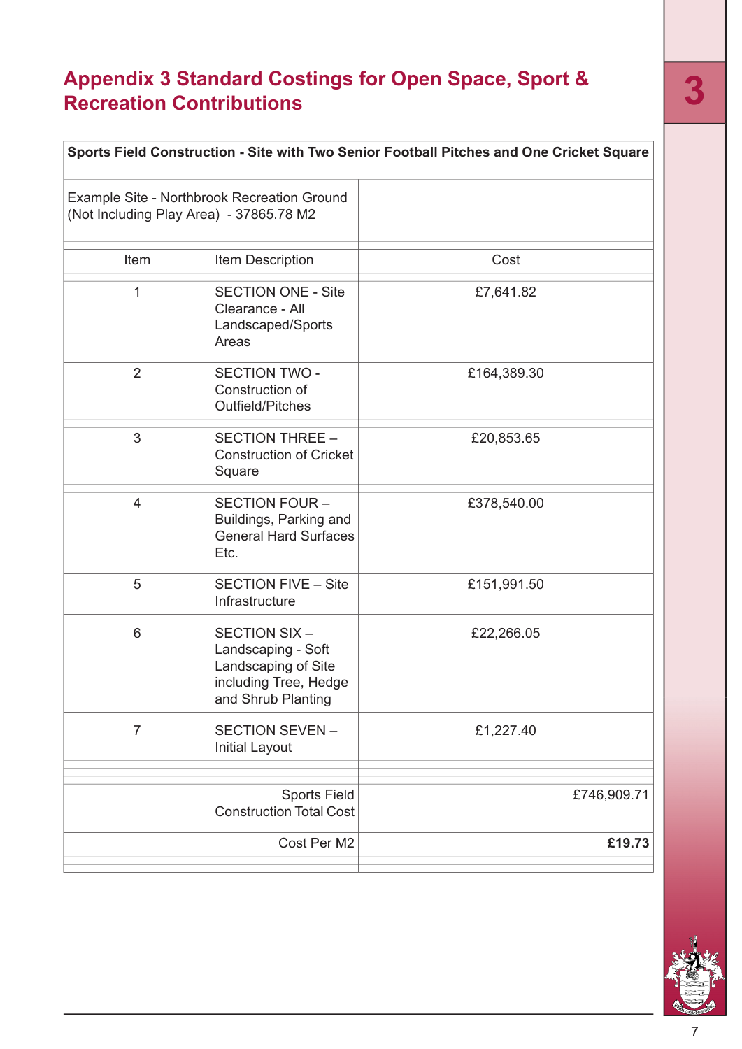# Appendix 3 Standard Costings for Open Space, Sport & Recreation Contributions

| Sports Field Construction - Site with Two Senior Football Pitches and One Cricket Square | | |
|---|---|---|
| Example Site - Northbrook Recreation Ground (Not Including Play Area) - 37865.78 M2 | | |
| Item | Item Description | Cost |
| 1 | SECTION ONE - Site Clearance - All Landscaped/Sports Areas | £7,641.82 |
| 2 | SECTION TWO - Construction of Outfield/Pitches | £164,389.30 |
| 3 | SECTION THREE – Construction of Cricket Square | £20,853.65 |
| 4 | SECTION FOUR – Buildings, Parking and General Hard Surfaces Etc. | £378,540.00 |
| 5 | SECTION FIVE – Site Infrastructure | £151,991.50 |
| 6 | SECTION SIX – Landscaping - Soft Landscaping of Site including Tree, Hedge and Shrub Planting | £22,266.05 |
| 7 | SECTION SEVEN – Initial Layout | £1,227.40 |
| | Sports Field Construction Total Cost | £746,909.71 |
| | Cost Per M2 | **£19.73** |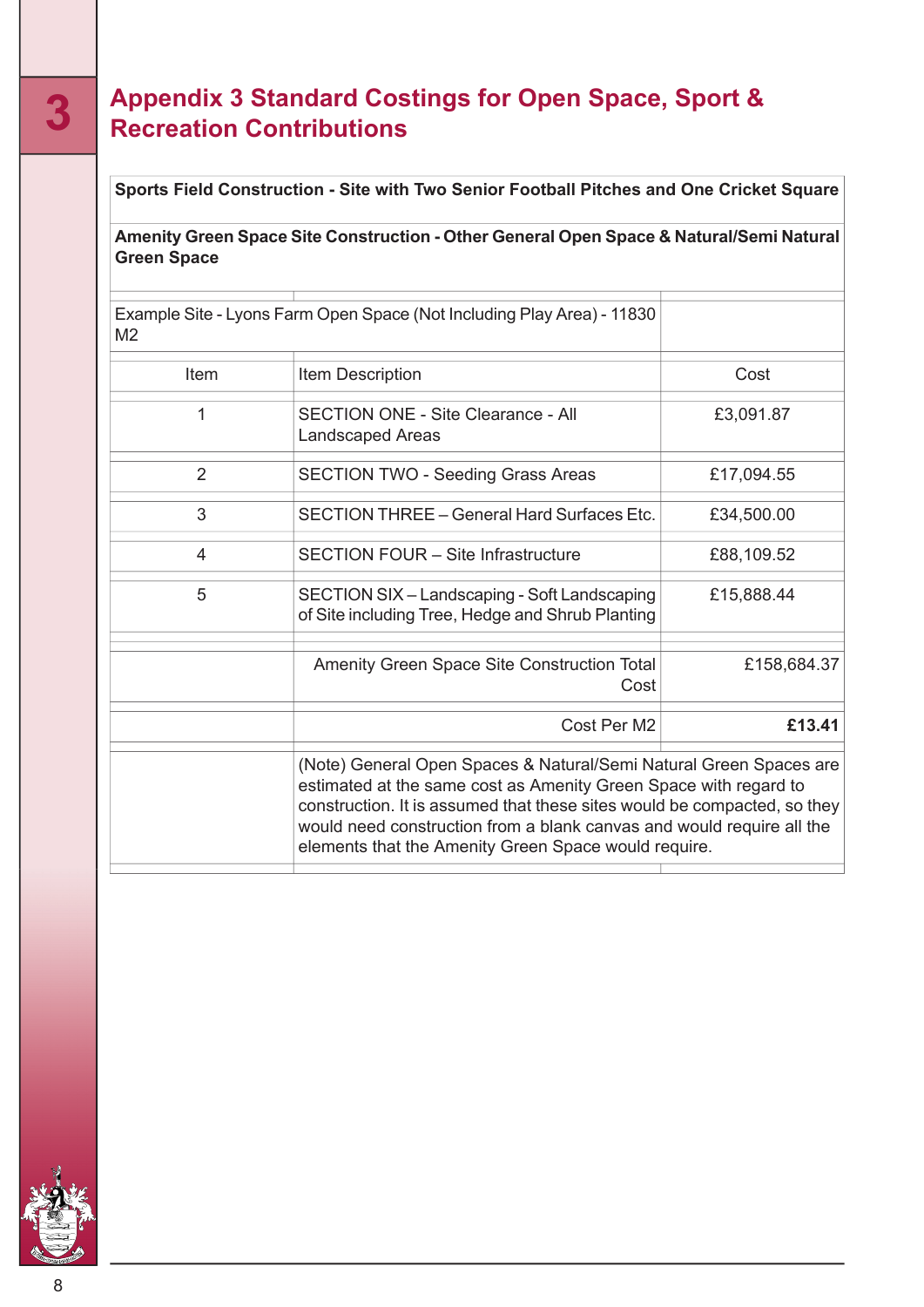# Appendix 3 Standard Costings for Open Space, Sport & Recreation Contributions

**Sports Field Construction - Site with Two Senior Football Pitches and One Cricket Square**

**Amenity Green Space Site Construction - Other General Open Space & Natural/Semi Natural Green Space**

| Example Site - Lyons Farm Open Space (Not Including Play Area) - 11830 M2 | | |
|---|---|---|
| Item | Item Description | Cost |
| 1 | SECTION ONE - Site Clearance - All Landscaped Areas | £3,091.87 |
| 2 | SECTION TWO - Seeding Grass Areas | £17,094.55 |
| 3 | SECTION THREE – General Hard Surfaces Etc. | £34,500.00 |
| 4 | SECTION FOUR – Site Infrastructure | £88,109.52 |
| 5 | SECTION SIX – Landscaping - Soft Landscaping of Site including Tree, Hedge and Shrub Planting | £15,888.44 |
| | Amenity Green Space Site Construction Total Cost | £158,684.37 |
| | Cost Per M2 | **£13.41** |
| | (Note) General Open Spaces & Natural/Semi Natural Green Spaces are estimated at the same cost as Amenity Green Space with regard to construction. It is assumed that these sites would be compacted, so they would need construction from a blank canvas and would require all the elements that the Amenity Green Space would require. | |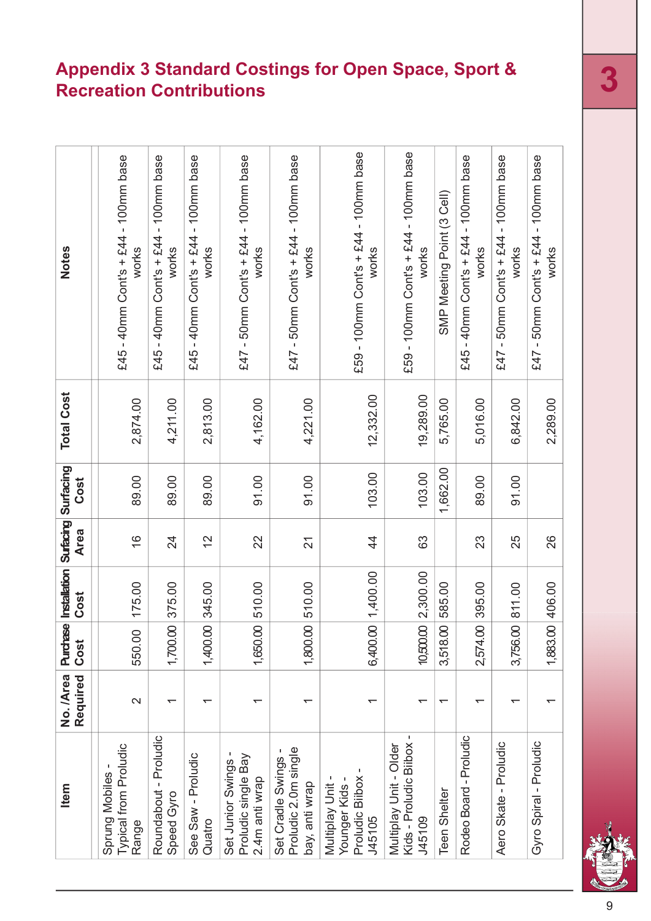# Appendix 3 Standard Costings for Open Space, Sport & Recreation Contributions

| Item | No. /Area Required | Purchase Cost | Installation Cost | Surfacing Area | Surfacing Cost | Total Cost | Notes |
|---|---|---|---|---|---|---|---|
| | | | | | | | |
| Sprung Mobiles - Typical from Proludic Range | 2 | 550.00 | 175.00 | 16 | 89.00 | 2,874.00 | £45 - 40mm Cont's + £44 - 100mm base works |
| Roundabout - Proludic Speed Gyro | 1 | 1,700.00 | 375.00 | 24 | 89.00 | 4,211.00 | £45 - 40mm Cont's + £44 - 100mm base works |
| See Saw - Proludic Quatro | 1 | 1,400.00 | 345.00 | 12 | 89.00 | 2,813.00 | £45 - 40mm Cont's + £44 - 100mm base works |
| Set Junior Swings - Proludic single Bay 2.4m anti wrap | 1 | 1,650.00 | 510.00 | 22 | 91.00 | 4,162.00 | £47 - 50mm Cont's + £44 - 100mm base works |
| Set Cradle Swings - Proludic 2.0m single bay, anti wrap | 1 | 1,800.00 | 510.00 | 21 | 91.00 | 4,221.00 | £47 - 50mm Cont's + £44 - 100mm base works |
| Multiplay Unit - Younger Kids - Proludic Biibox - J45105 | 1 | 6,400.00 | 1,400.00 | 44 | 103.00 | 12,332.00 | £59 - 100mm Cont's + £44 - 100mm base works |
| Multiplay Unit - Older Kids - Proludic Biibox - J45109 | 1 | 10,500.00 | 2,300.00 | 63 | 103.00 | 19,289.00 | £59 - 100mm Cont's + £44 - 100mm base works |
| Teen Shelter | 1 | 3,518.00 | 585.00 | | 1,662.00 | 5,765.00 | SMP Meeting Point (3 Cell) |
| Rodeo Board - Proludic | 1 | 2,574.00 | 395.00 | 23 | 89.00 | 5,016.00 | £45 - 40mm Cont's + £44 - 100mm base works |
| Aero Skate - Proludic | 1 | 3,756.00 | 811.00 | 25 | 91.00 | 6,842.00 | £47 - 50mm Cont's + £44 - 100mm base works |
| Gyro Spiral - Proludic | 1 | 1,883.00 | 406.00 | 26 | | 2,289.00 | £47 - 50mm Cont's + £44 - 100mm base works |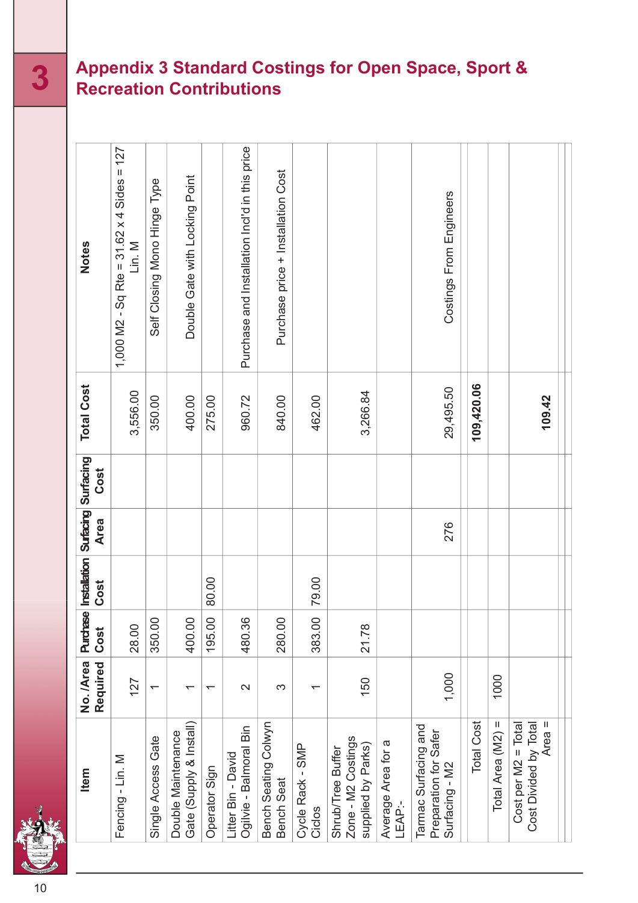# Appendix 3 Standard Costings for Open Space, Sport & Recreation Contributions

| Item | No. /Area Required | Purchase Cost | Installation Cost | Surfacing Area | Surfacing Cost | Total Cost | Notes |
|---|---|---|---|---|---|---|---|
| Fencing - Lin. M | 127 | 28.00 | | | | 3,556.00 | 1,000 M2 - Sq Rte = 31.62 x 4 Sides = 127 Lin. M |
| Single Access Gate | 1 | 350.00 | | | | 350.00 | Self Closing Mono Hinge Type |
| Double Maintenance Gate (Supply & Install) | 1 | 400.00 | | | | 400.00 | Double Gate with Locking Point |
| Operator Sign | 1 | 195.00 | 80.00 | | | 275.00 | |
| Litter Bin - David Ogilvie - Balmoral Bin | 2 | 480.36 | | | | 960.72 | Purchase and Installation Incl'd in this price |
| Bench Seating Colwyn Bench Seat | 3 | 280.00 | | | | 840.00 | Purchase price + Installation Cost |
| Cycle Rack - SMP Ciclos | 1 | 383.00 | 79.00 | | | 462.00 | |
| Shrub/Tree Buffer Zone - M2 Costings supplied by Parks) | 150 | 21.78 | | | | 3,266.84 | |
| Average Area for a LEAP:- | | | | | | | |
| Tarmac Surfacing and Preparation for Safer Surfacing - M2 | 1,000 | | | 276 | | 29,495.50 | Costings From Engineers |
| | | | | | | | |
| Total Cost | | | | | | **109,420.06** | |
| Total Area (M2) = | 1000 | | | | | | |
| Cost per M2 = Total Cost Divided by Total Area = | | | | | | **109.42** | |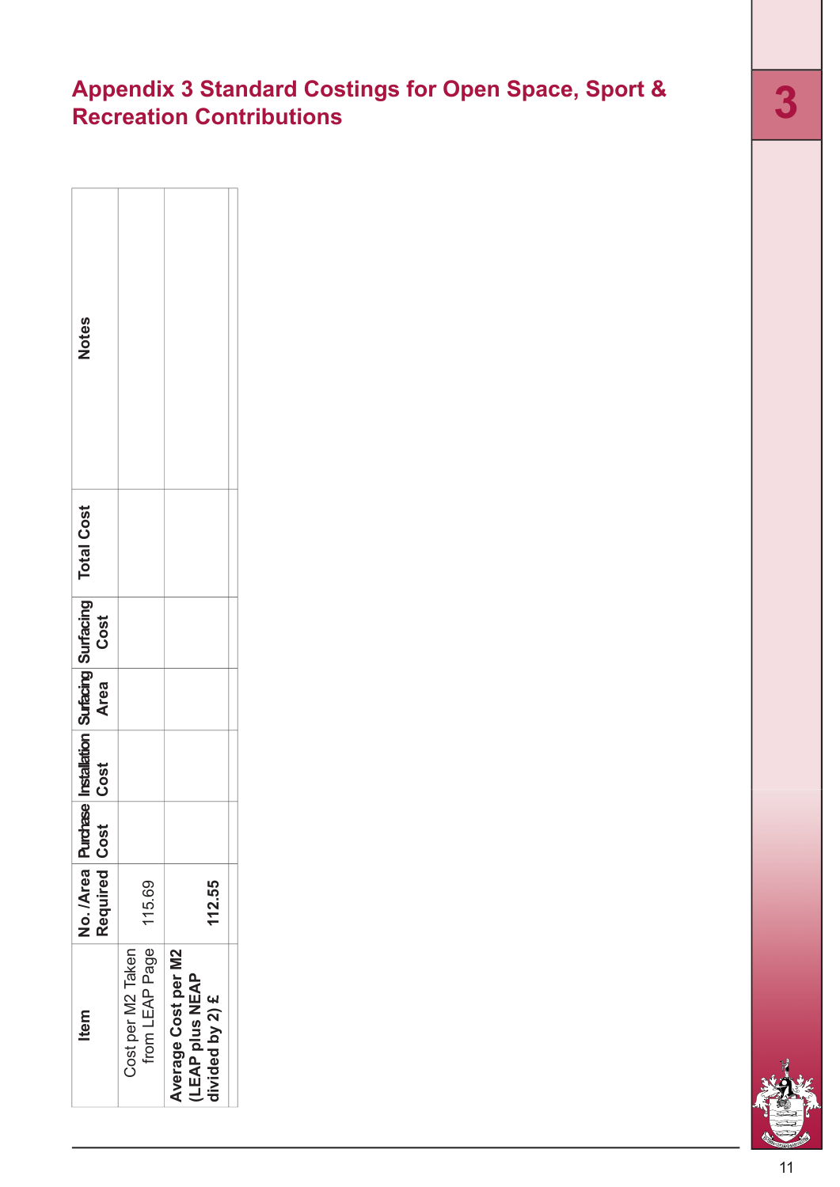## Appendix 3 Standard Costings for Open Space, Sport & Recreation Contributions

| Item | No. /Area Required | Purchase Cost | Installation Cost | Surfacing Area | Surfacing Cost | Total Cost | Notes |
|---|---|---|---|---|---|---|---|
| Cost per M2 Taken from LEAP Page | 115.69 | | | | | | |
| **Average Cost per M2 (LEAP plus NEAP divided by 2) £** | **112.55** | | | | | | |
| | | | | | | | |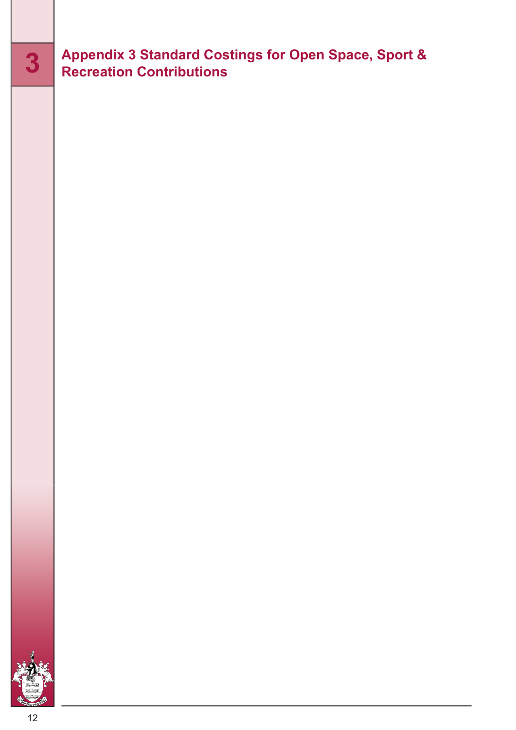# Appendix 3 Standard Costings for Open Space, Sport & Recreation Contributions